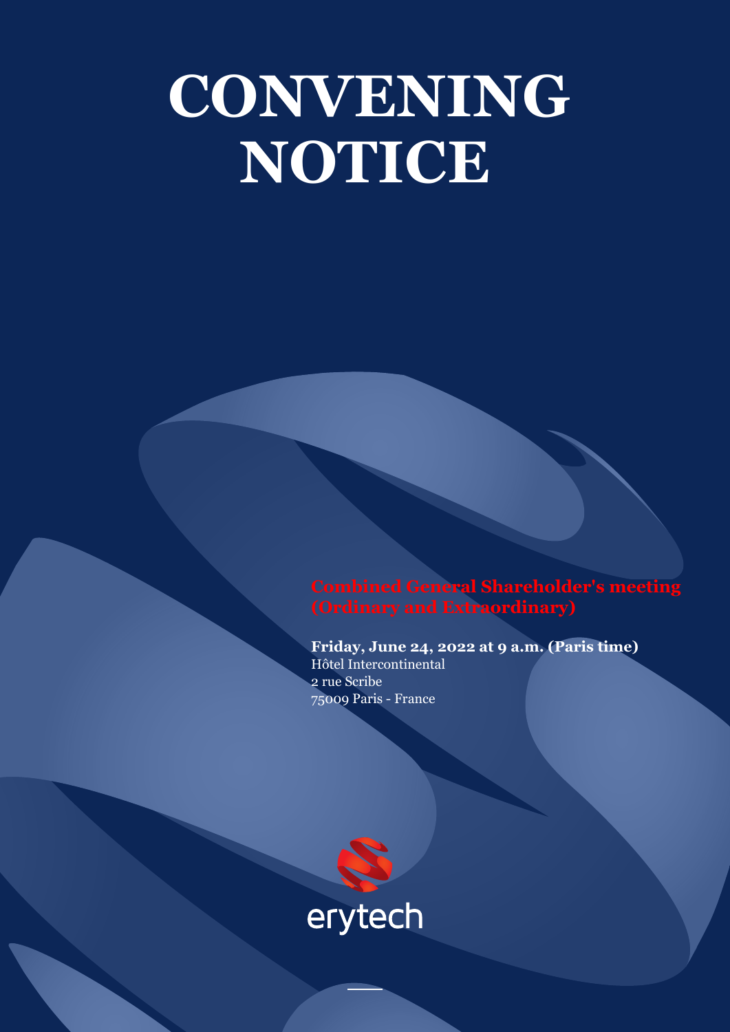# CONVENING NOTICE

**Combined General Shareholder's meeting (Ordinary and Extraordinary)**

**Friday, June 24, 2022 at 9 a.m. (Paris time)**
Hôtel Intercontinental
2 rue Scribe
75009 Paris - France

erytech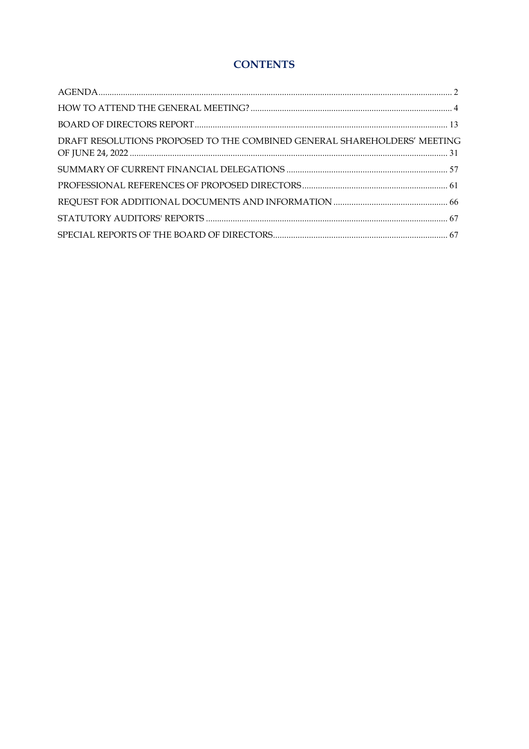# CONTENTS

| | |
|---|---|
| AGENDA | 2 |
| HOW TO ATTEND THE GENERAL MEETING? | 4 |
| BOARD OF DIRECTORS REPORT | 13 |
| DRAFT RESOLUTIONS PROPOSED TO THE COMBINED GENERAL SHAREHOLDERS' MEETING OF JUNE 24, 2022 | 31 |
| SUMMARY OF CURRENT FINANCIAL DELEGATIONS | 57 |
| PROFESSIONAL REFERENCES OF PROPOSED DIRECTORS | 61 |
| REQUEST FOR ADDITIONAL DOCUMENTS AND INFORMATION | 66 |
| STATUTORY AUDITORS' REPORTS | 67 |
| SPECIAL REPORTS OF THE BOARD OF DIRECTORS | 67 |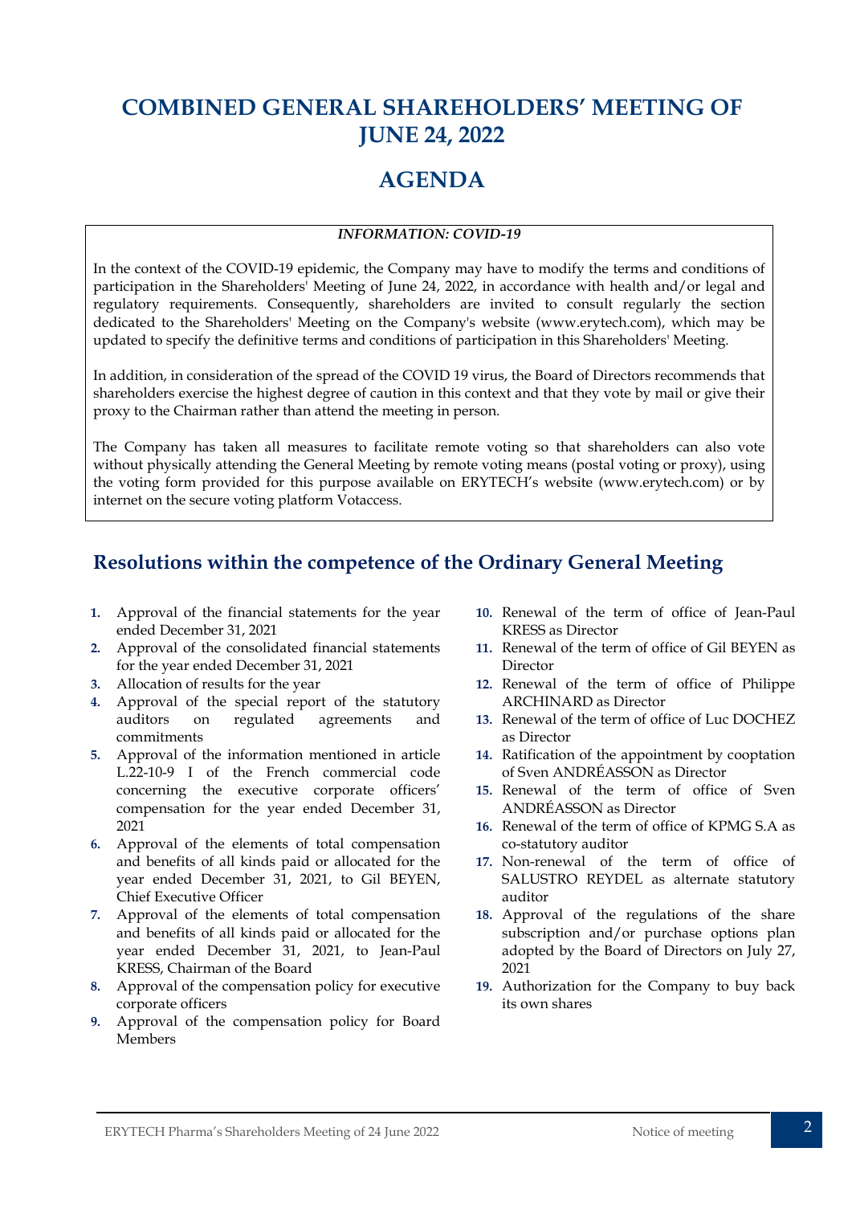# COMBINED GENERAL SHAREHOLDERS' MEETING OF JUNE 24, 2022

# AGENDA

*INFORMATION: COVID-19*

In the context of the COVID-19 epidemic, the Company may have to modify the terms and conditions of participation in the Shareholders' Meeting of June 24, 2022, in accordance with health and/or legal and regulatory requirements. Consequently, shareholders are invited to consult regularly the section dedicated to the Shareholders' Meeting on the Company's website (www.erytech.com), which may be updated to specify the definitive terms and conditions of participation in this Shareholders' Meeting.

In addition, in consideration of the spread of the COVID 19 virus, the Board of Directors recommends that shareholders exercise the highest degree of caution in this context and that they vote by mail or give their proxy to the Chairman rather than attend the meeting in person.

The Company has taken all measures to facilitate remote voting so that shareholders can also vote without physically attending the General Meeting by remote voting means (postal voting or proxy), using the voting form provided for this purpose available on ERYTECH's website (www.erytech.com) or by internet on the secure voting platform Votaccess.

## Resolutions within the competence of the Ordinary General Meeting

1. Approval of the financial statements for the year ended December 31, 2021
2. Approval of the consolidated financial statements for the year ended December 31, 2021
3. Allocation of results for the year
4. Approval of the special report of the statutory auditors on regulated agreements and commitments
5. Approval of the information mentioned in article L.22-10-9 I of the French commercial code concerning the executive corporate officers' compensation for the year ended December 31, 2021
6. Approval of the elements of total compensation and benefits of all kinds paid or allocated for the year ended December 31, 2021, to Gil BEYEN, Chief Executive Officer
7. Approval of the elements of total compensation and benefits of all kinds paid or allocated for the year ended December 31, 2021, to Jean-Paul KRESS, Chairman of the Board
8. Approval of the compensation policy for executive corporate officers
9. Approval of the compensation policy for Board Members
10. Renewal of the term of office of Jean-Paul KRESS as Director
11. Renewal of the term of office of Gil BEYEN as Director
12. Renewal of the term of office of Philippe ARCHINARD as Director
13. Renewal of the term of office of Luc DOCHEZ as Director
14. Ratification of the appointment by cooptation of Sven ANDRÉASSON as Director
15. Renewal of the term of office of Sven ANDRÉASSON as Director
16. Renewal of the term of office of KPMG S.A as co-statutory auditor
17. Non-renewal of the term of office of SALUSTRO REYDEL as alternate statutory auditor
18. Approval of the regulations of the share subscription and/or purchase options plan adopted by the Board of Directors on July 27, 2021
19. Authorization for the Company to buy back its own shares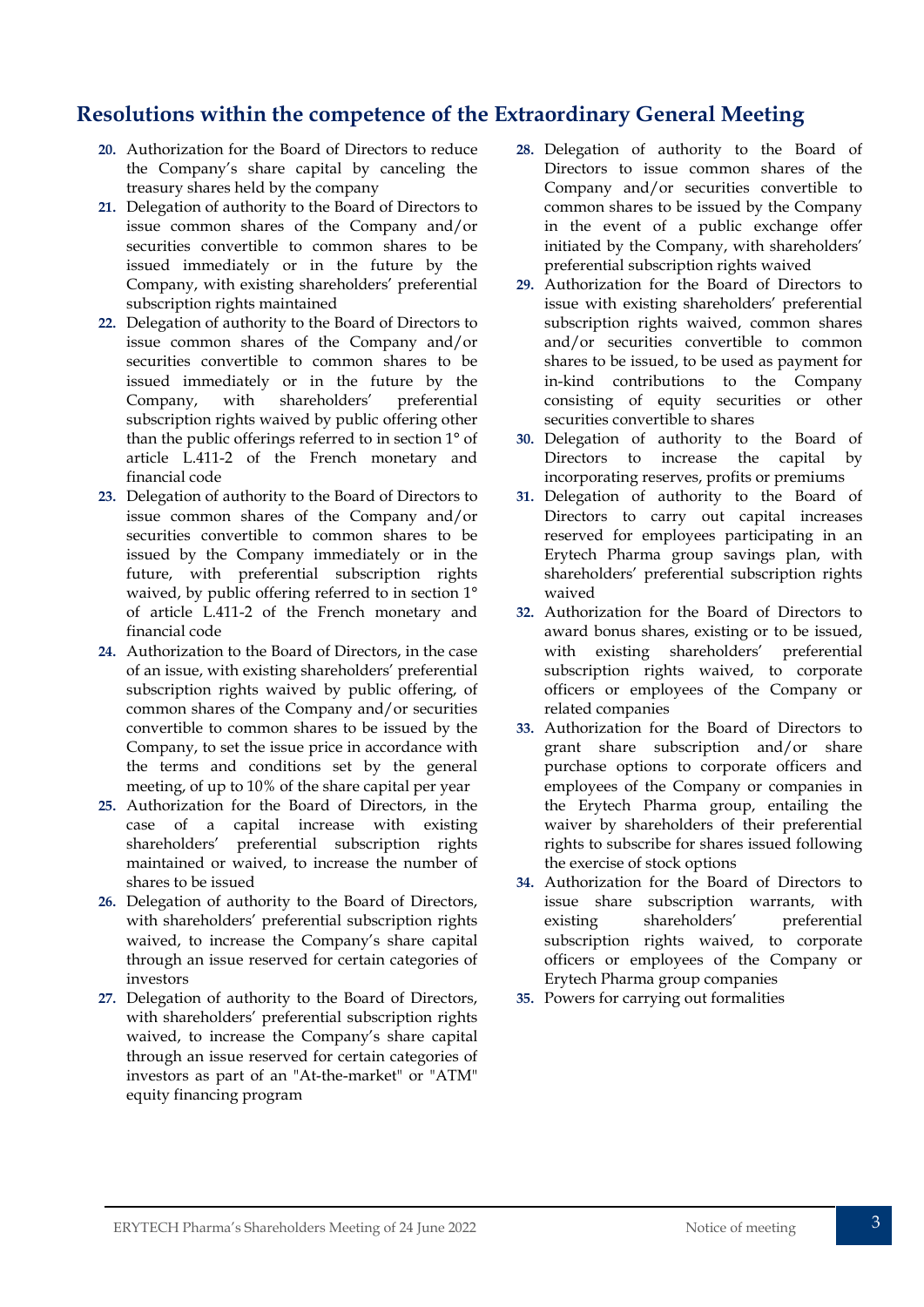## Resolutions within the competence of the Extraordinary General Meeting

20. Authorization for the Board of Directors to reduce the Company's share capital by canceling the treasury shares held by the company
21. Delegation of authority to the Board of Directors to issue common shares of the Company and/or securities convertible to common shares to be issued immediately or in the future by the Company, with existing shareholders' preferential subscription rights maintained
22. Delegation of authority to the Board of Directors to issue common shares of the Company and/or securities convertible to common shares to be issued immediately or in the future by the Company, with shareholders' preferential subscription rights waived by public offering other than the public offerings referred to in section 1° of article L.411-2 of the French monetary and financial code
23. Delegation of authority to the Board of Directors to issue common shares of the Company and/or securities convertible to common shares to be issued by the Company immediately or in the future, with preferential subscription rights waived, by public offering referred to in section 1° of article L.411-2 of the French monetary and financial code
24. Authorization to the Board of Directors, in the case of an issue, with existing shareholders' preferential subscription rights waived by public offering, of common shares of the Company and/or securities convertible to common shares to be issued by the Company, to set the issue price in accordance with the terms and conditions set by the general meeting, of up to 10% of the share capital per year
25. Authorization for the Board of Directors, in the case of a capital increase with existing shareholders' preferential subscription rights maintained or waived, to increase the number of shares to be issued
26. Delegation of authority to the Board of Directors, with shareholders' preferential subscription rights waived, to increase the Company's share capital through an issue reserved for certain categories of investors
27. Delegation of authority to the Board of Directors, with shareholders' preferential subscription rights waived, to increase the Company's share capital through an issue reserved for certain categories of investors as part of an "At-the-market" or "ATM" equity financing program
28. Delegation of authority to the Board of Directors to issue common shares of the Company and/or securities convertible to common shares to be issued by the Company in the event of a public exchange offer initiated by the Company, with shareholders' preferential subscription rights waived
29. Authorization for the Board of Directors to issue with existing shareholders' preferential subscription rights waived, common shares and/or securities convertible to common shares to be issued, to be used as payment for in-kind contributions to the Company consisting of equity securities or other securities convertible to shares
30. Delegation of authority to the Board of Directors to increase the capital by incorporating reserves, profits or premiums
31. Delegation of authority to the Board of Directors to carry out capital increases reserved for employees participating in an Erytech Pharma group savings plan, with shareholders' preferential subscription rights waived
32. Authorization for the Board of Directors to award bonus shares, existing or to be issued, with existing shareholders' preferential subscription rights waived, to corporate officers or employees of the Company or related companies
33. Authorization for the Board of Directors to grant share subscription and/or share purchase options to corporate officers and employees of the Company or companies in the Erytech Pharma group, entailing the waiver by shareholders of their preferential rights to subscribe for shares issued following the exercise of stock options
34. Authorization for the Board of Directors to issue share subscription warrants, with existing shareholders' preferential subscription rights waived, to corporate officers or employees of the Company or Erytech Pharma group companies
35. Powers for carrying out formalities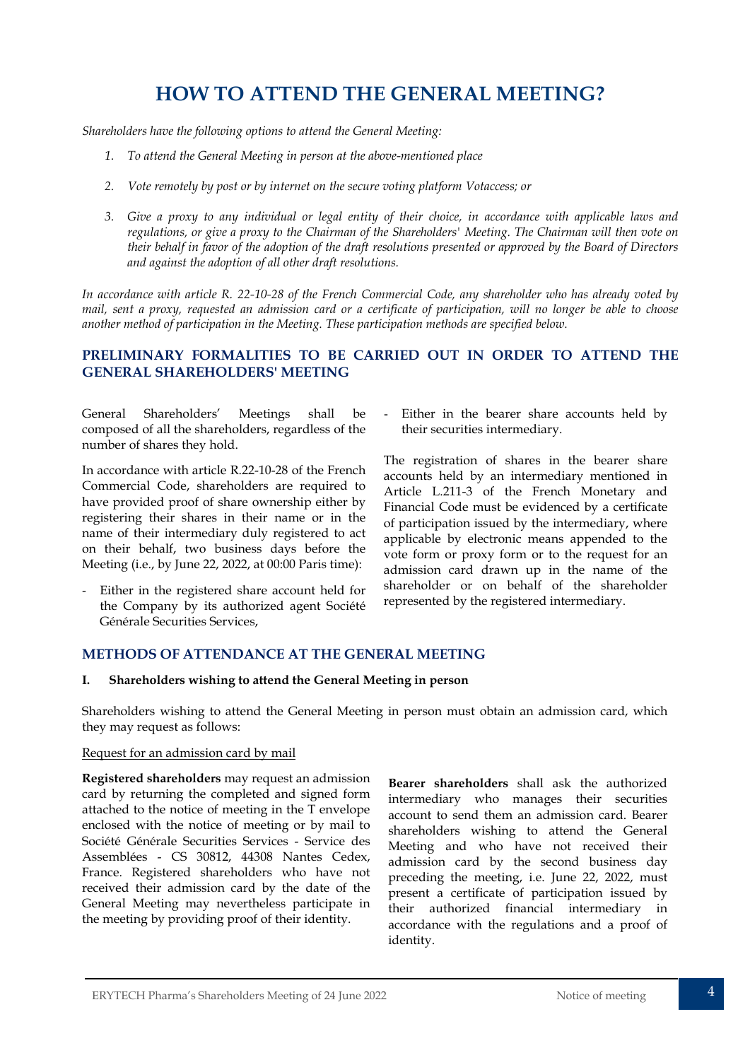# HOW TO ATTEND THE GENERAL MEETING?

*Shareholders have the following options to attend the General Meeting:*

1. *To attend the General Meeting in person at the above-mentioned place*
2. *Vote remotely by post or by internet on the secure voting platform Votaccess; or*
3. *Give a proxy to any individual or legal entity of their choice, in accordance with applicable laws and regulations, or give a proxy to the Chairman of the Shareholders' Meeting. The Chairman will then vote on their behalf in favor of the adoption of the draft resolutions presented or approved by the Board of Directors and against the adoption of all other draft resolutions.*

*In accordance with article R. 22-10-28 of the French Commercial Code, any shareholder who has already voted by mail, sent a proxy, requested an admission card or a certificate of participation, will no longer be able to choose another method of participation in the Meeting. These participation methods are specified below.*

## PRELIMINARY FORMALITIES TO BE CARRIED OUT IN ORDER TO ATTEND THE GENERAL SHAREHOLDERS' MEETING

General Shareholders' Meetings shall be composed of all the shareholders, regardless of the number of shares they hold.

In accordance with article R.22-10-28 of the French Commercial Code, shareholders are required to have provided proof of share ownership either by registering their shares in their name or in the name of their intermediary duly registered to act on their behalf, two business days before the Meeting (i.e., by June 22, 2022, at 00:00 Paris time):

- Either in the registered share account held for the Company by its authorized agent Société Générale Securities Services,
- Either in the bearer share accounts held by their securities intermediary.

The registration of shares in the bearer share accounts held by an intermediary mentioned in Article L.211-3 of the French Monetary and Financial Code must be evidenced by a certificate of participation issued by the intermediary, where applicable by electronic means appended to the vote form or proxy form or to the request for an admission card drawn up in the name of the shareholder or on behalf of the shareholder represented by the registered intermediary.

## METHODS OF ATTENDANCE AT THE GENERAL MEETING

### I. Shareholders wishing to attend the General Meeting in person

Shareholders wishing to attend the General Meeting in person must obtain an admission card, which they may request as follows:

Request for an admission card by mail

**Registered shareholders** may request an admission card by returning the completed and signed form attached to the notice of meeting in the T envelope enclosed with the notice of meeting or by mail to Société Générale Securities Services - Service des Assemblées - CS 30812, 44308 Nantes Cedex, France. Registered shareholders who have not received their admission card by the date of the General Meeting may nevertheless participate in the meeting by providing proof of their identity.

**Bearer shareholders** shall ask the authorized intermediary who manages their securities account to send them an admission card. Bearer shareholders wishing to attend the General Meeting and who have not received their admission card by the second business day preceding the meeting, i.e. June 22, 2022, must present a certificate of participation issued by their authorized financial intermediary in accordance with the regulations and a proof of identity.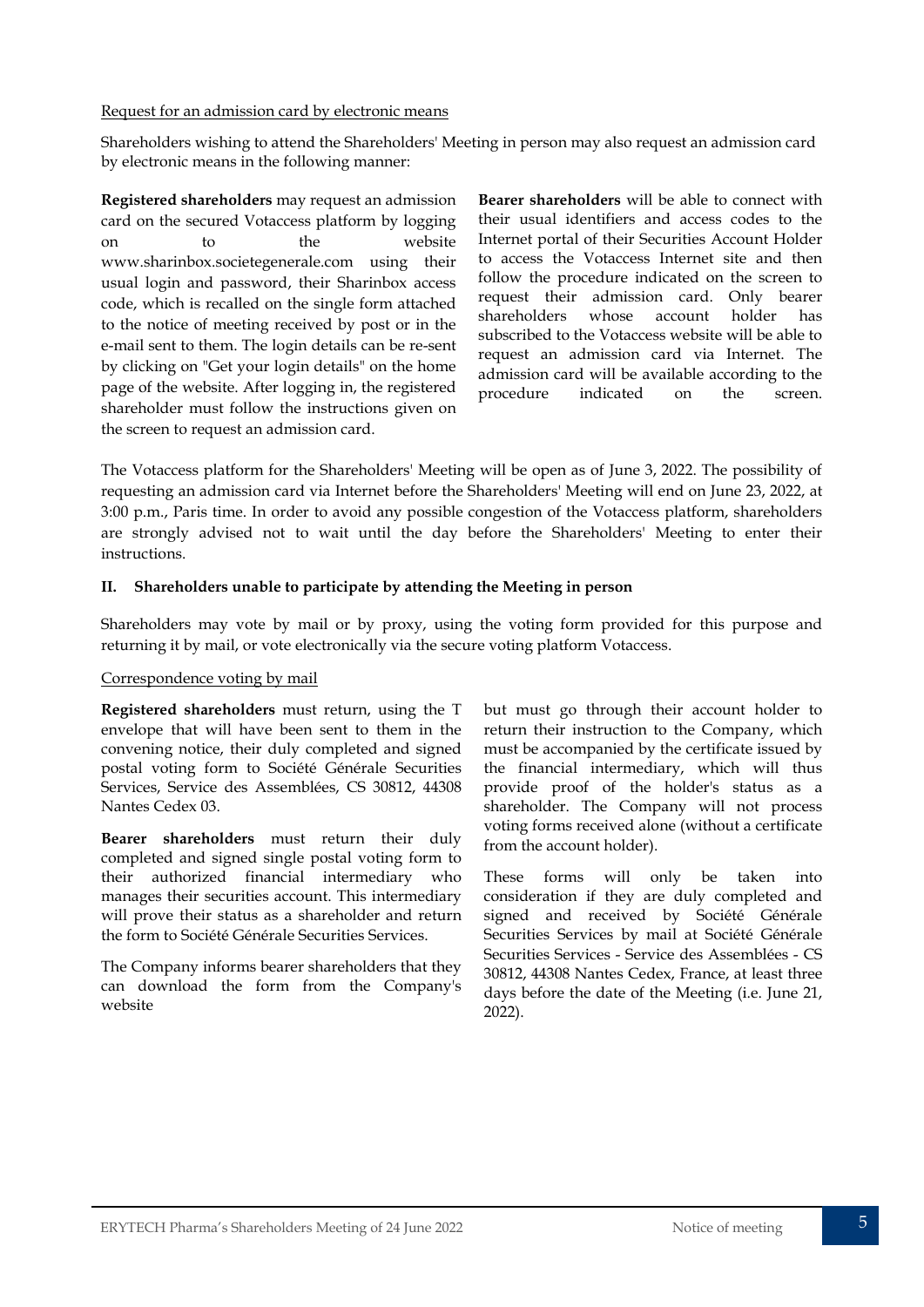Request for an admission card by electronic means

Shareholders wishing to attend the Shareholders' Meeting in person may also request an admission card by electronic means in the following manner:

**Registered shareholders** may request an admission card on the secured Votaccess platform by logging on to the website www.sharinbox.societegenerale.com using their usual login and password, their Sharinbox access code, which is recalled on the single form attached to the notice of meeting received by post or in the e-mail sent to them. The login details can be re-sent by clicking on "Get your login details" on the home page of the website. After logging in, the registered shareholder must follow the instructions given on the screen to request an admission card.

**Bearer shareholders** will be able to connect with their usual identifiers and access codes to the Internet portal of their Securities Account Holder to access the Votaccess Internet site and then follow the procedure indicated on the screen to request their admission card. Only bearer shareholders whose account holder has subscribed to the Votaccess website will be able to request an admission card via Internet. The admission card will be available according to the procedure indicated on the screen.

The Votaccess platform for the Shareholders' Meeting will be open as of June 3, 2022. The possibility of requesting an admission card via Internet before the Shareholders' Meeting will end on June 23, 2022, at 3:00 p.m., Paris time. In order to avoid any possible congestion of the Votaccess platform, shareholders are strongly advised not to wait until the day before the Shareholders' Meeting to enter their instructions.

**II. Shareholders unable to participate by attending the Meeting in person**

Shareholders may vote by mail or by proxy, using the voting form provided for this purpose and returning it by mail, or vote electronically via the secure voting platform Votaccess.

Correspondence voting by mail

**Registered shareholders** must return, using the T envelope that will have been sent to them in the convening notice, their duly completed and signed postal voting form to Société Générale Securities Services, Service des Assemblées, CS 30812, 44308 Nantes Cedex 03.

**Bearer shareholders** must return their duly completed and signed single postal voting form to their authorized financial intermediary who manages their securities account. This intermediary will prove their status as a shareholder and return the form to Société Générale Securities Services.

The Company informs bearer shareholders that they can download the form from the Company's website but must go through their account holder to return their instruction to the Company, which must be accompanied by the certificate issued by the financial intermediary, which will thus provide proof of the holder's status as a shareholder. The Company will not process voting forms received alone (without a certificate from the account holder).

These forms will only be taken into consideration if they are duly completed and signed and received by Société Générale Securities Services by mail at Société Générale Securities Services - Service des Assemblées - CS 30812, 44308 Nantes Cedex, France, at least three days before the date of the Meeting (i.e. June 21, 2022).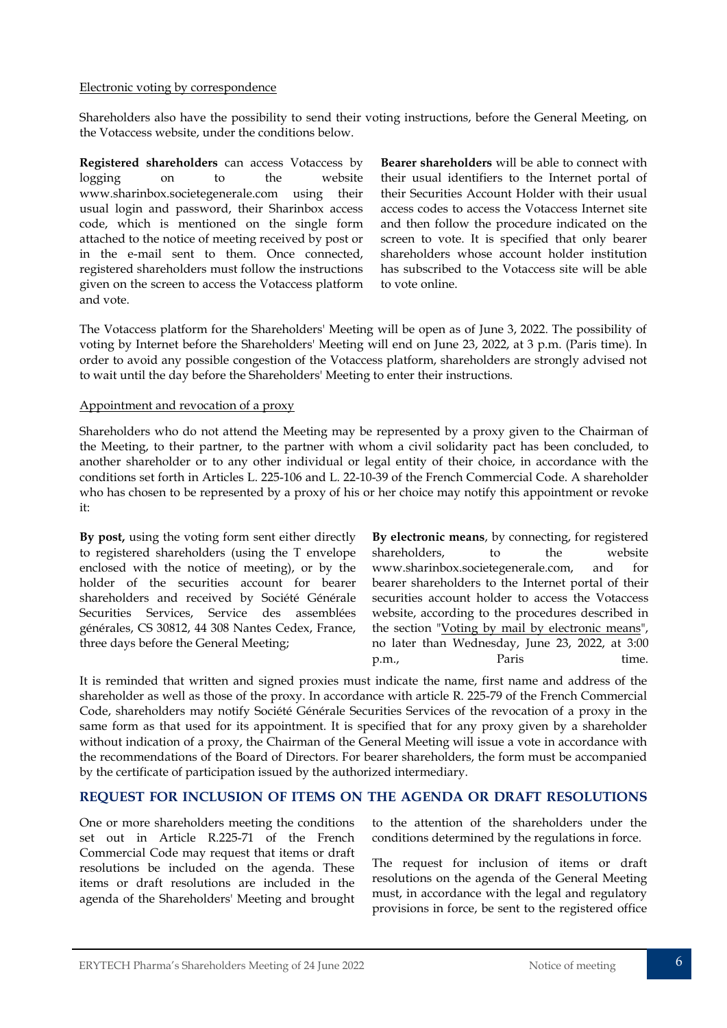Electronic voting by correspondence

Shareholders also have the possibility to send their voting instructions, before the General Meeting, on the Votaccess website, under the conditions below.

**Registered shareholders** can access Votaccess by logging on to the website www.sharinbox.societegenerale.com using their usual login and password, their Sharinbox access code, which is mentioned on the single form attached to the notice of meeting received by post or in the e-mail sent to them. Once connected, registered shareholders must follow the instructions given on the screen to access the Votaccess platform and vote.

**Bearer shareholders** will be able to connect with their usual identifiers to the Internet portal of their Securities Account Holder with their usual access codes to access the Votaccess Internet site and then follow the procedure indicated on the screen to vote. It is specified that only bearer shareholders whose account holder institution has subscribed to the Votaccess site will be able to vote online.

The Votaccess platform for the Shareholders' Meeting will be open as of June 3, 2022. The possibility of voting by Internet before the Shareholders' Meeting will end on June 23, 2022, at 3 p.m. (Paris time). In order to avoid any possible congestion of the Votaccess platform, shareholders are strongly advised not to wait until the day before the Shareholders' Meeting to enter their instructions.

Appointment and revocation of a proxy

Shareholders who do not attend the Meeting may be represented by a proxy given to the Chairman of the Meeting, to their partner, to the partner with whom a civil solidarity pact has been concluded, to another shareholder or to any other individual or legal entity of their choice, in accordance with the conditions set forth in Articles L. 225-106 and L. 22-10-39 of the French Commercial Code. A shareholder who has chosen to be represented by a proxy of his or her choice may notify this appointment or revoke it:

**By post,** using the voting form sent either directly to registered shareholders (using the T envelope enclosed with the notice of meeting), or by the holder of the securities account for bearer shareholders and received by Société Générale Securities Services, Service des assemblées générales, CS 30812, 44 308 Nantes Cedex, France, three days before the General Meeting;

**By electronic means**, by connecting, for registered shareholders, to the website www.sharinbox.societegenerale.com, and for bearer shareholders to the Internet portal of their securities account holder to access the Votaccess website, according to the procedures described in the section "Voting by mail by electronic means", no later than Wednesday, June 23, 2022, at 3:00 p.m., Paris time.

It is reminded that written and signed proxies must indicate the name, first name and address of the shareholder as well as those of the proxy. In accordance with article R. 225-79 of the French Commercial Code, shareholders may notify Société Générale Securities Services of the revocation of a proxy in the same form as that used for its appointment. It is specified that for any proxy given by a shareholder without indication of a proxy, the Chairman of the General Meeting will issue a vote in accordance with the recommendations of the Board of Directors. For bearer shareholders, the form must be accompanied by the certificate of participation issued by the authorized intermediary.

## REQUEST FOR INCLUSION OF ITEMS ON THE AGENDA OR DRAFT RESOLUTIONS

One or more shareholders meeting the conditions set out in Article R.225-71 of the French Commercial Code may request that items or draft resolutions be included on the agenda. These items or draft resolutions are included in the agenda of the Shareholders' Meeting and brought to the attention of the shareholders under the conditions determined by the regulations in force.

The request for inclusion of items or draft resolutions on the agenda of the General Meeting must, in accordance with the legal and regulatory provisions in force, be sent to the registered office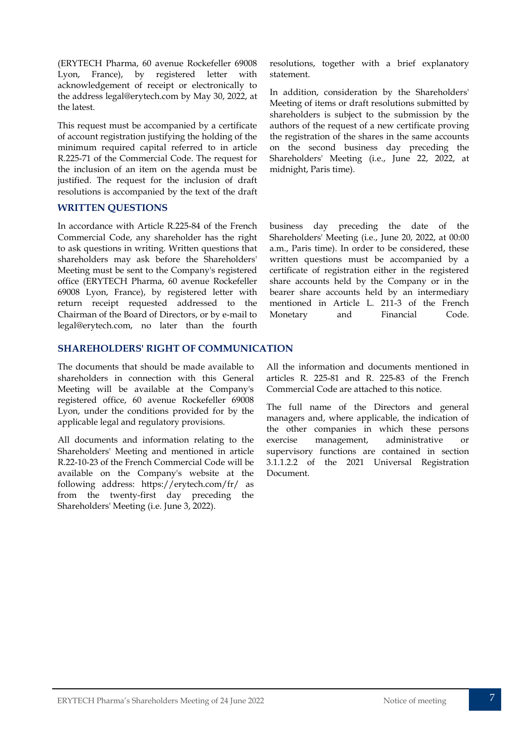(ERYTECH Pharma, 60 avenue Rockefeller 69008 Lyon, France), by registered letter with acknowledgement of receipt or electronically to the address legal@erytech.com by May 30, 2022, at the latest.

This request must be accompanied by a certificate of account registration justifying the holding of the minimum required capital referred to in article R.225-71 of the Commercial Code. The request for the inclusion of an item on the agenda must be justified. The request for the inclusion of draft resolutions is accompanied by the text of the draft resolutions, together with a brief explanatory statement.

In addition, consideration by the Shareholders' Meeting of items or draft resolutions submitted by shareholders is subject to the submission by the authors of the request of a new certificate proving the registration of the shares in the same accounts on the second business day preceding the Shareholders' Meeting (i.e., June 22, 2022, at midnight, Paris time).

## WRITTEN QUESTIONS

In accordance with Article R.225-84 of the French Commercial Code, any shareholder has the right to ask questions in writing. Written questions that shareholders may ask before the Shareholders' Meeting must be sent to the Company's registered office (ERYTECH Pharma, 60 avenue Rockefeller 69008 Lyon, France), by registered letter with return receipt requested addressed to the Chairman of the Board of Directors, or by e-mail to legal@erytech.com, no later than the fourth business day preceding the date of the Shareholders' Meeting (i.e., June 20, 2022, at 00:00 a.m., Paris time). In order to be considered, these written questions must be accompanied by a certificate of registration either in the registered share accounts held by the Company or in the bearer share accounts held by an intermediary mentioned in Article L. 211-3 of the French Monetary and Financial Code.

## SHAREHOLDERS' RIGHT OF COMMUNICATION

The documents that should be made available to shareholders in connection with this General Meeting will be available at the Company's registered office, 60 avenue Rockefeller 69008 Lyon, under the conditions provided for by the applicable legal and regulatory provisions.

All documents and information relating to the Shareholders' Meeting and mentioned in article R.22-10-23 of the French Commercial Code will be available on the Company's website at the following address: https://erytech.com/fr/ as from the twenty-first day preceding the Shareholders' Meeting (i.e. June 3, 2022).

All the information and documents mentioned in articles R. 225-81 and R. 225-83 of the French Commercial Code are attached to this notice.

The full name of the Directors and general managers and, where applicable, the indication of the other companies in which these persons exercise management, administrative or supervisory functions are contained in section 3.1.1.2.2 of the 2021 Universal Registration Document.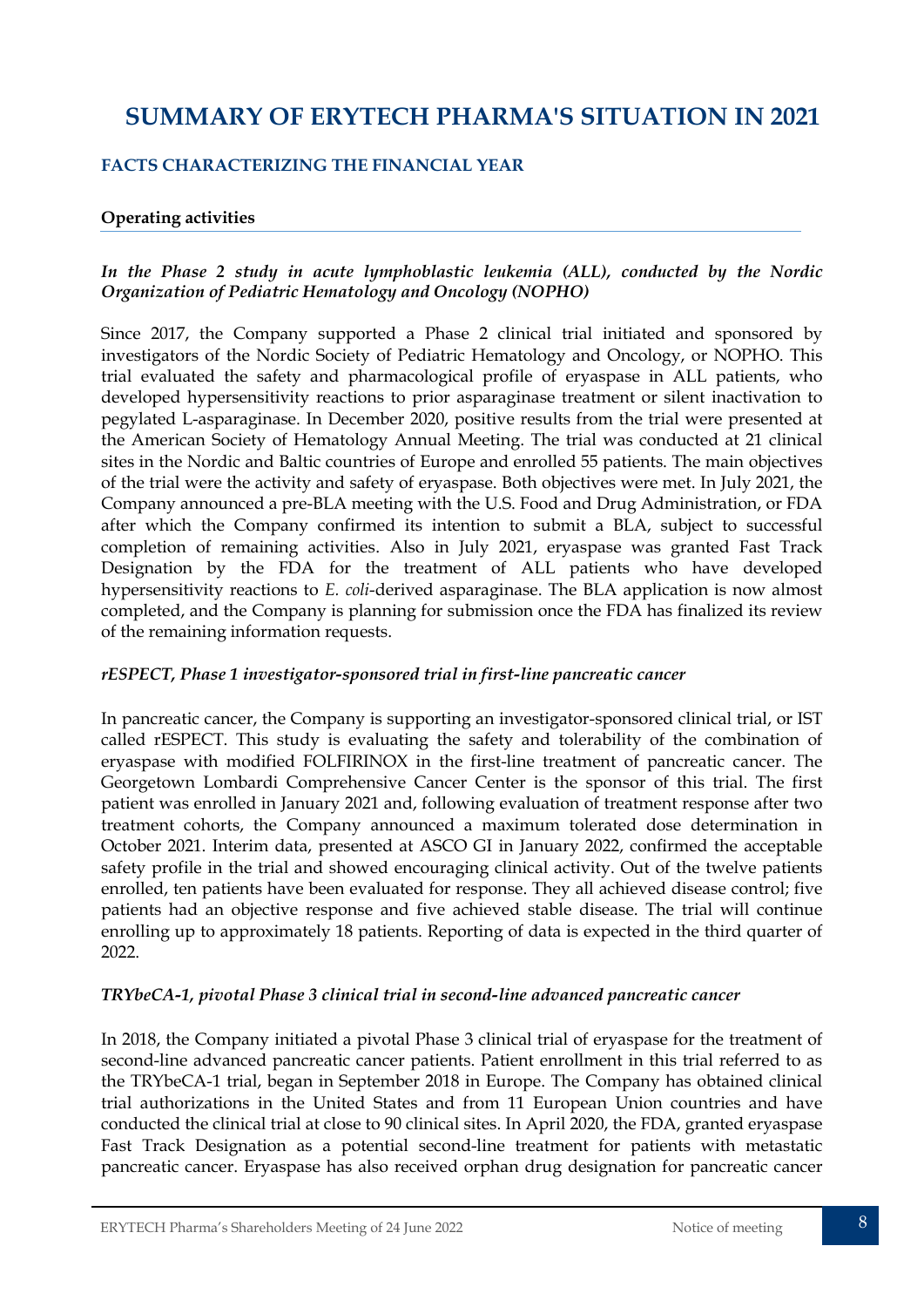# SUMMARY OF ERYTECH PHARMA'S SITUATION IN 2021

## FACTS CHARACTERIZING THE FINANCIAL YEAR

### Operating activities

***In the Phase 2 study in acute lymphoblastic leukemia (ALL), conducted by the Nordic Organization of Pediatric Hematology and Oncology (NOPHO)***

Since 2017, the Company supported a Phase 2 clinical trial initiated and sponsored by investigators of the Nordic Society of Pediatric Hematology and Oncology, or NOPHO. This trial evaluated the safety and pharmacological profile of eryaspase in ALL patients, who developed hypersensitivity reactions to prior asparaginase treatment or silent inactivation to pegylated L-asparaginase. In December 2020, positive results from the trial were presented at the American Society of Hematology Annual Meeting. The trial was conducted at 21 clinical sites in the Nordic and Baltic countries of Europe and enrolled 55 patients. The main objectives of the trial were the activity and safety of eryaspase. Both objectives were met. In July 2021, the Company announced a pre-BLA meeting with the U.S. Food and Drug Administration, or FDA after which the Company confirmed its intention to submit a BLA, subject to successful completion of remaining activities. Also in July 2021, eryaspase was granted Fast Track Designation by the FDA for the treatment of ALL patients who have developed hypersensitivity reactions to *E. coli*-derived asparaginase. The BLA application is now almost completed, and the Company is planning for submission once the FDA has finalized its review of the remaining information requests.

***rESPECT, Phase 1 investigator-sponsored trial in first-line pancreatic cancer***

In pancreatic cancer, the Company is supporting an investigator-sponsored clinical trial, or IST called rESPECT. This study is evaluating the safety and tolerability of the combination of eryaspase with modified FOLFIRINOX in the first-line treatment of pancreatic cancer. The Georgetown Lombardi Comprehensive Cancer Center is the sponsor of this trial. The first patient was enrolled in January 2021 and, following evaluation of treatment response after two treatment cohorts, the Company announced a maximum tolerated dose determination in October 2021. Interim data, presented at ASCO GI in January 2022, confirmed the acceptable safety profile in the trial and showed encouraging clinical activity. Out of the twelve patients enrolled, ten patients have been evaluated for response. They all achieved disease control; five patients had an objective response and five achieved stable disease. The trial will continue enrolling up to approximately 18 patients. Reporting of data is expected in the third quarter of 2022.

***TRYbeCA-1, pivotal Phase 3 clinical trial in second-line advanced pancreatic cancer***

In 2018, the Company initiated a pivotal Phase 3 clinical trial of eryaspase for the treatment of second-line advanced pancreatic cancer patients. Patient enrollment in this trial referred to as the TRYbeCA-1 trial, began in September 2018 in Europe. The Company has obtained clinical trial authorizations in the United States and from 11 European Union countries and have conducted the clinical trial at close to 90 clinical sites. In April 2020, the FDA, granted eryaspase Fast Track Designation as a potential second-line treatment for patients with metastatic pancreatic cancer. Eryaspase has also received orphan drug designation for pancreatic cancer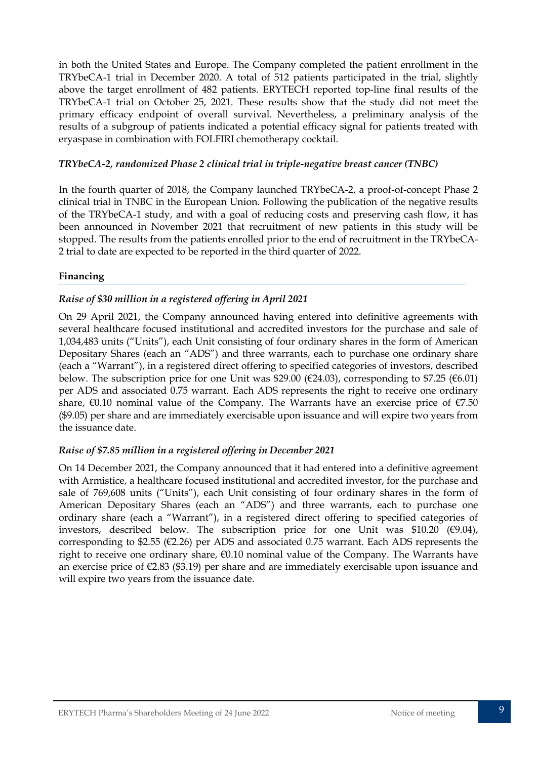in both the United States and Europe. The Company completed the patient enrollment in the TRYbeCA-1 trial in December 2020. A total of 512 patients participated in the trial, slightly above the target enrollment of 482 patients. ERYTECH reported top-line final results of the TRYbeCA-1 trial on October 25, 2021. These results show that the study did not meet the primary efficacy endpoint of overall survival. Nevertheless, a preliminary analysis of the results of a subgroup of patients indicated a potential efficacy signal for patients treated with eryaspase in combination with FOLFIRI chemotherapy cocktail.

***TRYbeCA-2, randomized Phase 2 clinical trial in triple-negative breast cancer (TNBC)***

In the fourth quarter of 2018, the Company launched TRYbeCA-2, a proof-of-concept Phase 2 clinical trial in TNBC in the European Union. Following the publication of the negative results of the TRYbeCA-1 study, and with a goal of reducing costs and preserving cash flow, it has been announced in November 2021 that recruitment of new patients in this study will be stopped. The results from the patients enrolled prior to the end of recruitment in the TRYbeCA-2 trial to date are expected to be reported in the third quarter of 2022.

**Financing**

***Raise of $30 million in a registered offering in April 2021***

On 29 April 2021, the Company announced having entered into definitive agreements with several healthcare focused institutional and accredited investors for the purchase and sale of 1,034,483 units ("Units"), each Unit consisting of four ordinary shares in the form of American Depositary Shares (each an "ADS") and three warrants, each to purchase one ordinary share (each a "Warrant"), in a registered direct offering to specified categories of investors, described below. The subscription price for one Unit was $29.00 (€24.03), corresponding to $7.25 (€6.01) per ADS and associated 0.75 warrant. Each ADS represents the right to receive one ordinary share, €0.10 nominal value of the Company. The Warrants have an exercise price of €7.50 ($9.05) per share and are immediately exercisable upon issuance and will expire two years from the issuance date.

***Raise of $7.85 million in a registered offering in December 2021***

On 14 December 2021, the Company announced that it had entered into a definitive agreement with Armistice, a healthcare focused institutional and accredited investor, for the purchase and sale of 769,608 units ("Units"), each Unit consisting of four ordinary shares in the form of American Depositary Shares (each an "ADS") and three warrants, each to purchase one ordinary share (each a "Warrant"), in a registered direct offering to specified categories of investors, described below. The subscription price for one Unit was $10.20 (€9.04), corresponding to $2.55 (€2.26) per ADS and associated 0.75 warrant. Each ADS represents the right to receive one ordinary share, €0.10 nominal value of the Company. The Warrants have an exercise price of €2.83 ($3.19) per share and are immediately exercisable upon issuance and will expire two years from the issuance date.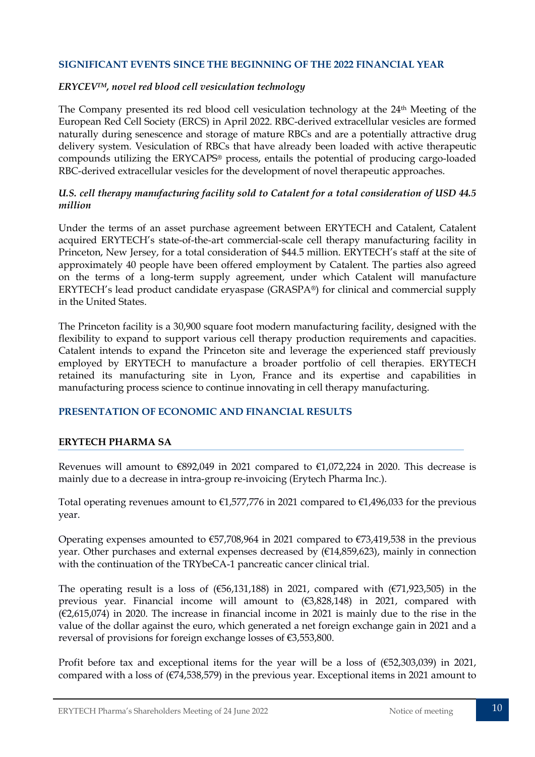## SIGNIFICANT EVENTS SINCE THE BEGINNING OF THE 2022 FINANCIAL YEAR

### *ERYCEV™, novel red blood cell vesiculation technology*

The Company presented its red blood cell vesiculation technology at the 24th Meeting of the European Red Cell Society (ERCS) in April 2022. RBC-derived extracellular vesicles are formed naturally during senescence and storage of mature RBCs and are a potentially attractive drug delivery system. Vesiculation of RBCs that have already been loaded with active therapeutic compounds utilizing the ERYCAPS® process, entails the potential of producing cargo-loaded RBC-derived extracellular vesicles for the development of novel therapeutic approaches.

### *U.S. cell therapy manufacturing facility sold to Catalent for a total consideration of USD 44.5 million*

Under the terms of an asset purchase agreement between ERYTECH and Catalent, Catalent acquired ERYTECH's state-of-the-art commercial-scale cell therapy manufacturing facility in Princeton, New Jersey, for a total consideration of $44.5 million. ERYTECH's staff at the site of approximately 40 people have been offered employment by Catalent. The parties also agreed on the terms of a long-term supply agreement, under which Catalent will manufacture ERYTECH's lead product candidate eryaspase (GRASPA®) for clinical and commercial supply in the United States.

The Princeton facility is a 30,900 square foot modern manufacturing facility, designed with the flexibility to expand to support various cell therapy production requirements and capacities. Catalent intends to expand the Princeton site and leverage the experienced staff previously employed by ERYTECH to manufacture a broader portfolio of cell therapies. ERYTECH retained its manufacturing site in Lyon, France and its expertise and capabilities in manufacturing process science to continue innovating in cell therapy manufacturing.

## PRESENTATION OF ECONOMIC AND FINANCIAL RESULTS

### ERYTECH PHARMA SA

Revenues will amount to €892,049 in 2021 compared to €1,072,224 in 2020. This decrease is mainly due to a decrease in intra-group re-invoicing (Erytech Pharma Inc.).

Total operating revenues amount to €1,577,776 in 2021 compared to €1,496,033 for the previous year.

Operating expenses amounted to €57,708,964 in 2021 compared to €73,419,538 in the previous year. Other purchases and external expenses decreased by (€14,859,623), mainly in connection with the continuation of the TRYbeCA-1 pancreatic cancer clinical trial.

The operating result is a loss of (€56,131,188) in 2021, compared with (€71,923,505) in the previous year. Financial income will amount to (€3,828,148) in 2021, compared with (€2,615,074) in 2020. The increase in financial income in 2021 is mainly due to the rise in the value of the dollar against the euro, which generated a net foreign exchange gain in 2021 and a reversal of provisions for foreign exchange losses of €3,553,800.

Profit before tax and exceptional items for the year will be a loss of (€52,303,039) in 2021, compared with a loss of (€74,538,579) in the previous year. Exceptional items in 2021 amount to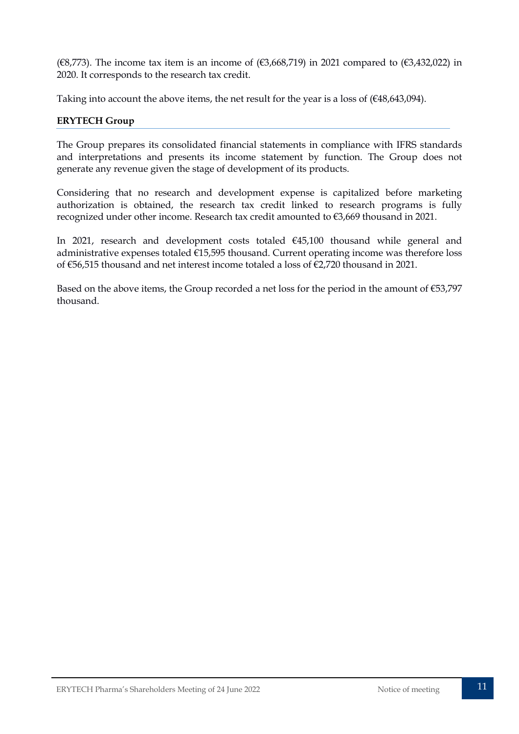(€8,773). The income tax item is an income of (€3,668,719) in 2021 compared to (€3,432,022) in 2020. It corresponds to the research tax credit.

Taking into account the above items, the net result for the year is a loss of (€48,643,094).

**ERYTECH Group**

The Group prepares its consolidated financial statements in compliance with IFRS standards and interpretations and presents its income statement by function. The Group does not generate any revenue given the stage of development of its products.

Considering that no research and development expense is capitalized before marketing authorization is obtained, the research tax credit linked to research programs is fully recognized under other income. Research tax credit amounted to €3,669 thousand in 2021.

In 2021, research and development costs totaled €45,100 thousand while general and administrative expenses totaled €15,595 thousand. Current operating income was therefore loss of €56,515 thousand and net interest income totaled a loss of €2,720 thousand in 2021.

Based on the above items, the Group recorded a net loss for the period in the amount of €53,797 thousand.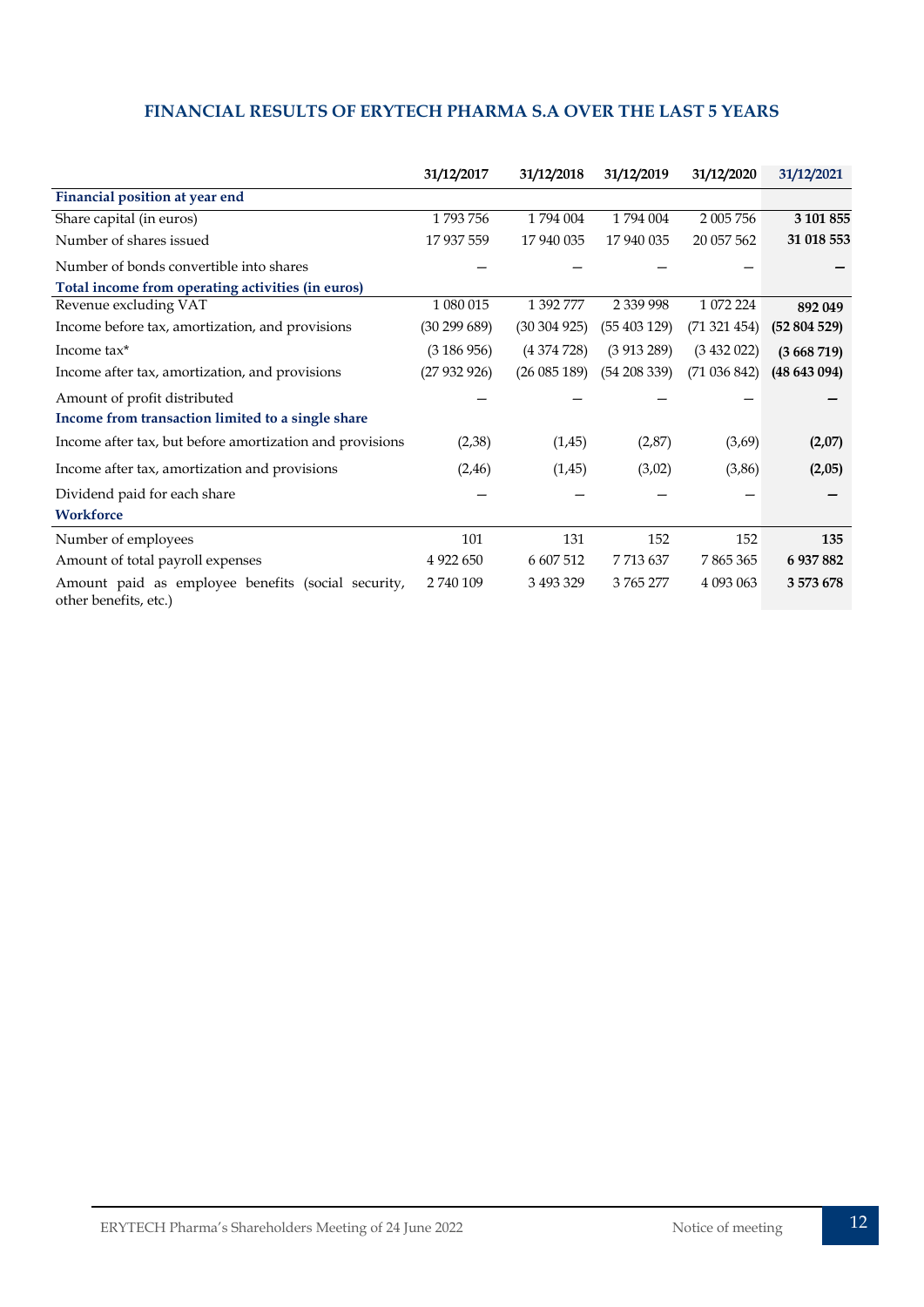## FINANCIAL RESULTS OF ERYTECH PHARMA S.A OVER THE LAST 5 YEARS

| | 31/12/2017 | 31/12/2018 | 31/12/2019 | 31/12/2020 | 31/12/2021 |
|---|---|---|---|---|---|
| **Financial position at year end** | | | | | |
| Share capital (in euros) | 1 793 756 | 1 794 004 | 1 794 004 | 2 005 756 | **3 101 855** |
| Number of shares issued | 17 937 559 | 17 940 035 | 17 940 035 | 20 057 562 | **31 018 553** |
| Number of bonds convertible into shares | — | — | — | — | **—** |
| **Total income from operating activities (in euros)** | | | | | |
| Revenue excluding VAT | 1 080 015 | 1 392 777 | 2 339 998 | 1 072 224 | **892 049** |
| Income before tax, amortization, and provisions | (30 299 689) | (30 304 925) | (55 403 129) | (71 321 454) | **(52 804 529)** |
| Income tax* | (3 186 956) | (4 374 728) | (3 913 289) | (3 432 022) | **(3 668 719)** |
| Income after tax, amortization, and provisions | (27 932 926) | (26 085 189) | (54 208 339) | (71 036 842) | **(48 643 094)** |
| Amount of profit distributed | — | — | — | — | **—** |
| **Income from transaction limited to a single share** | | | | | |
| Income after tax, but before amortization and provisions | (2,38) | (1,45) | (2,87) | (3,69) | **(2,07)** |
| Income after tax, amortization and provisions | (2,46) | (1,45) | (3,02) | (3,86) | **(2,05)** |
| Dividend paid for each share | — | — | — | — | **—** |
| **Workforce** | | | | | |
| Number of employees | 101 | 131 | 152 | 152 | **135** |
| Amount of total payroll expenses | 4 922 650 | 6 607 512 | 7 713 637 | 7 865 365 | **6 937 882** |
| Amount paid as employee benefits (social security, other benefits, etc.) | 2 740 109 | 3 493 329 | 3 765 277 | 4 093 063 | **3 573 678** |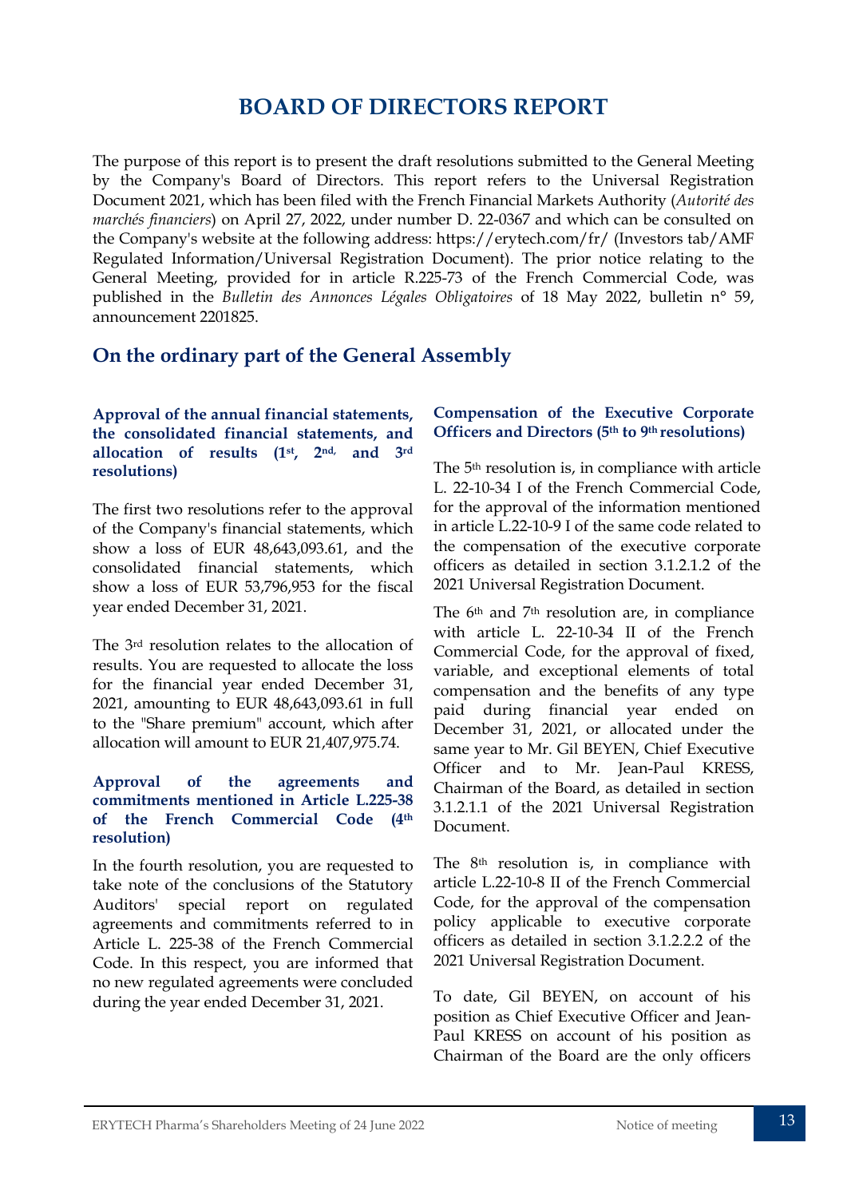# BOARD OF DIRECTORS REPORT

The purpose of this report is to present the draft resolutions submitted to the General Meeting by the Company's Board of Directors. This report refers to the Universal Registration Document 2021, which has been filed with the French Financial Markets Authority (*Autorité des marchés financiers*) on April 27, 2022, under number D. 22-0367 and which can be consulted on the Company's website at the following address: https://erytech.com/fr/ (Investors tab/AMF Regulated Information/Universal Registration Document). The prior notice relating to the General Meeting, provided for in article R.225-73 of the French Commercial Code, was published in the *Bulletin des Annonces Légales Obligatoires* of 18 May 2022, bulletin n° 59, announcement 2201825.

## On the ordinary part of the General Assembly

### Approval of the annual financial statements, the consolidated financial statements, and allocation of results (1st, 2nd, and 3rd resolutions)

The first two resolutions refer to the approval of the Company's financial statements, which show a loss of EUR 48,643,093.61, and the consolidated financial statements, which show a loss of EUR 53,796,953 for the fiscal year ended December 31, 2021.

The 3rd resolution relates to the allocation of results. You are requested to allocate the loss for the financial year ended December 31, 2021, amounting to EUR 48,643,093.61 in full to the "Share premium" account, which after allocation will amount to EUR 21,407,975.74.

### Approval of the agreements and commitments mentioned in Article L.225-38 of the French Commercial Code (4th resolution)

In the fourth resolution, you are requested to take note of the conclusions of the Statutory Auditors' special report on regulated agreements and commitments referred to in Article L. 225-38 of the French Commercial Code. In this respect, you are informed that no new regulated agreements were concluded during the year ended December 31, 2021.

### Compensation of the Executive Corporate Officers and Directors (5th to 9th resolutions)

The 5th resolution is, in compliance with article L. 22-10-34 I of the French Commercial Code, for the approval of the information mentioned in article L.22-10-9 I of the same code related to the compensation of the executive corporate officers as detailed in section 3.1.2.1.2 of the 2021 Universal Registration Document.

The 6th and 7th resolution are, in compliance with article L. 22-10-34 II of the French Commercial Code, for the approval of fixed, variable, and exceptional elements of total compensation and the benefits of any type paid during financial year ended on December 31, 2021, or allocated under the same year to Mr. Gil BEYEN, Chief Executive Officer and to Mr. Jean-Paul KRESS, Chairman of the Board, as detailed in section 3.1.2.1.1 of the 2021 Universal Registration Document.

The 8th resolution is, in compliance with article L.22-10-8 II of the French Commercial Code, for the approval of the compensation policy applicable to executive corporate officers as detailed in section 3.1.2.2.2 of the 2021 Universal Registration Document.

To date, Gil BEYEN, on account of his position as Chief Executive Officer and Jean-Paul KRESS on account of his position as Chairman of the Board are the only officers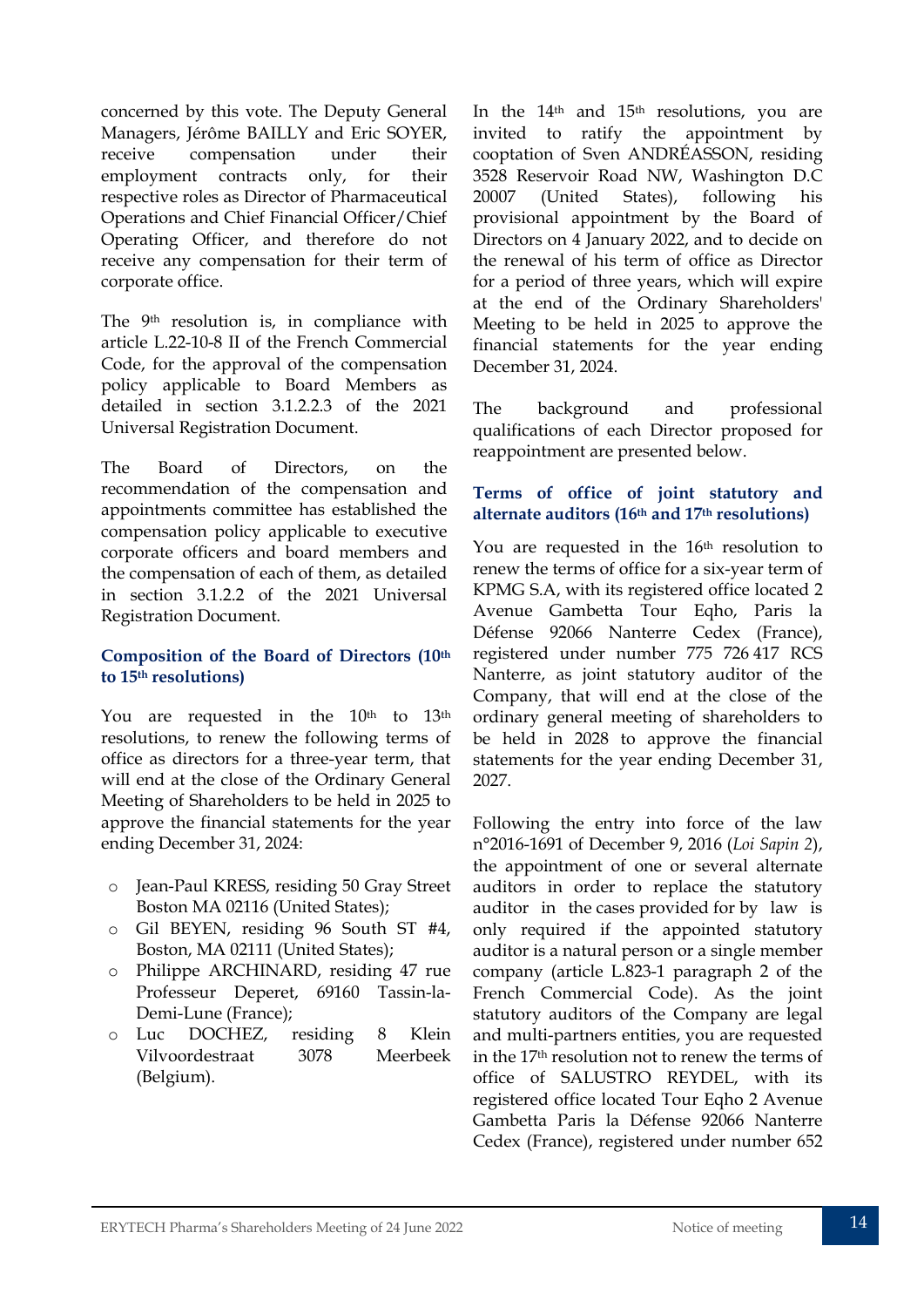concerned by this vote. The Deputy General Managers, Jérôme BAILLY and Eric SOYER, receive compensation under their employment contracts only, for their respective roles as Director of Pharmaceutical Operations and Chief Financial Officer/Chief Operating Officer, and therefore do not receive any compensation for their term of corporate office.

The 9th resolution is, in compliance with article L.22-10-8 II of the French Commercial Code, for the approval of the compensation policy applicable to Board Members as detailed in section 3.1.2.2.3 of the 2021 Universal Registration Document.

The Board of Directors, on the recommendation of the compensation and appointments committee has established the compensation policy applicable to executive corporate officers and board members and the compensation of each of them, as detailed in section 3.1.2.2 of the 2021 Universal Registration Document.

### Composition of the Board of Directors (10th to 15th resolutions)

You are requested in the 10th to 13th resolutions, to renew the following terms of office as directors for a three-year term, that will end at the close of the Ordinary General Meeting of Shareholders to be held in 2025 to approve the financial statements for the year ending December 31, 2024:

- Jean-Paul KRESS, residing 50 Gray Street Boston MA 02116 (United States);
- Gil BEYEN, residing 96 South ST #4, Boston, MA 02111 (United States);
- Philippe ARCHINARD, residing 47 rue Professeur Deperet, 69160 Tassin-la-Demi-Lune (France);
- Luc DOCHEZ, residing 8 Klein Vilvoordestraat 3078 Meerbeek (Belgium).

In the 14th and 15th resolutions, you are invited to ratify the appointment by cooptation of Sven ANDRÉASSON, residing 3528 Reservoir Road NW, Washington D.C 20007 (United States), following his provisional appointment by the Board of Directors on 4 January 2022, and to decide on the renewal of his term of office as Director for a period of three years, which will expire at the end of the Ordinary Shareholders' Meeting to be held in 2025 to approve the financial statements for the year ending December 31, 2024.

The background and professional qualifications of each Director proposed for reappointment are presented below.

### Terms of office of joint statutory and alternate auditors (16th and 17th resolutions)

You are requested in the 16th resolution to renew the terms of office for a six-year term of KPMG S.A, with its registered office located 2 Avenue Gambetta Tour Eqho, Paris la Défense 92066 Nanterre Cedex (France), registered under number 775 726 417 RCS Nanterre, as joint statutory auditor of the Company, that will end at the close of the ordinary general meeting of shareholders to be held in 2028 to approve the financial statements for the year ending December 31, 2027.

Following the entry into force of the law n°2016-1691 of December 9, 2016 (*Loi Sapin 2*), the appointment of one or several alternate auditors in order to replace the statutory auditor in the cases provided for by law is only required if the appointed statutory auditor is a natural person or a single member company (article L.823-1 paragraph 2 of the French Commercial Code). As the joint statutory auditors of the Company are legal and multi-partners entities, you are requested in the 17th resolution not to renew the terms of office of SALUSTRO REYDEL, with its registered office located Tour Eqho 2 Avenue Gambetta Paris la Défense 92066 Nanterre Cedex (France), registered under number 652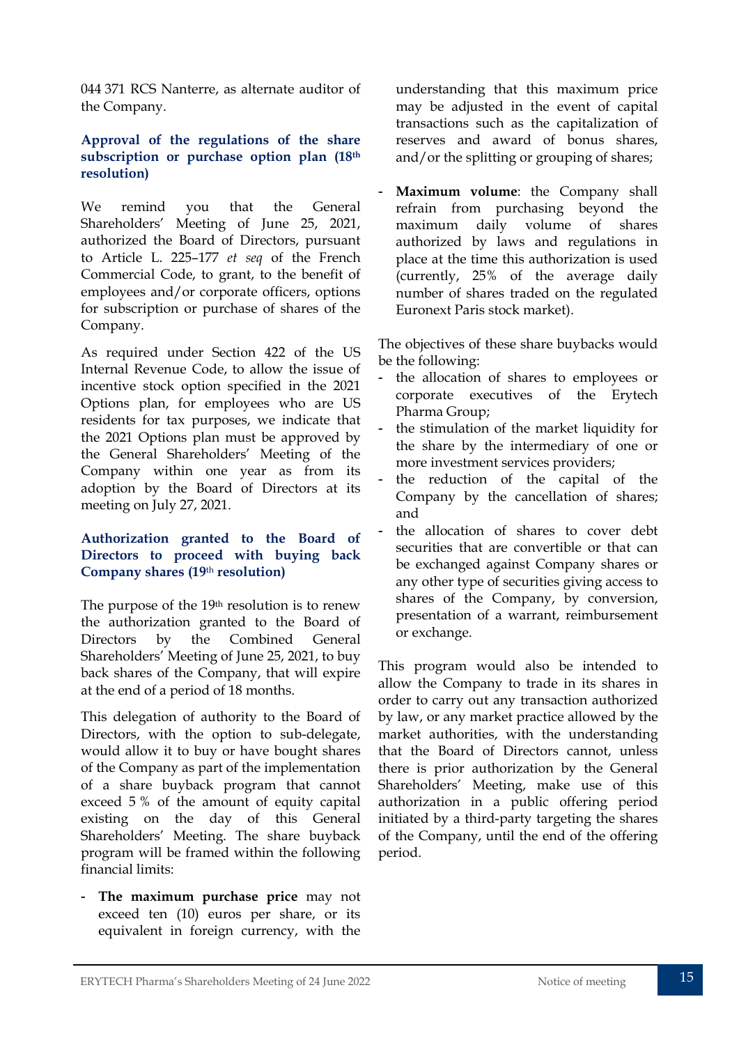044 371 RCS Nanterre, as alternate auditor of the Company.

### Approval of the regulations of the share subscription or purchase option plan (18th resolution)

We remind you that the General Shareholders' Meeting of June 25, 2021, authorized the Board of Directors, pursuant to Article L. 225-177 *et seq* of the French Commercial Code, to grant, to the benefit of employees and/or corporate officers, options for subscription or purchase of shares of the Company.

As required under Section 422 of the US Internal Revenue Code, to allow the issue of incentive stock option specified in the 2021 Options plan, for employees who are US residents for tax purposes, we indicate that the 2021 Options plan must be approved by the General Shareholders' Meeting of the Company within one year as from its adoption by the Board of Directors at its meeting on July 27, 2021.

### Authorization granted to the Board of Directors to proceed with buying back Company shares (19th resolution)

The purpose of the 19th resolution is to renew the authorization granted to the Board of Directors by the Combined General Shareholders' Meeting of June 25, 2021, to buy back shares of the Company, that will expire at the end of a period of 18 months.

This delegation of authority to the Board of Directors, with the option to sub-delegate, would allow it to buy or have bought shares of the Company as part of the implementation of a share buyback program that cannot exceed 5 % of the amount of equity capital existing on the day of this General Shareholders' Meeting. The share buyback program will be framed within the following financial limits:

- **The maximum purchase price** may not exceed ten (10) euros per share, or its equivalent in foreign currency, with the understanding that this maximum price may be adjusted in the event of capital transactions such as the capitalization of reserves and award of bonus shares, and/or the splitting or grouping of shares;
- **Maximum volume**: the Company shall refrain from purchasing beyond the maximum daily volume of shares authorized by laws and regulations in place at the time this authorization is used (currently, 25% of the average daily number of shares traded on the regulated Euronext Paris stock market).

The objectives of these share buybacks would be the following:

- the allocation of shares to employees or corporate executives of the Erytech Pharma Group;
- the stimulation of the market liquidity for the share by the intermediary of one or more investment services providers;
- the reduction of the capital of the Company by the cancellation of shares; and
- the allocation of shares to cover debt securities that are convertible or that can be exchanged against Company shares or any other type of securities giving access to shares of the Company, by conversion, presentation of a warrant, reimbursement or exchange.

This program would also be intended to allow the Company to trade in its shares in order to carry out any transaction authorized by law, or any market practice allowed by the market authorities, with the understanding that the Board of Directors cannot, unless there is prior authorization by the General Shareholders' Meeting, make use of this authorization in a public offering period initiated by a third-party targeting the shares of the Company, until the end of the offering period.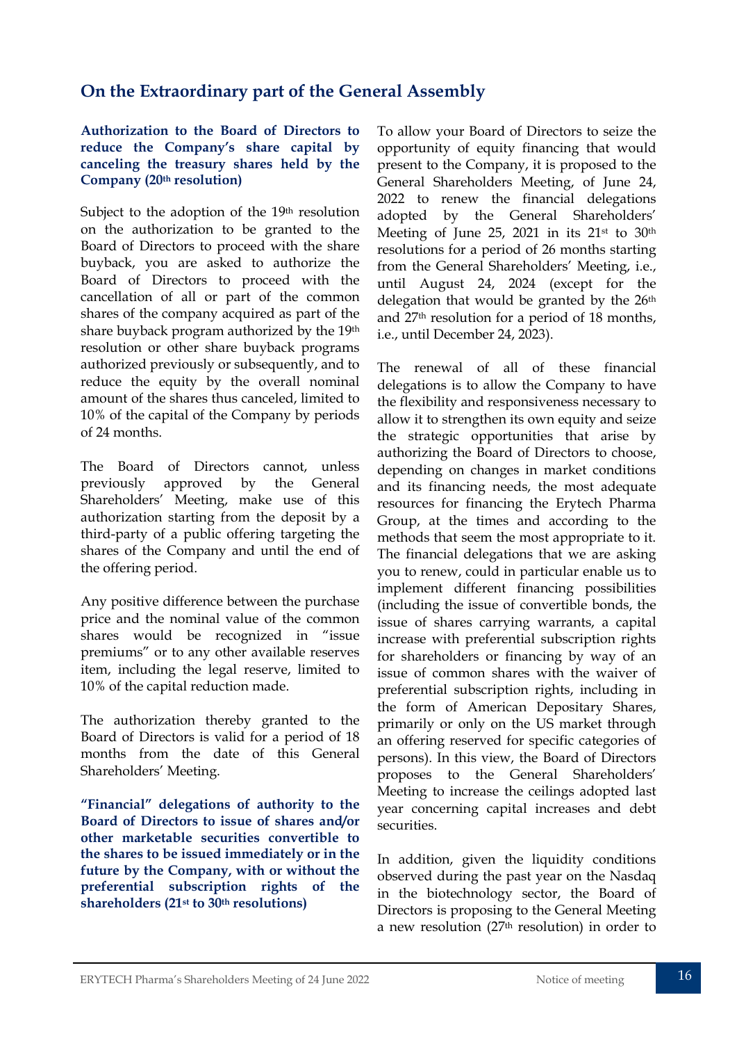## On the Extraordinary part of the General Assembly

**Authorization to the Board of Directors to reduce the Company's share capital by canceling the treasury shares held by the Company (20th resolution)**

Subject to the adoption of the 19th resolution on the authorization to be granted to the Board of Directors to proceed with the share buyback, you are asked to authorize the Board of Directors to proceed with the cancellation of all or part of the common shares of the company acquired as part of the share buyback program authorized by the 19th resolution or other share buyback programs authorized previously or subsequently, and to reduce the equity by the overall nominal amount of the shares thus canceled, limited to 10% of the capital of the Company by periods of 24 months.

The Board of Directors cannot, unless previously approved by the General Shareholders' Meeting, make use of this authorization starting from the deposit by a third-party of a public offering targeting the shares of the Company and until the end of the offering period.

Any positive difference between the purchase price and the nominal value of the common shares would be recognized in "issue premiums" or to any other available reserves item, including the legal reserve, limited to 10% of the capital reduction made.

The authorization thereby granted to the Board of Directors is valid for a period of 18 months from the date of this General Shareholders' Meeting.

**"Financial" delegations of authority to the Board of Directors to issue of shares and/or other marketable securities convertible to the shares to be issued immediately or in the future by the Company, with or without the preferential subscription rights of the shareholders (21st to 30th resolutions)**

To allow your Board of Directors to seize the opportunity of equity financing that would present to the Company, it is proposed to the General Shareholders Meeting, of June 24, 2022 to renew the financial delegations adopted by the General Shareholders' Meeting of June 25, 2021 in its 21st to 30th resolutions for a period of 26 months starting from the General Shareholders' Meeting, i.e., until August 24, 2024 (except for the delegation that would be granted by the 26th and 27th resolution for a period of 18 months, i.e., until December 24, 2023).

The renewal of all of these financial delegations is to allow the Company to have the flexibility and responsiveness necessary to allow it to strengthen its own equity and seize the strategic opportunities that arise by authorizing the Board of Directors to choose, depending on changes in market conditions and its financing needs, the most adequate resources for financing the Erytech Pharma Group, at the times and according to the methods that seem the most appropriate to it. The financial delegations that we are asking you to renew, could in particular enable us to implement different financing possibilities (including the issue of convertible bonds, the issue of shares carrying warrants, a capital increase with preferential subscription rights for shareholders or financing by way of an issue of common shares with the waiver of preferential subscription rights, including in the form of American Depositary Shares, primarily or only on the US market through an offering reserved for specific categories of persons). In this view, the Board of Directors proposes to the General Shareholders' Meeting to increase the ceilings adopted last year concerning capital increases and debt securities.

In addition, given the liquidity conditions observed during the past year on the Nasdaq in the biotechnology sector, the Board of Directors is proposing to the General Meeting a new resolution (27th resolution) in order to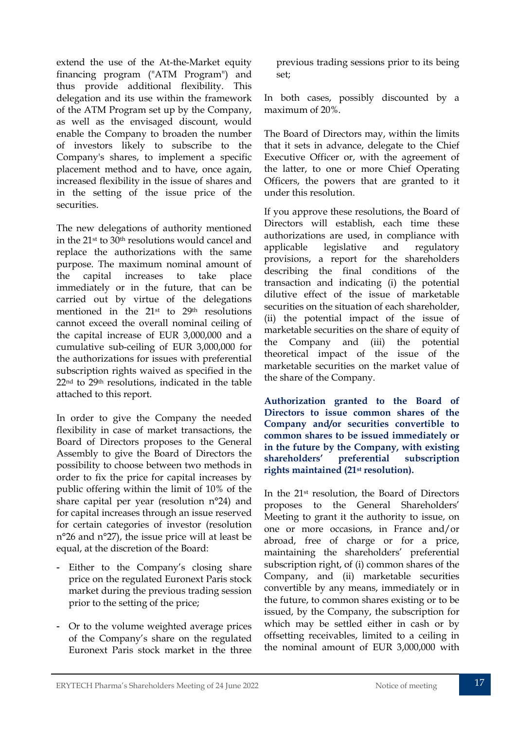extend the use of the At-the-Market equity financing program ("ATM Program") and thus provide additional flexibility. This delegation and its use within the framework of the ATM Program set up by the Company, as well as the envisaged discount, would enable the Company to broaden the number of investors likely to subscribe to the Company's shares, to implement a specific placement method and to have, once again, increased flexibility in the issue of shares and in the setting of the issue price of the securities.

The new delegations of authority mentioned in the 21st to 30th resolutions would cancel and replace the authorizations with the same purpose. The maximum nominal amount of the capital increases to take place immediately or in the future, that can be carried out by virtue of the delegations mentioned in the 21st to 29th resolutions cannot exceed the overall nominal ceiling of the capital increase of EUR 3,000,000 and a cumulative sub-ceiling of EUR 3,000,000 for the authorizations for issues with preferential subscription rights waived as specified in the 22nd to 29th resolutions, indicated in the table attached to this report.

In order to give the Company the needed flexibility in case of market transactions, the Board of Directors proposes to the General Assembly to give the Board of Directors the possibility to choose between two methods in order to fix the price for capital increases by public offering within the limit of 10% of the share capital per year (resolution n°24) and for capital increases through an issue reserved for certain categories of investor (resolution n°26 and n°27), the issue price will at least be equal, at the discretion of the Board:

- Either to the Company's closing share price on the regulated Euronext Paris stock market during the previous trading session prior to the setting of the price;
- Or to the volume weighted average prices of the Company's share on the regulated Euronext Paris stock market in the three previous trading sessions prior to its being set;

In both cases, possibly discounted by a maximum of 20%.

The Board of Directors may, within the limits that it sets in advance, delegate to the Chief Executive Officer or, with the agreement of the latter, to one or more Chief Operating Officers, the powers that are granted to it under this resolution.

If you approve these resolutions, the Board of Directors will establish, each time these authorizations are used, in compliance with applicable legislative and regulatory provisions, a report for the shareholders describing the final conditions of the transaction and indicating (i) the potential dilutive effect of the issue of marketable securities on the situation of each shareholder, (ii) the potential impact of the issue of marketable securities on the share of equity of the Company and (iii) the potential theoretical impact of the issue of the marketable securities on the market value of the share of the Company.

**Authorization granted to the Board of Directors to issue common shares of the Company and/or securities convertible to common shares to be issued immediately or in the future by the Company, with existing shareholders' preferential subscription rights maintained (21st resolution).**

In the 21st resolution, the Board of Directors proposes to the General Shareholders' Meeting to grant it the authority to issue, on one or more occasions, in France and/or abroad, free of charge or for a price, maintaining the shareholders' preferential subscription right, of (i) common shares of the Company, and (ii) marketable securities convertible by any means, immediately or in the future, to common shares existing or to be issued, by the Company, the subscription for which may be settled either in cash or by offsetting receivables, limited to a ceiling in the nominal amount of EUR 3,000,000 with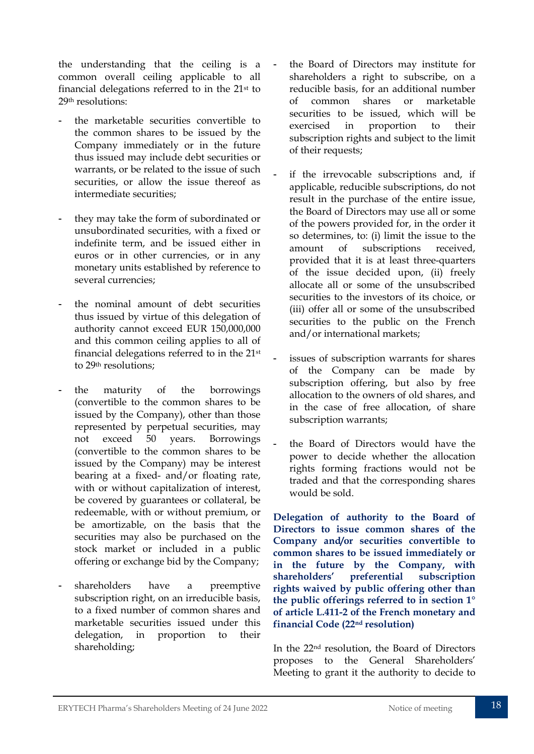the understanding that the ceiling is a common overall ceiling applicable to all financial delegations referred to in the 21st to 29th resolutions:

- the marketable securities convertible to the common shares to be issued by the Company immediately or in the future thus issued may include debt securities or warrants, or be related to the issue of such securities, or allow the issue thereof as intermediate securities;

- they may take the form of subordinated or unsubordinated securities, with a fixed or indefinite term, and be issued either in euros or in other currencies, or in any monetary units established by reference to several currencies;

- the nominal amount of debt securities thus issued by virtue of this delegation of authority cannot exceed EUR 150,000,000 and this common ceiling applies to all of financial delegations referred to in the 21st to 29th resolutions;

- the maturity of the borrowings (convertible to the common shares to be issued by the Company), other than those represented by perpetual securities, may not exceed 50 years. Borrowings (convertible to the common shares to be issued by the Company) may be interest bearing at a fixed- and/or floating rate, with or without capitalization of interest, be covered by guarantees or collateral, be redeemable, with or without premium, or be amortizable, on the basis that the securities may also be purchased on the stock market or included in a public offering or exchange bid by the Company;

- shareholders have a preemptive subscription right, on an irreducible basis, to a fixed number of common shares and marketable securities issued under this delegation, in proportion to their shareholding;

- the Board of Directors may institute for shareholders a right to subscribe, on a reducible basis, for an additional number of common shares or marketable securities to be issued, which will be exercised in proportion to their subscription rights and subject to the limit of their requests;

- if the irrevocable subscriptions and, if applicable, reducible subscriptions, do not result in the purchase of the entire issue, the Board of Directors may use all or some of the powers provided for, in the order it so determines, to: (i) limit the issue to the amount of subscriptions received, provided that it is at least three-quarters of the issue decided upon, (ii) freely allocate all or some of the unsubscribed securities to the investors of its choice, or (iii) offer all or some of the unsubscribed securities to the public on the French and/or international markets;

- issues of subscription warrants for shares of the Company can be made by subscription offering, but also by free allocation to the owners of old shares, and in the case of free allocation, of share subscription warrants;

- the Board of Directors would have the power to decide whether the allocation rights forming fractions would not be traded and that the corresponding shares would be sold.

**Delegation of authority to the Board of Directors to issue common shares of the Company and/or securities convertible to common shares to be issued immediately or in the future by the Company, with shareholders' preferential subscription rights waived by public offering other than the public offerings referred to in section 1° of article L.411-2 of the French monetary and financial Code (22nd resolution)**

In the 22nd resolution, the Board of Directors proposes to the General Shareholders' Meeting to grant it the authority to decide to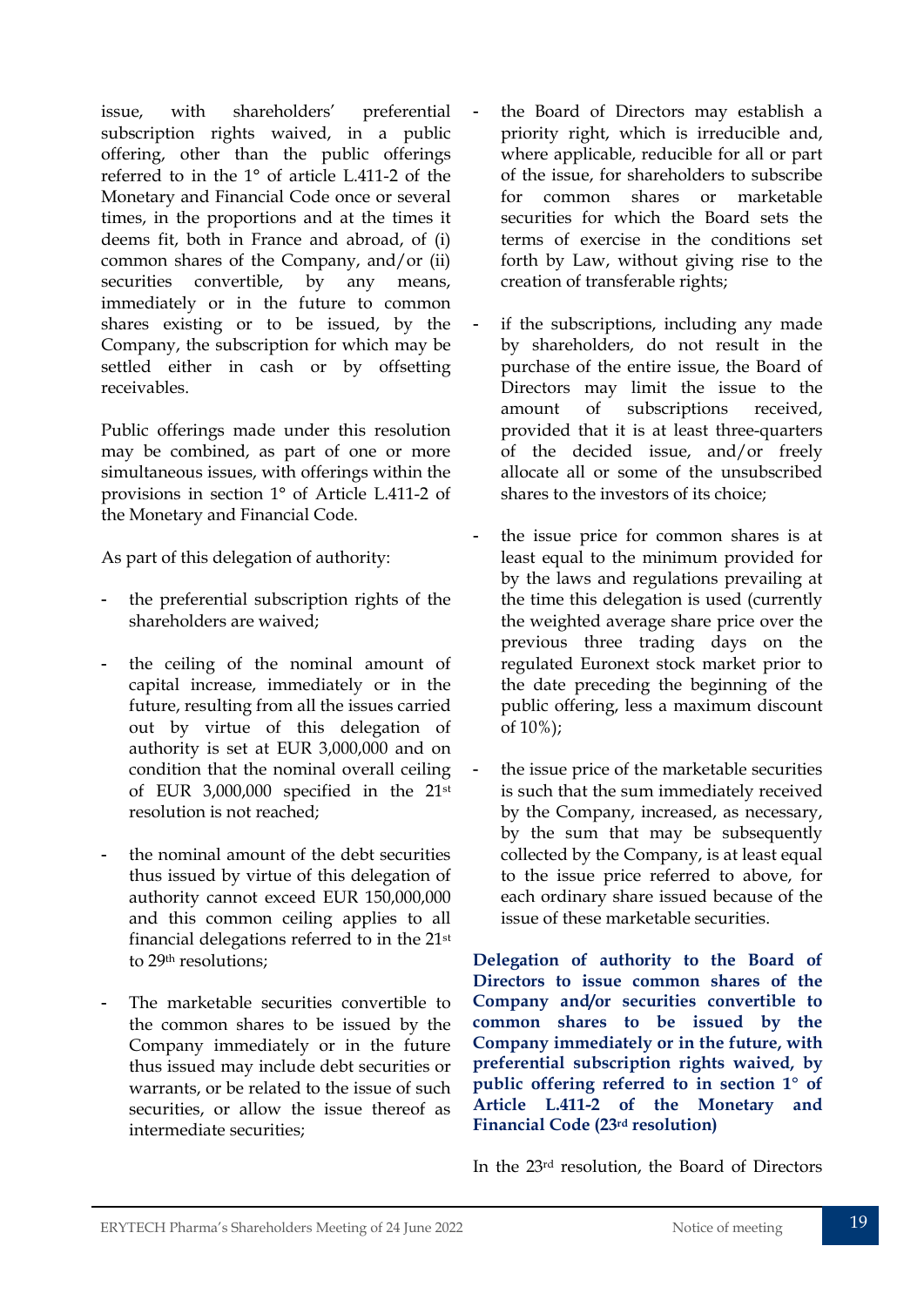issue, with shareholders' preferential subscription rights waived, in a public offering, other than the public offerings referred to in the 1° of article L.411-2 of the Monetary and Financial Code once or several times, in the proportions and at the times it deems fit, both in France and abroad, of (i) common shares of the Company, and/or (ii) securities convertible, by any means, immediately or in the future to common shares existing or to be issued, by the Company, the subscription for which may be settled either in cash or by offsetting receivables.

Public offerings made under this resolution may be combined, as part of one or more simultaneous issues, with offerings within the provisions in section 1° of Article L.411-2 of the Monetary and Financial Code.

As part of this delegation of authority:

- the preferential subscription rights of the shareholders are waived;
- the ceiling of the nominal amount of capital increase, immediately or in the future, resulting from all the issues carried out by virtue of this delegation of authority is set at EUR 3,000,000 and on condition that the nominal overall ceiling of EUR 3,000,000 specified in the 21st resolution is not reached;
- the nominal amount of the debt securities thus issued by virtue of this delegation of authority cannot exceed EUR 150,000,000 and this common ceiling applies to all financial delegations referred to in the 21st to 29th resolutions;
- The marketable securities convertible to the common shares to be issued by the Company immediately or in the future thus issued may include debt securities or warrants, or be related to the issue of such securities, or allow the issue thereof as intermediate securities;
- the Board of Directors may establish a priority right, which is irreducible and, where applicable, reducible for all or part of the issue, for shareholders to subscribe for common shares or marketable securities for which the Board sets the terms of exercise in the conditions set forth by Law, without giving rise to the creation of transferable rights;
- if the subscriptions, including any made by shareholders, do not result in the purchase of the entire issue, the Board of Directors may limit the issue to the amount of subscriptions received, provided that it is at least three-quarters of the decided issue, and/or freely allocate all or some of the unsubscribed shares to the investors of its choice;
- the issue price for common shares is at least equal to the minimum provided for by the laws and regulations prevailing at the time this delegation is used (currently the weighted average share price over the previous three trading days on the regulated Euronext stock market prior to the date preceding the beginning of the public offering, less a maximum discount of 10%);
- the issue price of the marketable securities is such that the sum immediately received by the Company, increased, as necessary, by the sum that may be subsequently collected by the Company, is at least equal to the issue price referred to above, for each ordinary share issued because of the issue of these marketable securities.

**Delegation of authority to the Board of Directors to issue common shares of the Company and/or securities convertible to common shares to be issued by the Company immediately or in the future, with preferential subscription rights waived, by public offering referred to in section 1° of Article L.411-2 of the Monetary and Financial Code (23rd resolution)**

In the 23rd resolution, the Board of Directors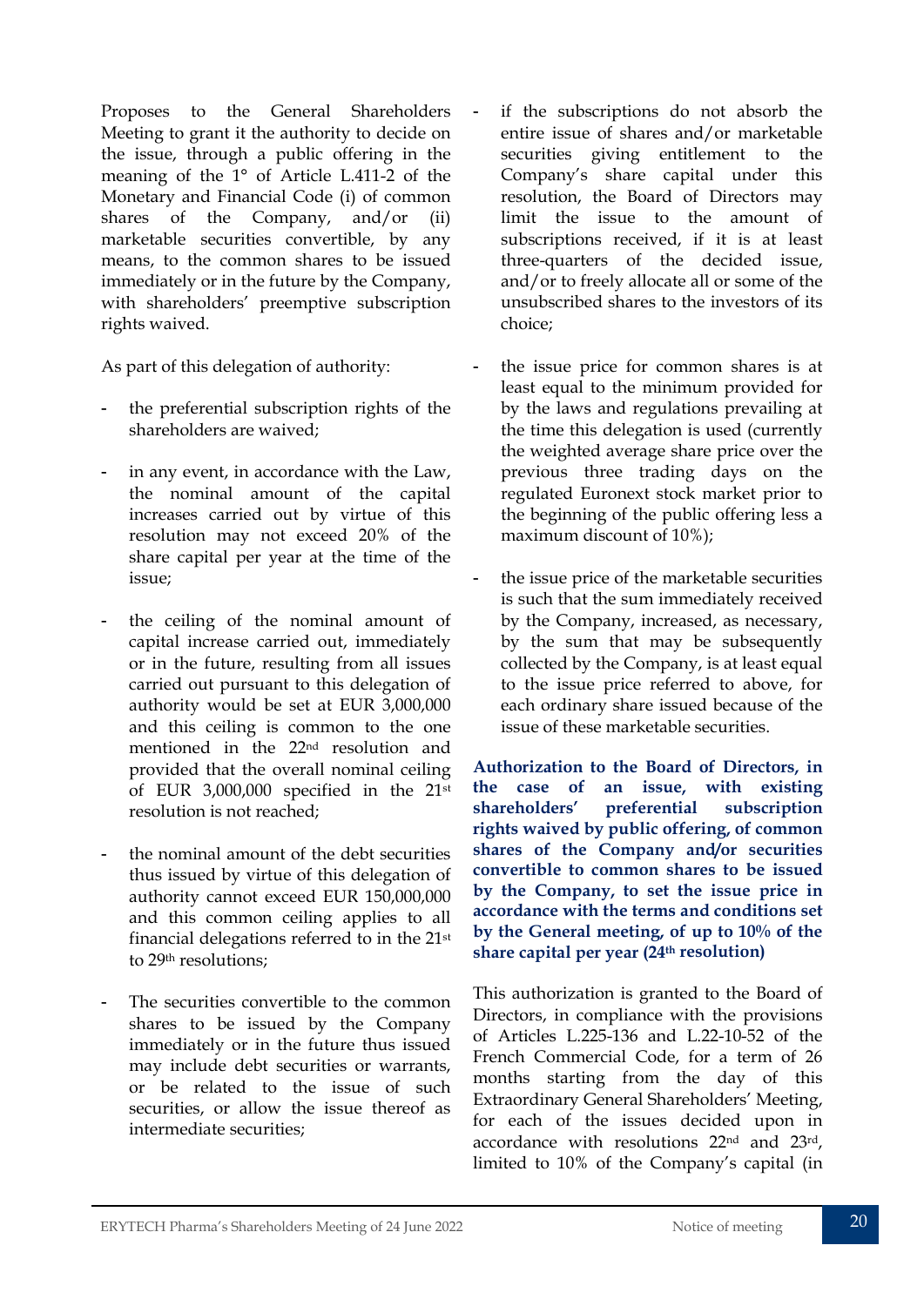Proposes to the General Shareholders Meeting to grant it the authority to decide on the issue, through a public offering in the meaning of the 1° of Article L.411-2 of the Monetary and Financial Code (i) of common shares of the Company, and/or (ii) marketable securities convertible, by any means, to the common shares to be issued immediately or in the future by the Company, with shareholders' preemptive subscription rights waived.

As part of this delegation of authority:

- the preferential subscription rights of the shareholders are waived;
- in any event, in accordance with the Law, the nominal amount of the capital increases carried out by virtue of this resolution may not exceed 20% of the share capital per year at the time of the issue;
- the ceiling of the nominal amount of capital increase carried out, immediately or in the future, resulting from all issues carried out pursuant to this delegation of authority would be set at EUR 3,000,000 and this ceiling is common to the one mentioned in the 22nd resolution and provided that the overall nominal ceiling of EUR 3,000,000 specified in the 21st resolution is not reached;
- the nominal amount of the debt securities thus issued by virtue of this delegation of authority cannot exceed EUR 150,000,000 and this common ceiling applies to all financial delegations referred to in the 21st to 29th resolutions;
- The securities convertible to the common shares to be issued by the Company immediately or in the future thus issued may include debt securities or warrants, or be related to the issue of such securities, or allow the issue thereof as intermediate securities;
- if the subscriptions do not absorb the entire issue of shares and/or marketable securities giving entitlement to the Company's share capital under this resolution, the Board of Directors may limit the issue to the amount of subscriptions received, if it is at least three-quarters of the decided issue, and/or to freely allocate all or some of the unsubscribed shares to the investors of its choice;
- the issue price for common shares is at least equal to the minimum provided for by the laws and regulations prevailing at the time this delegation is used (currently the weighted average share price over the previous three trading days on the regulated Euronext stock market prior to the beginning of the public offering less a maximum discount of 10%);
- the issue price of the marketable securities is such that the sum immediately received by the Company, increased, as necessary, by the sum that may be subsequently collected by the Company, is at least equal to the issue price referred to above, for each ordinary share issued because of the issue of these marketable securities.

**Authorization to the Board of Directors, in the case of an issue, with existing shareholders' preferential subscription rights waived by public offering, of common shares of the Company and/or securities convertible to common shares to be issued by the Company, to set the issue price in accordance with the terms and conditions set by the General meeting, of up to 10% of the share capital per year (24th resolution)**

This authorization is granted to the Board of Directors, in compliance with the provisions of Articles L.225-136 and L.22-10-52 of the French Commercial Code, for a term of 26 months starting from the day of this Extraordinary General Shareholders' Meeting, for each of the issues decided upon in accordance with resolutions 22nd and 23rd, limited to 10% of the Company's capital (in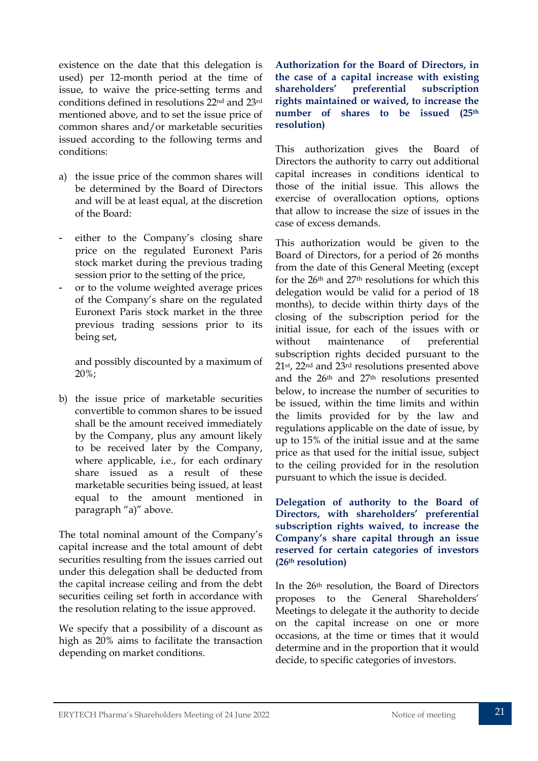existence on the date that this delegation is used) per 12-month period at the time of issue, to waive the price-setting terms and conditions defined in resolutions 22nd and 23rd mentioned above, and to set the issue price of common shares and/or marketable securities issued according to the following terms and conditions:

a) the issue price of the common shares will be determined by the Board of Directors and will be at least equal, at the discretion of the Board:

- either to the Company's closing share price on the regulated Euronext Paris stock market during the previous trading session prior to the setting of the price,
- or to the volume weighted average prices of the Company's share on the regulated Euronext Paris stock market in the three previous trading sessions prior to its being set,

  and possibly discounted by a maximum of 20%;

b) the issue price of marketable securities convertible to common shares to be issued shall be the amount received immediately by the Company, plus any amount likely to be received later by the Company, where applicable, i.e., for each ordinary share issued as a result of these marketable securities being issued, at least equal to the amount mentioned in paragraph "a)" above.

The total nominal amount of the Company's capital increase and the total amount of debt securities resulting from the issues carried out under this delegation shall be deducted from the capital increase ceiling and from the debt securities ceiling set forth in accordance with the resolution relating to the issue approved.

We specify that a possibility of a discount as high as 20% aims to facilitate the transaction depending on market conditions.

**Authorization for the Board of Directors, in the case of a capital increase with existing shareholders' preferential subscription rights maintained or waived, to increase the number of shares to be issued (25th resolution)**

This authorization gives the Board of Directors the authority to carry out additional capital increases in conditions identical to those of the initial issue. This allows the exercise of overallocation options, options that allow to increase the size of issues in the case of excess demands.

This authorization would be given to the Board of Directors, for a period of 26 months from the date of this General Meeting (except for the 26th and 27th resolutions for which this delegation would be valid for a period of 18 months), to decide within thirty days of the closing of the subscription period for the initial issue, for each of the issues with or without maintenance of preferential subscription rights decided pursuant to the 21st, 22nd and 23rd resolutions presented above and the 26th and 27th resolutions presented below, to increase the number of securities to be issued, within the time limits and within the limits provided for by the law and regulations applicable on the date of issue, by up to 15% of the initial issue and at the same price as that used for the initial issue, subject to the ceiling provided for in the resolution pursuant to which the issue is decided.

**Delegation of authority to the Board of Directors, with shareholders' preferential subscription rights waived, to increase the Company's share capital through an issue reserved for certain categories of investors (26th resolution)**

In the 26th resolution, the Board of Directors proposes to the General Shareholders' Meetings to delegate it the authority to decide on the capital increase on one or more occasions, at the time or times that it would determine and in the proportion that it would decide, to specific categories of investors.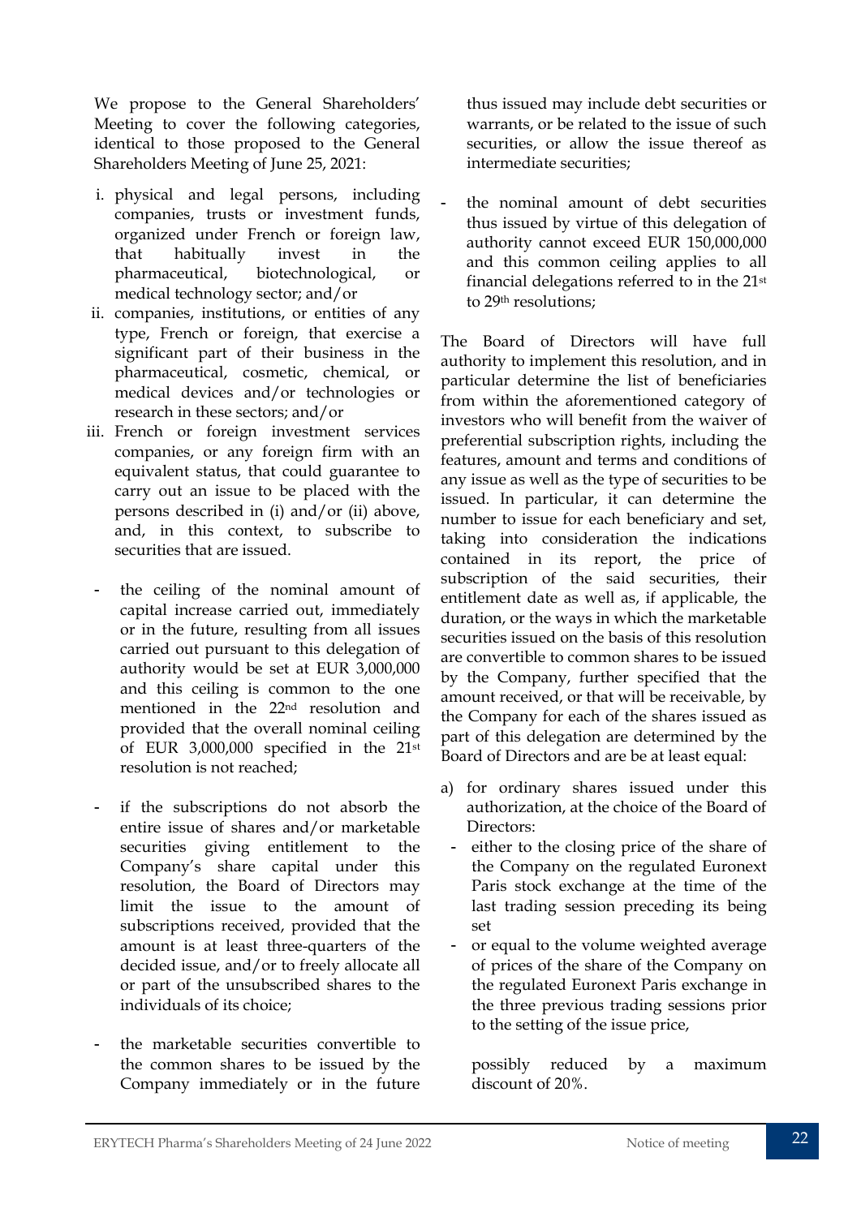We propose to the General Shareholders' Meeting to cover the following categories, identical to those proposed to the General Shareholders Meeting of June 25, 2021:

i. physical and legal persons, including companies, trusts or investment funds, organized under French or foreign law, that habitually invest in the pharmaceutical, biotechnological, or medical technology sector; and/or
ii. companies, institutions, or entities of any type, French or foreign, that exercise a significant part of their business in the pharmaceutical, cosmetic, chemical, or medical devices and/or technologies or research in these sectors; and/or
iii. French or foreign investment services companies, or any foreign firm with an equivalent status, that could guarantee to carry out an issue to be placed with the persons described in (i) and/or (ii) above, and, in this context, to subscribe to securities that are issued.

- the ceiling of the nominal amount of capital increase carried out, immediately or in the future, resulting from all issues carried out pursuant to this delegation of authority would be set at EUR 3,000,000 and this ceiling is common to the one mentioned in the 22nd resolution and provided that the overall nominal ceiling of EUR 3,000,000 specified in the 21st resolution is not reached;
- if the subscriptions do not absorb the entire issue of shares and/or marketable securities giving entitlement to the Company's share capital under this resolution, the Board of Directors may limit the issue to the amount of subscriptions received, provided that the amount is at least three-quarters of the decided issue, and/or to freely allocate all or part of the unsubscribed shares to the individuals of its choice;
- the marketable securities convertible to the common shares to be issued by the Company immediately or in the future thus issued may include debt securities or warrants, or be related to the issue of such securities, or allow the issue thereof as intermediate securities;
- the nominal amount of debt securities thus issued by virtue of this delegation of authority cannot exceed EUR 150,000,000 and this common ceiling applies to all financial delegations referred to in the 21st to 29th resolutions;

The Board of Directors will have full authority to implement this resolution, and in particular determine the list of beneficiaries from within the aforementioned category of investors who will benefit from the waiver of preferential subscription rights, including the features, amount and terms and conditions of any issue as well as the type of securities to be issued. In particular, it can determine the number to issue for each beneficiary and set, taking into consideration the indications contained in its report, the price of subscription of the said securities, their entitlement date as well as, if applicable, the duration, or the ways in which the marketable securities issued on the basis of this resolution are convertible to common shares to be issued by the Company, further specified that the amount received, or that will be receivable, by the Company for each of the shares issued as part of this delegation are determined by the Board of Directors and are be at least equal:

a) for ordinary shares issued under this authorization, at the choice of the Board of Directors:
   - either to the closing price of the share of the Company on the regulated Euronext Paris stock exchange at the time of the last trading session preceding its being set
   - or equal to the volume weighted average of prices of the share of the Company on the regulated Euronext Paris exchange in the three previous trading sessions prior to the setting of the issue price,

   possibly reduced by a maximum discount of 20%.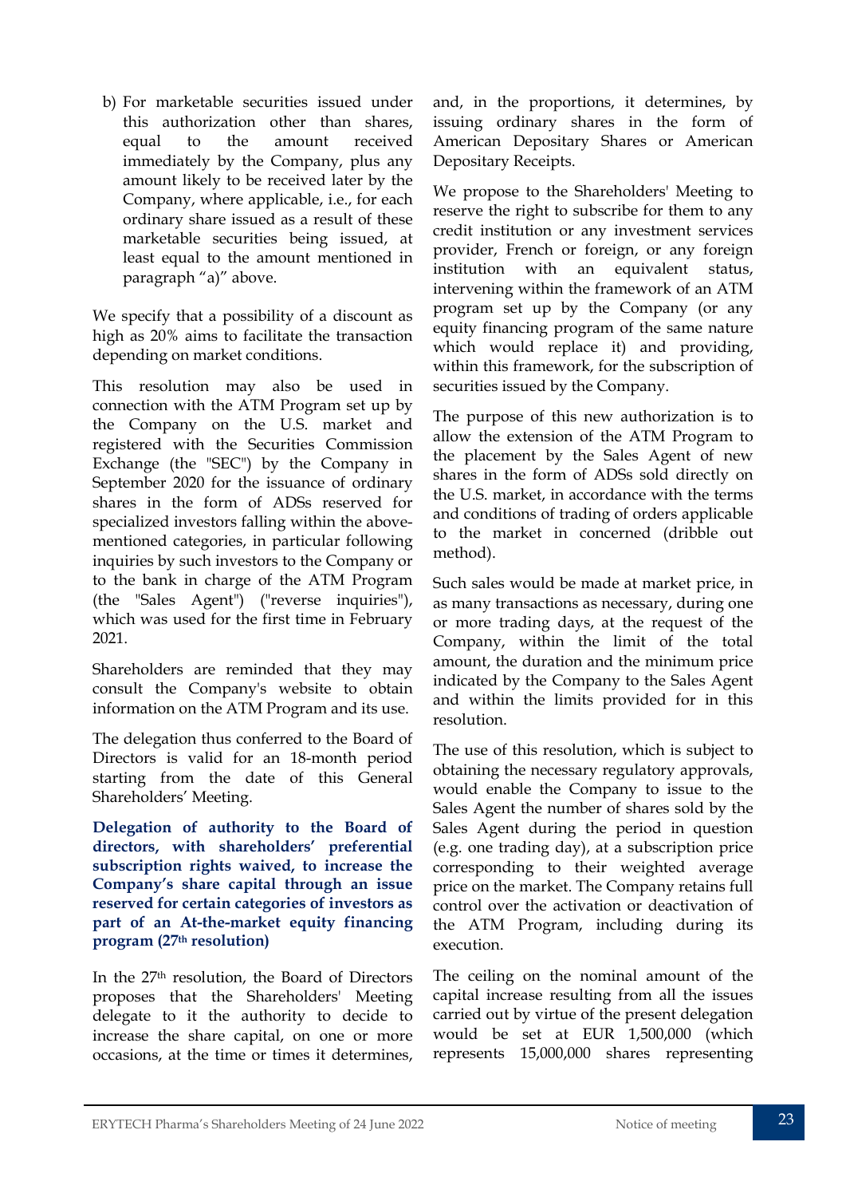b) For marketable securities issued under this authorization other than shares, equal to the amount received immediately by the Company, plus any amount likely to be received later by the Company, where applicable, i.e., for each ordinary share issued as a result of these marketable securities being issued, at least equal to the amount mentioned in paragraph "a)" above.

We specify that a possibility of a discount as high as 20% aims to facilitate the transaction depending on market conditions.

This resolution may also be used in connection with the ATM Program set up by the Company on the U.S. market and registered with the Securities Commission Exchange (the "SEC") by the Company in September 2020 for the issuance of ordinary shares in the form of ADSs reserved for specialized investors falling within the above-mentioned categories, in particular following inquiries by such investors to the Company or to the bank in charge of the ATM Program (the "Sales Agent") ("reverse inquiries"), which was used for the first time in February 2021.

Shareholders are reminded that they may consult the Company's website to obtain information on the ATM Program and its use.

The delegation thus conferred to the Board of Directors is valid for an 18-month period starting from the date of this General Shareholders' Meeting.

**Delegation of authority to the Board of directors, with shareholders' preferential subscription rights waived, to increase the Company's share capital through an issue reserved for certain categories of investors as part of an At-the-market equity financing program (27th resolution)**

In the 27th resolution, the Board of Directors proposes that the Shareholders' Meeting delegate to it the authority to decide to increase the share capital, on one or more occasions, at the time or times it determines, and, in the proportions, it determines, by issuing ordinary shares in the form of American Depositary Shares or American Depositary Receipts.

We propose to the Shareholders' Meeting to reserve the right to subscribe for them to any credit institution or any investment services provider, French or foreign, or any foreign institution with an equivalent status, intervening within the framework of an ATM program set up by the Company (or any equity financing program of the same nature which would replace it) and providing, within this framework, for the subscription of securities issued by the Company.

The purpose of this new authorization is to allow the extension of the ATM Program to the placement by the Sales Agent of new shares in the form of ADSs sold directly on the U.S. market, in accordance with the terms and conditions of trading of orders applicable to the market in concerned (dribble out method).

Such sales would be made at market price, in as many transactions as necessary, during one or more trading days, at the request of the Company, within the limit of the total amount, the duration and the minimum price indicated by the Company to the Sales Agent and within the limits provided for in this resolution.

The use of this resolution, which is subject to obtaining the necessary regulatory approvals, would enable the Company to issue to the Sales Agent the number of shares sold by the Sales Agent during the period in question (e.g. one trading day), at a subscription price corresponding to their weighted average price on the market. The Company retains full control over the activation or deactivation of the ATM Program, including during its execution.

The ceiling on the nominal amount of the capital increase resulting from all the issues carried out by virtue of the present delegation would be set at EUR 1,500,000 (which represents 15,000,000 shares representing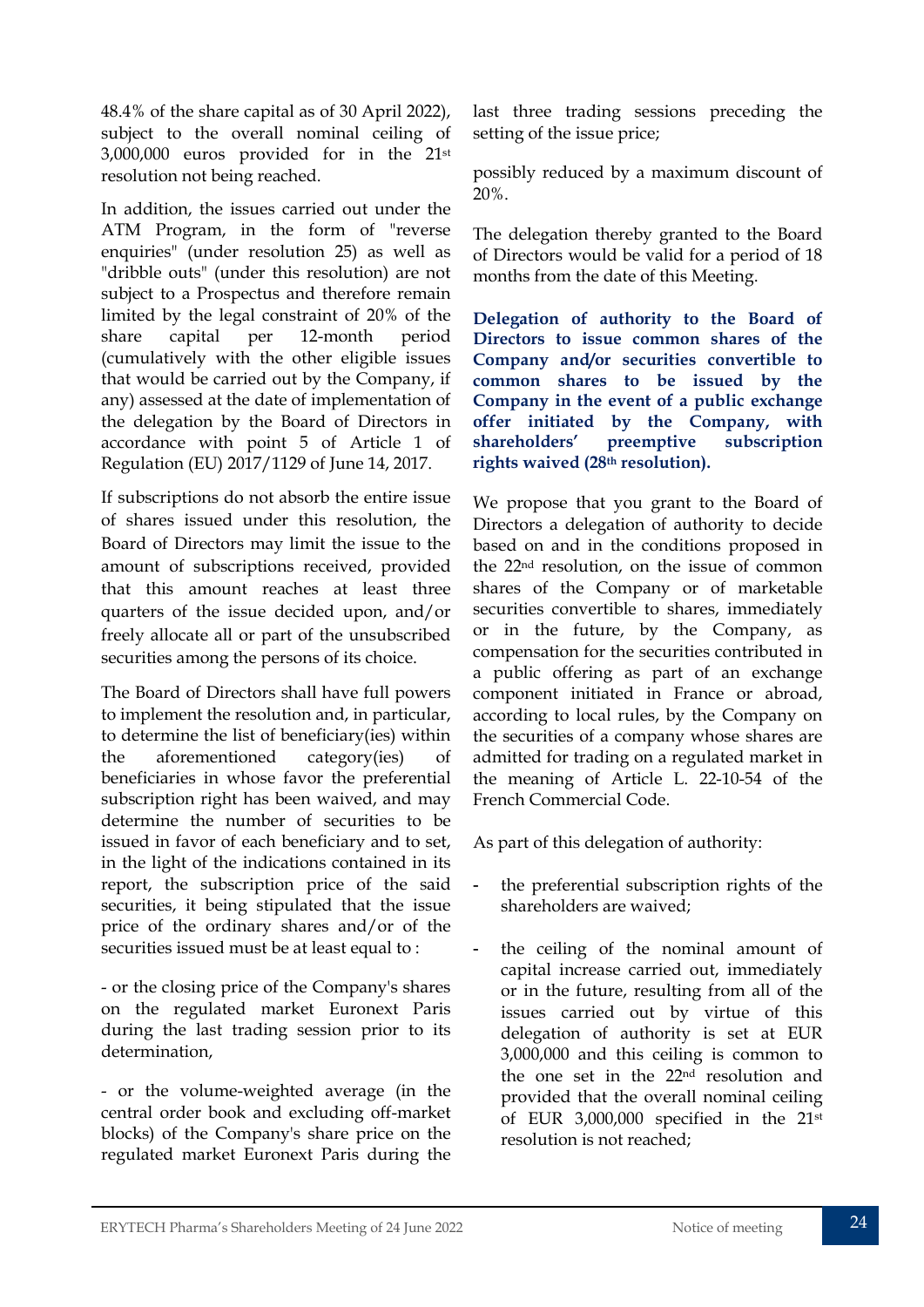48.4% of the share capital as of 30 April 2022), subject to the overall nominal ceiling of 3,000,000 euros provided for in the 21st resolution not being reached.

In addition, the issues carried out under the ATM Program, in the form of "reverse enquiries" (under resolution 25) as well as "dribble outs" (under this resolution) are not subject to a Prospectus and therefore remain limited by the legal constraint of 20% of the share capital per 12-month period (cumulatively with the other eligible issues that would be carried out by the Company, if any) assessed at the date of implementation of the delegation by the Board of Directors in accordance with point 5 of Article 1 of Regulation (EU) 2017/1129 of June 14, 2017.

If subscriptions do not absorb the entire issue of shares issued under this resolution, the Board of Directors may limit the issue to the amount of subscriptions received, provided that this amount reaches at least three quarters of the issue decided upon, and/or freely allocate all or part of the unsubscribed securities among the persons of its choice.

The Board of Directors shall have full powers to implement the resolution and, in particular, to determine the list of beneficiary(ies) within the aforementioned category(ies) of beneficiaries in whose favor the preferential subscription right has been waived, and may determine the number of securities to be issued in favor of each beneficiary and to set, in the light of the indications contained in its report, the subscription price of the said securities, it being stipulated that the issue price of the ordinary shares and/or of the securities issued must be at least equal to :

- or the closing price of the Company's shares on the regulated market Euronext Paris during the last trading session prior to its determination,

- or the volume-weighted average (in the central order book and excluding off-market blocks) of the Company's share price on the regulated market Euronext Paris during the last three trading sessions preceding the setting of the issue price;

possibly reduced by a maximum discount of 20%.

The delegation thereby granted to the Board of Directors would be valid for a period of 18 months from the date of this Meeting.

**Delegation of authority to the Board of Directors to issue common shares of the Company and/or securities convertible to common shares to be issued by the Company in the event of a public exchange offer initiated by the Company, with shareholders' preemptive subscription rights waived (28th resolution).**

We propose that you grant to the Board of Directors a delegation of authority to decide based on and in the conditions proposed in the 22nd resolution, on the issue of common shares of the Company or of marketable securities convertible to shares, immediately or in the future, by the Company, as compensation for the securities contributed in a public offering as part of an exchange component initiated in France or abroad, according to local rules, by the Company on the securities of a company whose shares are admitted for trading on a regulated market in the meaning of Article L. 22-10-54 of the French Commercial Code.

As part of this delegation of authority:

- the preferential subscription rights of the shareholders are waived;

- the ceiling of the nominal amount of capital increase carried out, immediately or in the future, resulting from all of the issues carried out by virtue of this delegation of authority is set at EUR 3,000,000 and this ceiling is common to the one set in the 22nd resolution and provided that the overall nominal ceiling of EUR 3,000,000 specified in the 21st resolution is not reached;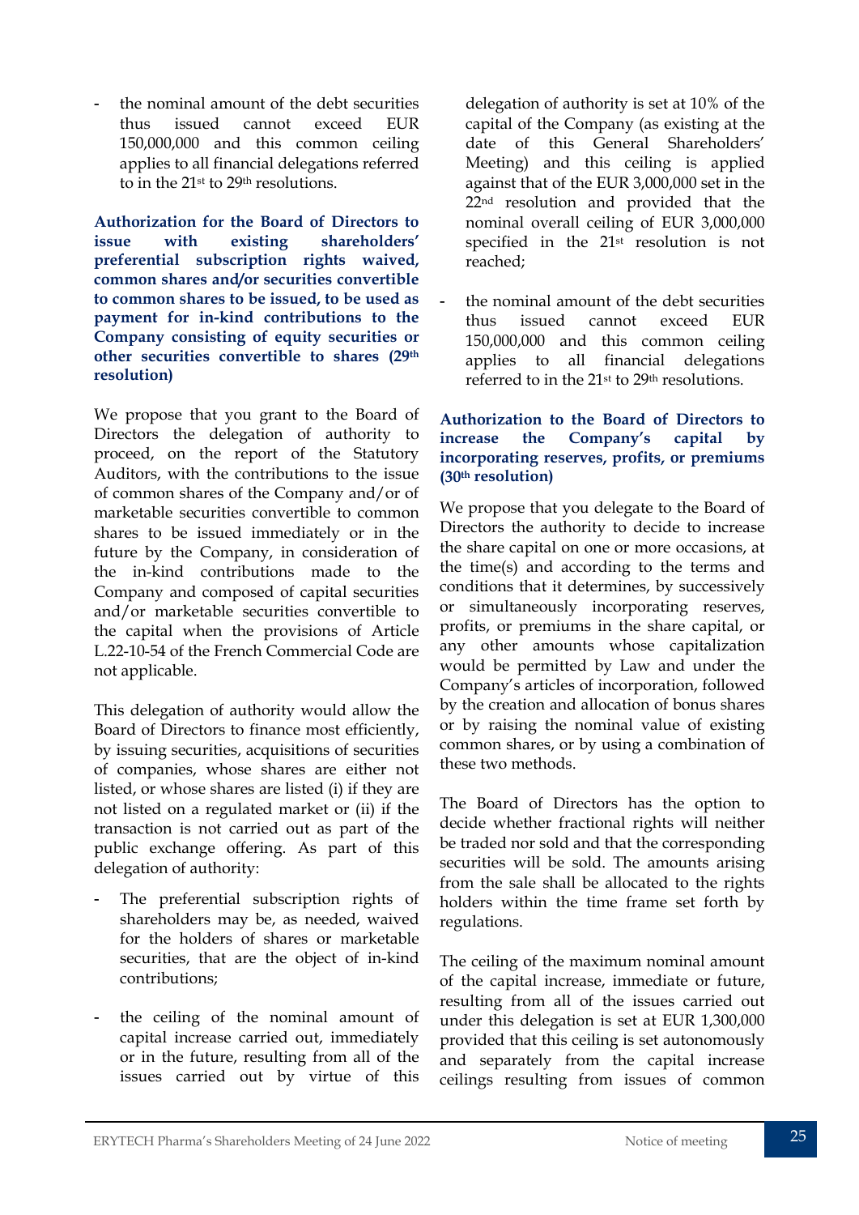- the nominal amount of the debt securities thus issued cannot exceed EUR 150,000,000 and this common ceiling applies to all financial delegations referred to in the 21st to 29th resolutions.

**Authorization for the Board of Directors to issue with existing shareholders' preferential subscription rights waived, common shares and/or securities convertible to common shares to be issued, to be used as payment for in-kind contributions to the Company consisting of equity securities or other securities convertible to shares (29th resolution)**

We propose that you grant to the Board of Directors the delegation of authority to proceed, on the report of the Statutory Auditors, with the contributions to the issue of common shares of the Company and/or of marketable securities convertible to common shares to be issued immediately or in the future by the Company, in consideration of the in-kind contributions made to the Company and composed of capital securities and/or marketable securities convertible to the capital when the provisions of Article L.22-10-54 of the French Commercial Code are not applicable.

This delegation of authority would allow the Board of Directors to finance most efficiently, by issuing securities, acquisitions of securities of companies, whose shares are either not listed, or whose shares are listed (i) if they are not listed on a regulated market or (ii) if the transaction is not carried out as part of the public exchange offering. As part of this delegation of authority:

- The preferential subscription rights of shareholders may be, as needed, waived for the holders of shares or marketable securities, that are the object of in-kind contributions;
- the ceiling of the nominal amount of capital increase carried out, immediately or in the future, resulting from all of the issues carried out by virtue of this delegation of authority is set at 10% of the capital of the Company (as existing at the date of this General Shareholders' Meeting) and this ceiling is applied against that of the EUR 3,000,000 set in the 22nd resolution and provided that the nominal overall ceiling of EUR 3,000,000 specified in the 21st resolution is not reached;
- the nominal amount of the debt securities thus issued cannot exceed EUR 150,000,000 and this common ceiling applies to all financial delegations referred to in the 21st to 29th resolutions.

**Authorization to the Board of Directors to increase the Company's capital by incorporating reserves, profits, or premiums (30th resolution)**

We propose that you delegate to the Board of Directors the authority to decide to increase the share capital on one or more occasions, at the time(s) and according to the terms and conditions that it determines, by successively or simultaneously incorporating reserves, profits, or premiums in the share capital, or any other amounts whose capitalization would be permitted by Law and under the Company's articles of incorporation, followed by the creation and allocation of bonus shares or by raising the nominal value of existing common shares, or by using a combination of these two methods.

The Board of Directors has the option to decide whether fractional rights will neither be traded nor sold and that the corresponding securities will be sold. The amounts arising from the sale shall be allocated to the rights holders within the time frame set forth by regulations.

The ceiling of the maximum nominal amount of the capital increase, immediate or future, resulting from all of the issues carried out under this delegation is set at EUR 1,300,000 provided that this ceiling is set autonomously and separately from the capital increase ceilings resulting from issues of common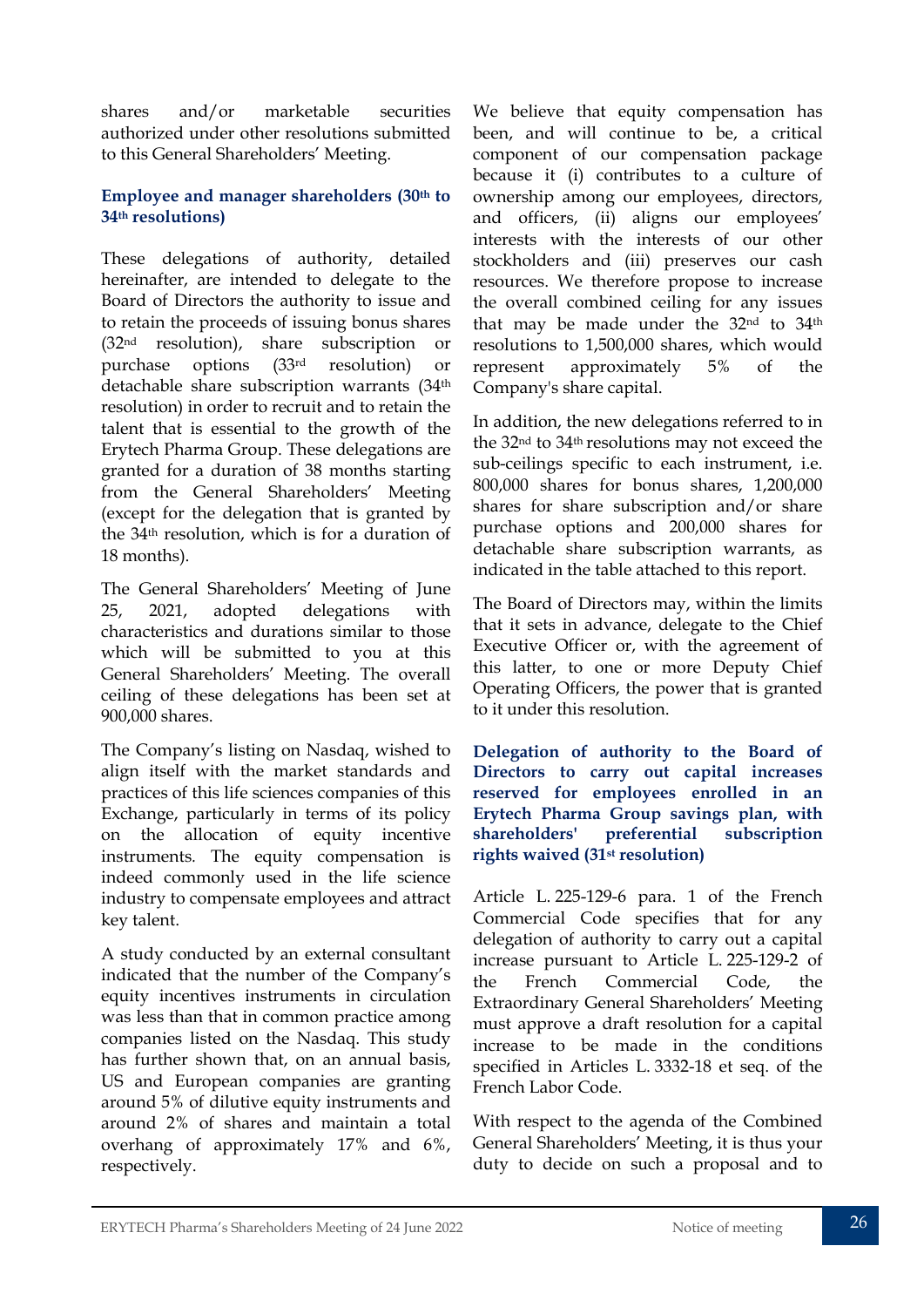shares and/or marketable securities authorized under other resolutions submitted to this General Shareholders' Meeting.

**Employee and manager shareholders (30th to 34th resolutions)**

These delegations of authority, detailed hereinafter, are intended to delegate to the Board of Directors the authority to issue and to retain the proceeds of issuing bonus shares (32nd resolution), share subscription or purchase options (33rd resolution) or detachable share subscription warrants (34th resolution) in order to recruit and to retain the talent that is essential to the growth of the Erytech Pharma Group. These delegations are granted for a duration of 38 months starting from the General Shareholders' Meeting (except for the delegation that is granted by the 34th resolution, which is for a duration of 18 months).

The General Shareholders' Meeting of June 25, 2021, adopted delegations with characteristics and durations similar to those which will be submitted to you at this General Shareholders' Meeting. The overall ceiling of these delegations has been set at 900,000 shares.

The Company's listing on Nasdaq, wished to align itself with the market standards and practices of this life sciences companies of this Exchange, particularly in terms of its policy on the allocation of equity incentive instruments. The equity compensation is indeed commonly used in the life science industry to compensate employees and attract key talent.

A study conducted by an external consultant indicated that the number of the Company's equity incentives instruments in circulation was less than that in common practice among companies listed on the Nasdaq. This study has further shown that, on an annual basis, US and European companies are granting around 5% of dilutive equity instruments and around 2% of shares and maintain a total overhang of approximately 17% and 6%, respectively.

We believe that equity compensation has been, and will continue to be, a critical component of our compensation package because it (i) contributes to a culture of ownership among our employees, directors, and officers, (ii) aligns our employees' interests with the interests of our other stockholders and (iii) preserves our cash resources. We therefore propose to increase the overall combined ceiling for any issues that may be made under the 32nd to 34th resolutions to 1,500,000 shares, which would represent approximately 5% of the Company's share capital.

In addition, the new delegations referred to in the 32nd to 34th resolutions may not exceed the sub-ceilings specific to each instrument, i.e. 800,000 shares for bonus shares, 1,200,000 shares for share subscription and/or share purchase options and 200,000 shares for detachable share subscription warrants, as indicated in the table attached to this report.

The Board of Directors may, within the limits that it sets in advance, delegate to the Chief Executive Officer or, with the agreement of this latter, to one or more Deputy Chief Operating Officers, the power that is granted to it under this resolution.

**Delegation of authority to the Board of Directors to carry out capital increases reserved for employees enrolled in an Erytech Pharma Group savings plan, with shareholders' preferential subscription rights waived (31st resolution)**

Article L. 225-129-6 para. 1 of the French Commercial Code specifies that for any delegation of authority to carry out a capital increase pursuant to Article L. 225-129-2 of the French Commercial Code, the Extraordinary General Shareholders' Meeting must approve a draft resolution for a capital increase to be made in the conditions specified in Articles L. 3332-18 et seq. of the French Labor Code.

With respect to the agenda of the Combined General Shareholders' Meeting, it is thus your duty to decide on such a proposal and to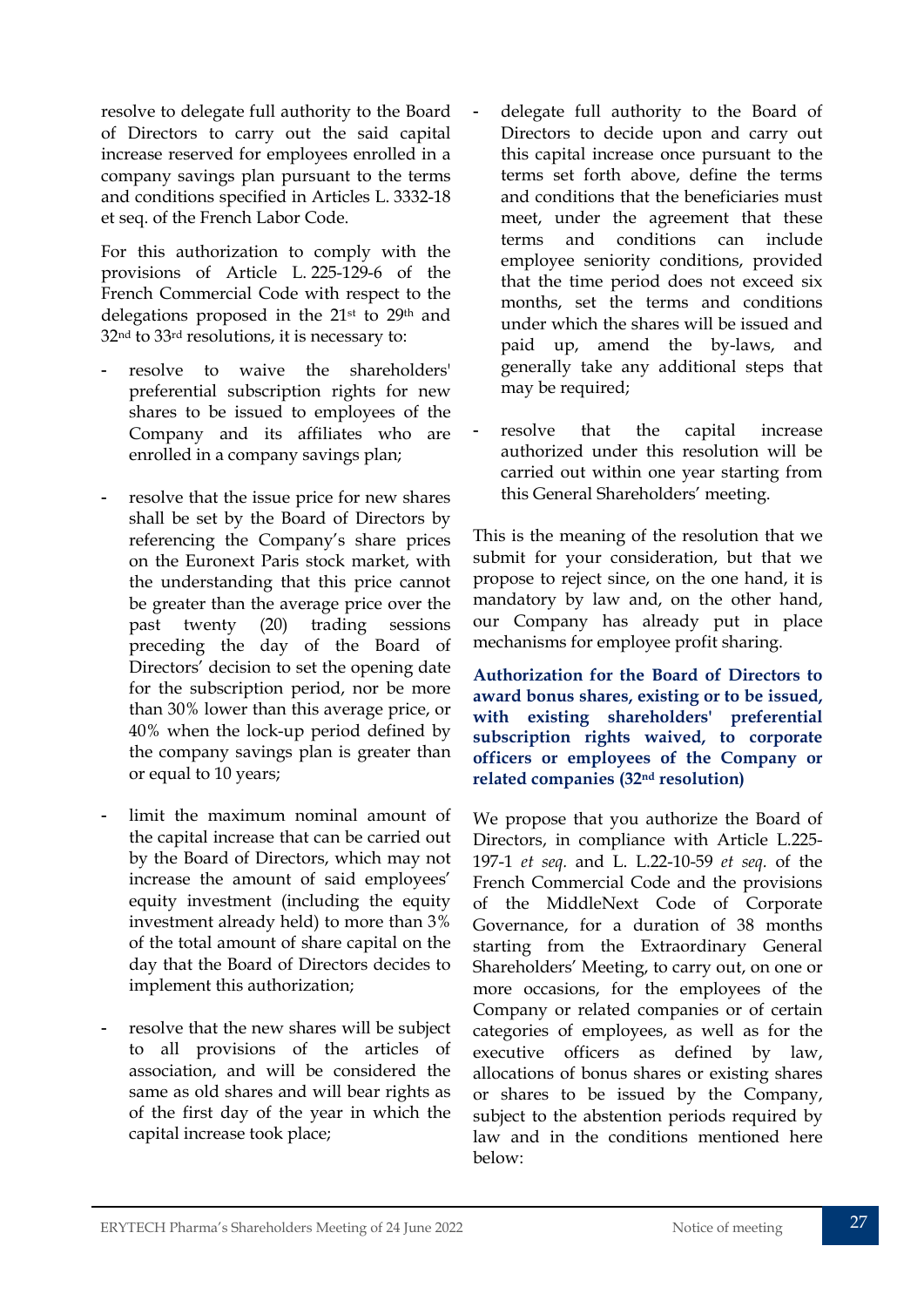resolve to delegate full authority to the Board of Directors to carry out the said capital increase reserved for employees enrolled in a company savings plan pursuant to the terms and conditions specified in Articles L. 3332-18 et seq. of the French Labor Code.

For this authorization to comply with the provisions of Article L. 225-129-6 of the French Commercial Code with respect to the delegations proposed in the 21st to 29th and 32nd to 33rd resolutions, it is necessary to:

- resolve to waive the shareholders' preferential subscription rights for new shares to be issued to employees of the Company and its affiliates who are enrolled in a company savings plan;
- resolve that the issue price for new shares shall be set by the Board of Directors by referencing the Company's share prices on the Euronext Paris stock market, with the understanding that this price cannot be greater than the average price over the past twenty (20) trading sessions preceding the day of the Board of Directors' decision to set the opening date for the subscription period, nor be more than 30% lower than this average price, or 40% when the lock-up period defined by the company savings plan is greater than or equal to 10 years;
- limit the maximum nominal amount of the capital increase that can be carried out by the Board of Directors, which may not increase the amount of said employees' equity investment (including the equity investment already held) to more than 3% of the total amount of share capital on the day that the Board of Directors decides to implement this authorization;
- resolve that the new shares will be subject to all provisions of the articles of association, and will be considered the same as old shares and will bear rights as of the first day of the year in which the capital increase took place;
- delegate full authority to the Board of Directors to decide upon and carry out this capital increase once pursuant to the terms set forth above, define the terms and conditions that the beneficiaries must meet, under the agreement that these terms and conditions can include employee seniority conditions, provided that the time period does not exceed six months, set the terms and conditions under which the shares will be issued and paid up, amend the by-laws, and generally take any additional steps that may be required;
- resolve that the capital increase authorized under this resolution will be carried out within one year starting from this General Shareholders' meeting.

This is the meaning of the resolution that we submit for your consideration, but that we propose to reject since, on the one hand, it is mandatory by law and, on the other hand, our Company has already put in place mechanisms for employee profit sharing.

**Authorization for the Board of Directors to award bonus shares, existing or to be issued, with existing shareholders' preferential subscription rights waived, to corporate officers or employees of the Company or related companies (32nd resolution)**

We propose that you authorize the Board of Directors, in compliance with Article L.225-197-1 *et seq.* and L. L.22-10-59 *et seq.* of the French Commercial Code and the provisions of the MiddleNext Code of Corporate Governance, for a duration of 38 months starting from the Extraordinary General Shareholders' Meeting, to carry out, on one or more occasions, for the employees of the Company or related companies or of certain categories of employees, as well as for the executive officers as defined by law, allocations of bonus shares or existing shares or shares to be issued by the Company, subject to the abstention periods required by law and in the conditions mentioned here below: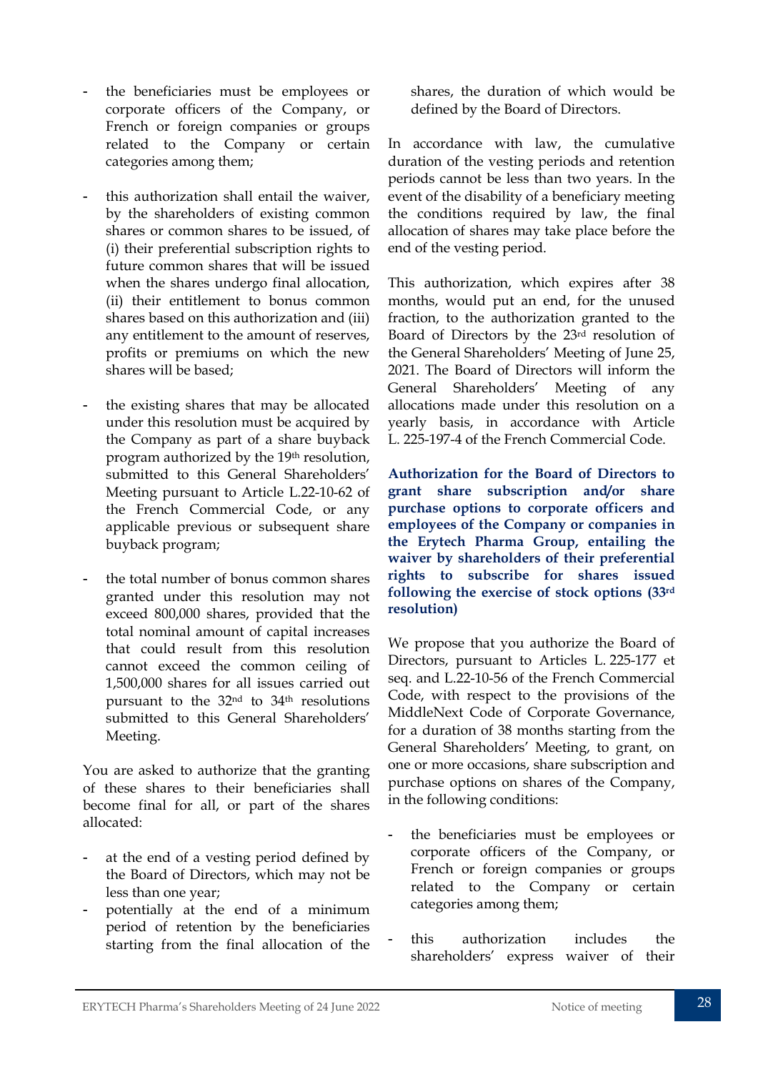- the beneficiaries must be employees or corporate officers of the Company, or French or foreign companies or groups related to the Company or certain categories among them;
- this authorization shall entail the waiver, by the shareholders of existing common shares or common shares to be issued, of (i) their preferential subscription rights to future common shares that will be issued when the shares undergo final allocation, (ii) their entitlement to bonus common shares based on this authorization and (iii) any entitlement to the amount of reserves, profits or premiums on which the new shares will be based;
- the existing shares that may be allocated under this resolution must be acquired by the Company as part of a share buyback program authorized by the 19th resolution, submitted to this General Shareholders' Meeting pursuant to Article L.22-10-62 of the French Commercial Code, or any applicable previous or subsequent share buyback program;
- the total number of bonus common shares granted under this resolution may not exceed 800,000 shares, provided that the total nominal amount of capital increases that could result from this resolution cannot exceed the common ceiling of 1,500,000 shares for all issues carried out pursuant to the 32nd to 34th resolutions submitted to this General Shareholders' Meeting.

You are asked to authorize that the granting of these shares to their beneficiaries shall become final for all, or part of the shares allocated:

- at the end of a vesting period defined by the Board of Directors, which may not be less than one year;
- potentially at the end of a minimum period of retention by the beneficiaries starting from the final allocation of the shares, the duration of which would be defined by the Board of Directors.

In accordance with law, the cumulative duration of the vesting periods and retention periods cannot be less than two years. In the event of the disability of a beneficiary meeting the conditions required by law, the final allocation of shares may take place before the end of the vesting period.

This authorization, which expires after 38 months, would put an end, for the unused fraction, to the authorization granted to the Board of Directors by the 23rd resolution of the General Shareholders' Meeting of June 25, 2021. The Board of Directors will inform the General Shareholders' Meeting of any allocations made under this resolution on a yearly basis, in accordance with Article L. 225-197-4 of the French Commercial Code.

**Authorization for the Board of Directors to grant share subscription and/or share purchase options to corporate officers and employees of the Company or companies in the Erytech Pharma Group, entailing the waiver by shareholders of their preferential rights to subscribe for shares issued following the exercise of stock options (33rd resolution)**

We propose that you authorize the Board of Directors, pursuant to Articles L. 225-177 et seq. and L.22-10-56 of the French Commercial Code, with respect to the provisions of the MiddleNext Code of Corporate Governance, for a duration of 38 months starting from the General Shareholders' Meeting, to grant, on one or more occasions, share subscription and purchase options on shares of the Company, in the following conditions:

- the beneficiaries must be employees or corporate officers of the Company, or French or foreign companies or groups related to the Company or certain categories among them;
- this authorization includes the shareholders' express waiver of their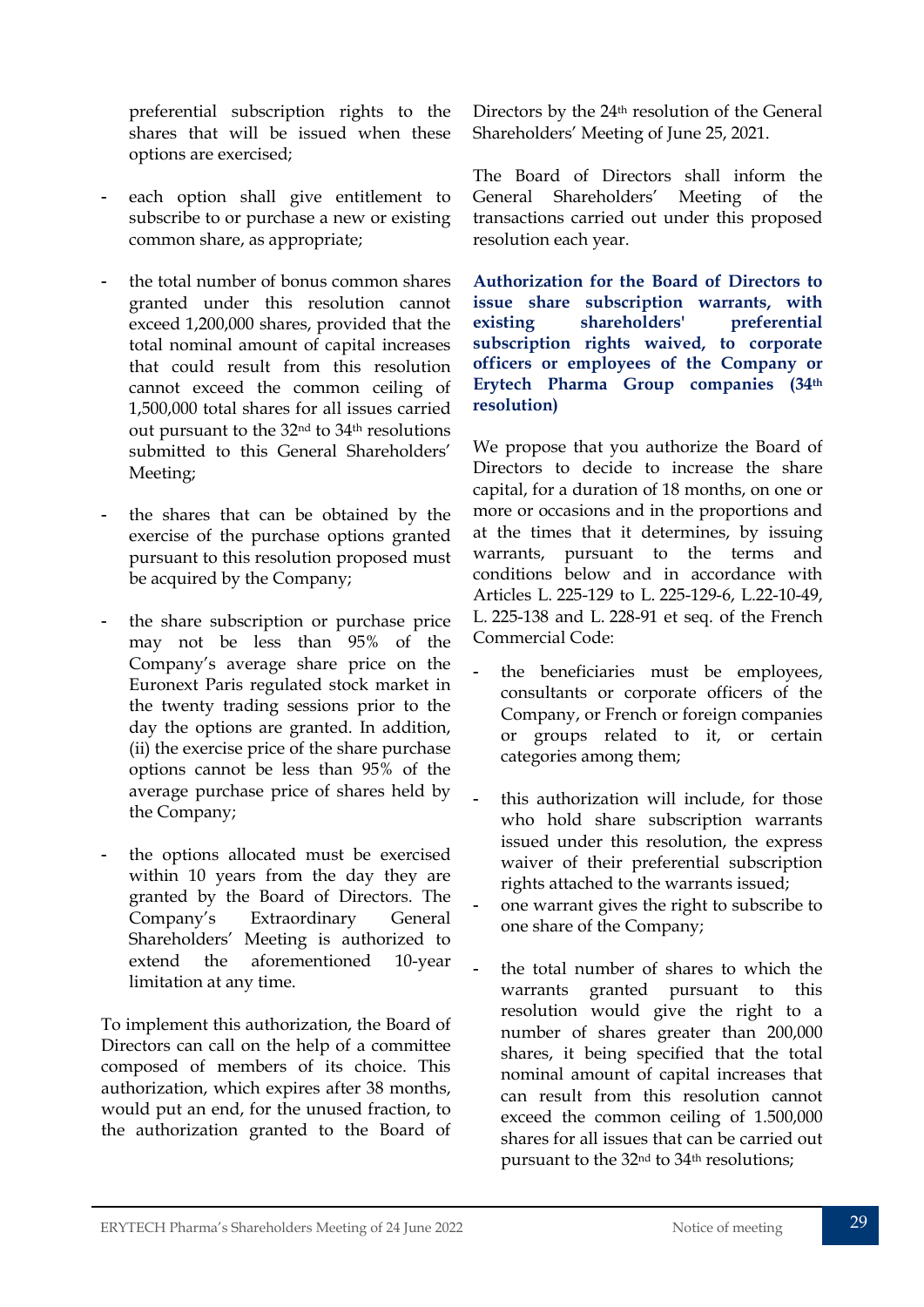preferential subscription rights to the shares that will be issued when these options are exercised;

- each option shall give entitlement to subscribe to or purchase a new or existing common share, as appropriate;

- the total number of bonus common shares granted under this resolution cannot exceed 1,200,000 shares, provided that the total nominal amount of capital increases that could result from this resolution cannot exceed the common ceiling of 1,500,000 total shares for all issues carried out pursuant to the 32nd to 34th resolutions submitted to this General Shareholders' Meeting;

- the shares that can be obtained by the exercise of the purchase options granted pursuant to this resolution proposed must be acquired by the Company;

- the share subscription or purchase price may not be less than 95% of the Company's average share price on the Euronext Paris regulated stock market in the twenty trading sessions prior to the day the options are granted. In addition, (ii) the exercise price of the share purchase options cannot be less than 95% of the average purchase price of shares held by the Company;

- the options allocated must be exercised within 10 years from the day they are granted by the Board of Directors. The Company's Extraordinary General Shareholders' Meeting is authorized to extend the aforementioned 10-year limitation at any time.

To implement this authorization, the Board of Directors can call on the help of a committee composed of members of its choice. This authorization, which expires after 38 months, would put an end, for the unused fraction, to the authorization granted to the Board of Directors by the 24th resolution of the General Shareholders' Meeting of June 25, 2021.

The Board of Directors shall inform the General Shareholders' Meeting of the transactions carried out under this proposed resolution each year.

**Authorization for the Board of Directors to issue share subscription warrants, with existing shareholders' preferential subscription rights waived, to corporate officers or employees of the Company or Erytech Pharma Group companies (34th resolution)**

We propose that you authorize the Board of Directors to decide to increase the share capital, for a duration of 18 months, on one or more or occasions and in the proportions and at the times that it determines, by issuing warrants, pursuant to the terms and conditions below and in accordance with Articles L. 225-129 to L. 225-129-6, L.22-10-49, L. 225-138 and L. 228-91 et seq. of the French Commercial Code:

- the beneficiaries must be employees, consultants or corporate officers of the Company, or French or foreign companies or groups related to it, or certain categories among them;

- this authorization will include, for those who hold share subscription warrants issued under this resolution, the express waiver of their preferential subscription rights attached to the warrants issued;
- one warrant gives the right to subscribe to one share of the Company;

- the total number of shares to which the warrants granted pursuant to this resolution would give the right to a number of shares greater than 200,000 shares, it being specified that the total nominal amount of capital increases that can result from this resolution cannot exceed the common ceiling of 1.500,000 shares for all issues that can be carried out pursuant to the 32nd to 34th resolutions;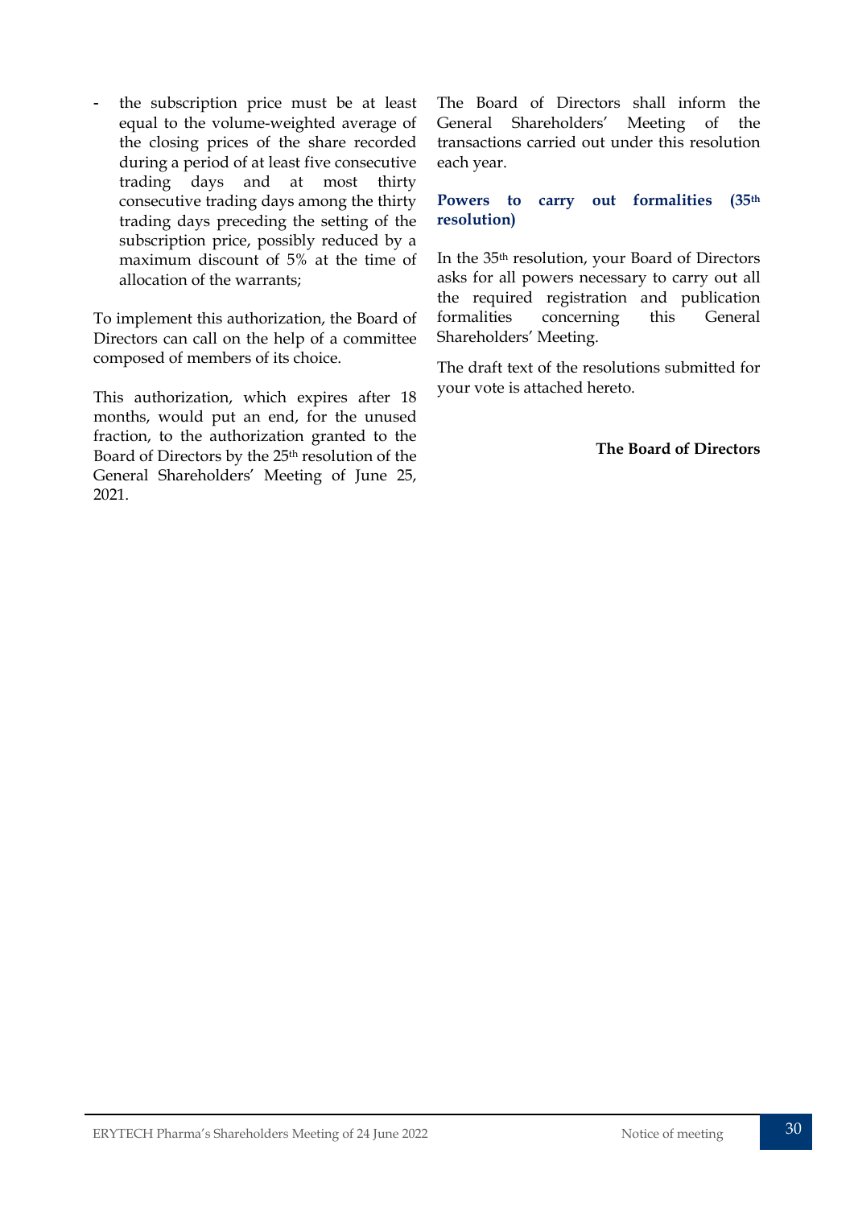- the subscription price must be at least equal to the volume-weighted average of the closing prices of the share recorded during a period of at least five consecutive trading days and at most thirty consecutive trading days among the thirty trading days preceding the setting of the subscription price, possibly reduced by a maximum discount of 5% at the time of allocation of the warrants;

To implement this authorization, the Board of Directors can call on the help of a committee composed of members of its choice.

This authorization, which expires after 18 months, would put an end, for the unused fraction, to the authorization granted to the Board of Directors by the 25th resolution of the General Shareholders' Meeting of June 25, 2021.

The Board of Directors shall inform the General Shareholders' Meeting of the transactions carried out under this resolution each year.

### Powers to carry out formalities (35th resolution)

In the 35th resolution, your Board of Directors asks for all powers necessary to carry out all the required registration and publication formalities concerning this General Shareholders' Meeting.

The draft text of the resolutions submitted for your vote is attached hereto.

**The Board of Directors**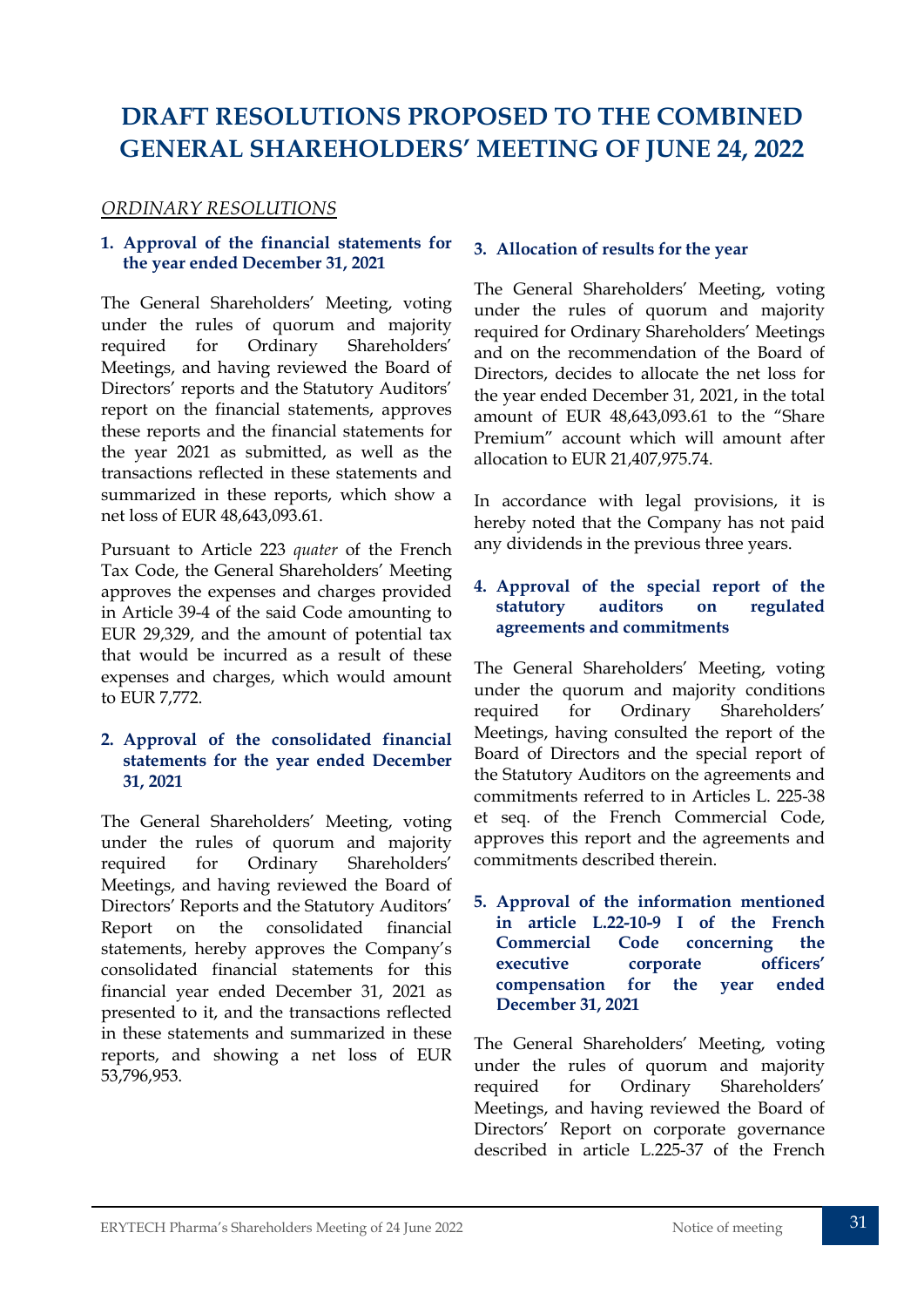# DRAFT RESOLUTIONS PROPOSED TO THE COMBINED GENERAL SHAREHOLDERS' MEETING OF JUNE 24, 2022

## *ORDINARY RESOLUTIONS*

### 1. Approval of the financial statements for the year ended December 31, 2021

The General Shareholders' Meeting, voting under the rules of quorum and majority required for Ordinary Shareholders' Meetings, and having reviewed the Board of Directors' reports and the Statutory Auditors' report on the financial statements, approves these reports and the financial statements for the year 2021 as submitted, as well as the transactions reflected in these statements and summarized in these reports, which show a net loss of EUR 48,643,093.61.

Pursuant to Article 223 *quater* of the French Tax Code, the General Shareholders' Meeting approves the expenses and charges provided in Article 39-4 of the said Code amounting to EUR 29,329, and the amount of potential tax that would be incurred as a result of these expenses and charges, which would amount to EUR 7,772.

### 2. Approval of the consolidated financial statements for the year ended December 31, 2021

The General Shareholders' Meeting, voting under the rules of quorum and majority required for Ordinary Shareholders' Meetings, and having reviewed the Board of Directors' Reports and the Statutory Auditors' Report on the consolidated financial statements, hereby approves the Company's consolidated financial statements for this financial year ended December 31, 2021 as presented to it, and the transactions reflected in these statements and summarized in these reports, and showing a net loss of EUR 53,796,953.

### 3. Allocation of results for the year

The General Shareholders' Meeting, voting under the rules of quorum and majority required for Ordinary Shareholders' Meetings and on the recommendation of the Board of Directors, decides to allocate the net loss for the year ended December 31, 2021, in the total amount of EUR 48,643,093.61 to the "Share Premium" account which will amount after allocation to EUR 21,407,975.74.

In accordance with legal provisions, it is hereby noted that the Company has not paid any dividends in the previous three years.

### 4. Approval of the special report of the statutory auditors on regulated agreements and commitments

The General Shareholders' Meeting, voting under the quorum and majority conditions required for Ordinary Shareholders' Meetings, having consulted the report of the Board of Directors and the special report of the Statutory Auditors on the agreements and commitments referred to in Articles L. 225-38 et seq. of the French Commercial Code, approves this report and the agreements and commitments described therein.

### 5. Approval of the information mentioned in article L.22-10-9 I of the French Commercial Code concerning the executive corporate officers' compensation for the year ended December 31, 2021

The General Shareholders' Meeting, voting under the rules of quorum and majority required for Ordinary Shareholders' Meetings, and having reviewed the Board of Directors' Report on corporate governance described in article L.225-37 of the French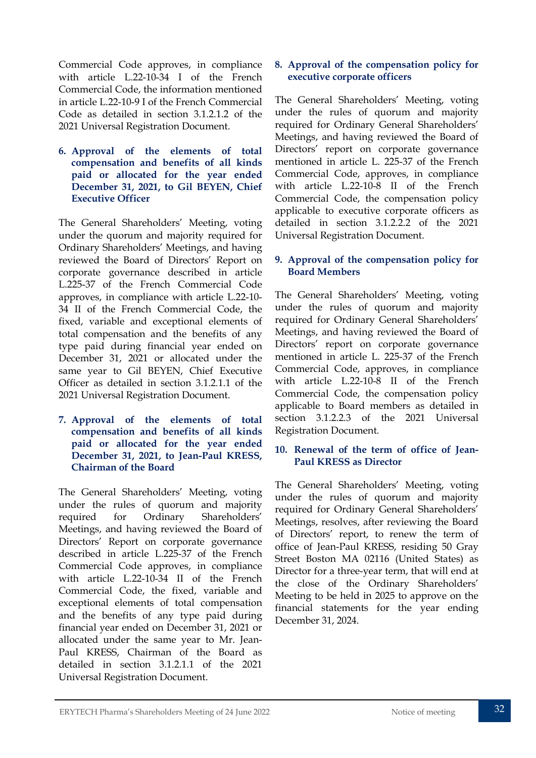Commercial Code approves, in compliance with article L.22-10-34 I of the French Commercial Code, the information mentioned in article L.22-10-9 I of the French Commercial Code as detailed in section 3.1.2.1.2 of the 2021 Universal Registration Document.

### 6. Approval of the elements of total compensation and benefits of all kinds paid or allocated for the year ended December 31, 2021, to Gil BEYEN, Chief Executive Officer

The General Shareholders' Meeting, voting under the quorum and majority required for Ordinary Shareholders' Meetings, and having reviewed the Board of Directors' Report on corporate governance described in article L.225-37 of the French Commercial Code approves, in compliance with article L.22-10-34 II of the French Commercial Code, the fixed, variable and exceptional elements of total compensation and the benefits of any type paid during financial year ended on December 31, 2021 or allocated under the same year to Gil BEYEN, Chief Executive Officer as detailed in section 3.1.2.1.1 of the 2021 Universal Registration Document.

### 7. Approval of the elements of total compensation and benefits of all kinds paid or allocated for the year ended December 31, 2021, to Jean-Paul KRESS, Chairman of the Board

The General Shareholders' Meeting, voting under the rules of quorum and majority required for Ordinary Shareholders' Meetings, and having reviewed the Board of Directors' Report on corporate governance described in article L.225-37 of the French Commercial Code approves, in compliance with article L.22-10-34 II of the French Commercial Code, the fixed, variable and exceptional elements of total compensation and the benefits of any type paid during financial year ended on December 31, 2021 or allocated under the same year to Mr. Jean-Paul KRESS, Chairman of the Board as detailed in section 3.1.2.1.1 of the 2021 Universal Registration Document.

### 8. Approval of the compensation policy for executive corporate officers

The General Shareholders' Meeting, voting under the rules of quorum and majority required for Ordinary General Shareholders' Meetings, and having reviewed the Board of Directors' report on corporate governance mentioned in article L. 225-37 of the French Commercial Code, approves, in compliance with article L.22-10-8 II of the French Commercial Code, the compensation policy applicable to executive corporate officers as detailed in section 3.1.2.2.2 of the 2021 Universal Registration Document.

### 9. Approval of the compensation policy for Board Members

The General Shareholders' Meeting, voting under the rules of quorum and majority required for Ordinary General Shareholders' Meetings, and having reviewed the Board of Directors' report on corporate governance mentioned in article L. 225-37 of the French Commercial Code, approves, in compliance with article L.22-10-8 II of the French Commercial Code, the compensation policy applicable to Board members as detailed in section 3.1.2.2.3 of the 2021 Universal Registration Document.

### 10. Renewal of the term of office of Jean-Paul KRESS as Director

The General Shareholders' Meeting, voting under the rules of quorum and majority required for Ordinary General Shareholders' Meetings, resolves, after reviewing the Board of Directors' report, to renew the term of office of Jean-Paul KRESS, residing 50 Gray Street Boston MA 02116 (United States) as Director for a three-year term, that will end at the close of the Ordinary Shareholders' Meeting to be held in 2025 to approve on the financial statements for the year ending December 31, 2024.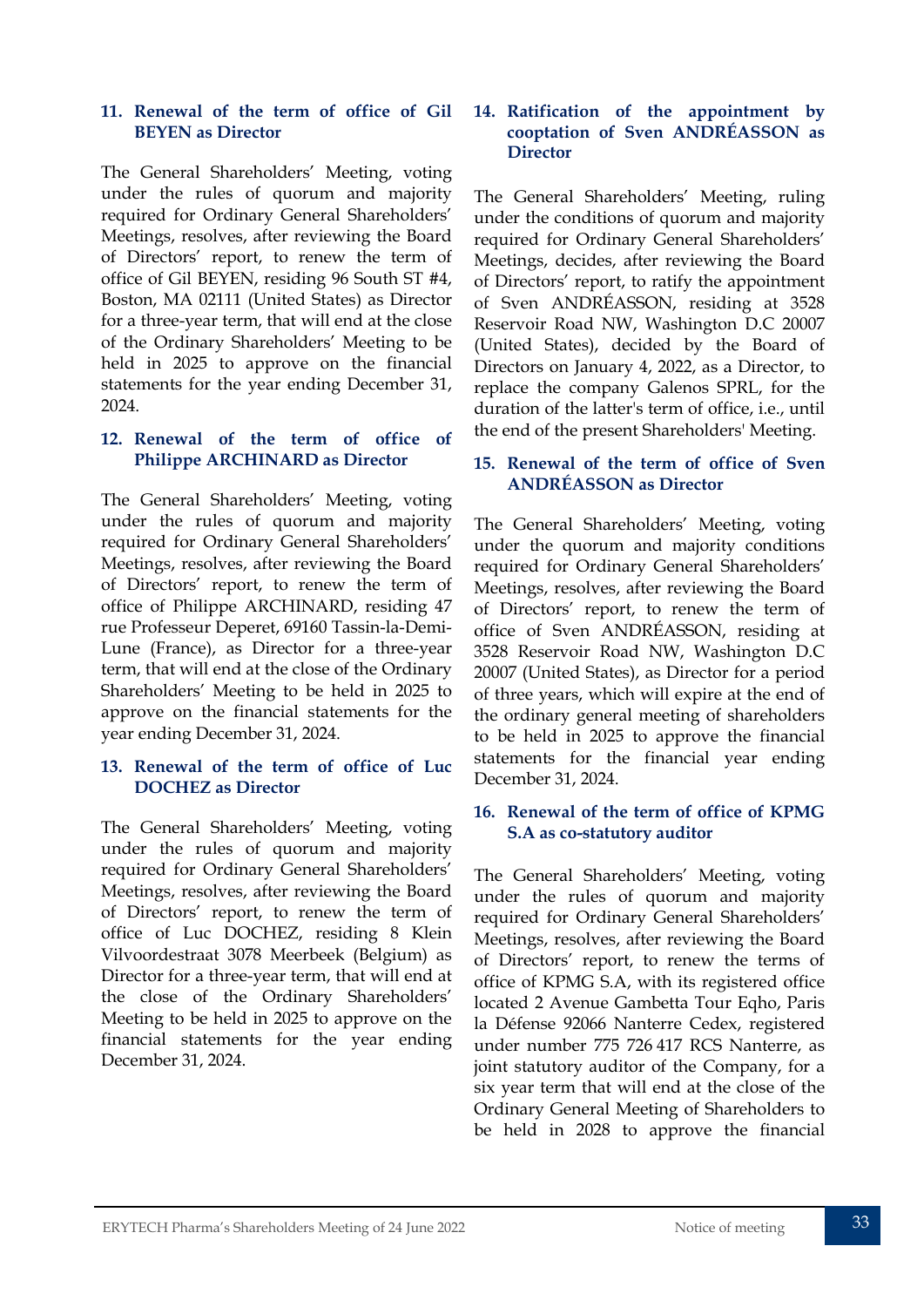### 11. Renewal of the term of office of Gil BEYEN as Director

The General Shareholders' Meeting, voting under the rules of quorum and majority required for Ordinary General Shareholders' Meetings, resolves, after reviewing the Board of Directors' report, to renew the term of office of Gil BEYEN, residing 96 South ST #4, Boston, MA 02111 (United States) as Director for a three-year term, that will end at the close of the Ordinary Shareholders' Meeting to be held in 2025 to approve on the financial statements for the year ending December 31, 2024.

### 12. Renewal of the term of office of Philippe ARCHINARD as Director

The General Shareholders' Meeting, voting under the rules of quorum and majority required for Ordinary General Shareholders' Meetings, resolves, after reviewing the Board of Directors' report, to renew the term of office of Philippe ARCHINARD, residing 47 rue Professeur Deperet, 69160 Tassin-la-Demi-Lune (France), as Director for a three-year term, that will end at the close of the Ordinary Shareholders' Meeting to be held in 2025 to approve on the financial statements for the year ending December 31, 2024.

### 13. Renewal of the term of office of Luc DOCHEZ as Director

The General Shareholders' Meeting, voting under the rules of quorum and majority required for Ordinary General Shareholders' Meetings, resolves, after reviewing the Board of Directors' report, to renew the term of office of Luc DOCHEZ, residing 8 Klein Vilvoordestraat 3078 Meerbeek (Belgium) as Director for a three-year term, that will end at the close of the Ordinary Shareholders' Meeting to be held in 2025 to approve on the financial statements for the year ending December 31, 2024.

### 14. Ratification of the appointment by cooptation of Sven ANDRÉASSON as Director

The General Shareholders' Meeting, ruling under the conditions of quorum and majority required for Ordinary General Shareholders' Meetings, decides, after reviewing the Board of Directors' report, to ratify the appointment of Sven ANDRÉASSON, residing at 3528 Reservoir Road NW, Washington D.C 20007 (United States), decided by the Board of Directors on January 4, 2022, as a Director, to replace the company Galenos SPRL, for the duration of the latter's term of office, i.e., until the end of the present Shareholders' Meeting.

### 15. Renewal of the term of office of Sven ANDRÉASSON as Director

The General Shareholders' Meeting, voting under the quorum and majority conditions required for Ordinary General Shareholders' Meetings, resolves, after reviewing the Board of Directors' report, to renew the term of office of Sven ANDRÉASSON, residing at 3528 Reservoir Road NW, Washington D.C 20007 (United States), as Director for a period of three years, which will expire at the end of the ordinary general meeting of shareholders to be held in 2025 to approve the financial statements for the financial year ending December 31, 2024.

### 16. Renewal of the term of office of KPMG S.A as co-statutory auditor

The General Shareholders' Meeting, voting under the rules of quorum and majority required for Ordinary General Shareholders' Meetings, resolves, after reviewing the Board of Directors' report, to renew the terms of office of KPMG S.A, with its registered office located 2 Avenue Gambetta Tour Eqho, Paris la Défense 92066 Nanterre Cedex, registered under number 775 726 417 RCS Nanterre, as joint statutory auditor of the Company, for a six year term that will end at the close of the Ordinary General Meeting of Shareholders to be held in 2028 to approve the financial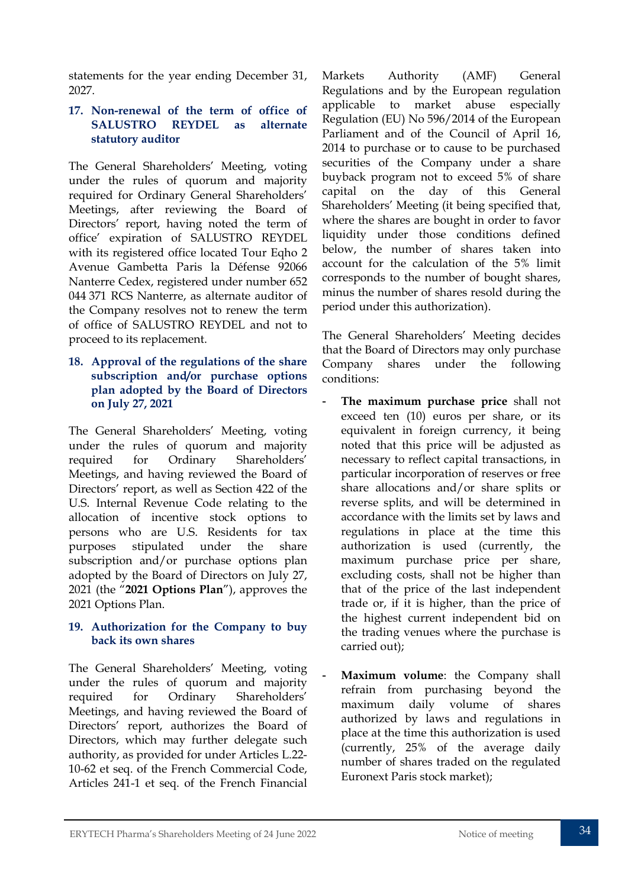statements for the year ending December 31, 2027.

### 17. Non-renewal of the term of office of SALUSTRO REYDEL as alternate statutory auditor

The General Shareholders' Meeting, voting under the rules of quorum and majority required for Ordinary General Shareholders' Meetings, after reviewing the Board of Directors' report, having noted the term of office' expiration of SALUSTRO REYDEL with its registered office located Tour Eqho 2 Avenue Gambetta Paris la Défense 92066 Nanterre Cedex, registered under number 652 044 371 RCS Nanterre, as alternate auditor of the Company resolves not to renew the term of office of SALUSTRO REYDEL and not to proceed to its replacement.

### 18. Approval of the regulations of the share subscription and/or purchase options plan adopted by the Board of Directors on July 27, 2021

The General Shareholders' Meeting, voting under the rules of quorum and majority required for Ordinary Shareholders' Meetings, and having reviewed the Board of Directors' report, as well as Section 422 of the U.S. Internal Revenue Code relating to the allocation of incentive stock options to persons who are U.S. Residents for tax purposes stipulated under the share subscription and/or purchase options plan adopted by the Board of Directors on July 27, 2021 (the "**2021 Options Plan**"), approves the 2021 Options Plan.

### 19. Authorization for the Company to buy back its own shares

The General Shareholders' Meeting, voting under the rules of quorum and majority required for Ordinary Shareholders' Meetings, and having reviewed the Board of Directors' report, authorizes the Board of Directors, which may further delegate such authority, as provided for under Articles L.22-10-62 et seq. of the French Commercial Code, Articles 241-1 et seq. of the French Financial Markets Authority (AMF) General Regulations and by the European regulation applicable to market abuse especially Regulation (EU) No 596/2014 of the European Parliament and of the Council of April 16, 2014 to purchase or to cause to be purchased securities of the Company under a share buyback program not to exceed 5% of share capital on the day of this General Shareholders' Meeting (it being specified that, where the shares are bought in order to favor liquidity under those conditions defined below, the number of shares taken into account for the calculation of the 5% limit corresponds to the number of bought shares, minus the number of shares resold during the period under this authorization).

The General Shareholders' Meeting decides that the Board of Directors may only purchase Company shares under the following conditions:

- **The maximum purchase price** shall not exceed ten (10) euros per share, or its equivalent in foreign currency, it being noted that this price will be adjusted as necessary to reflect capital transactions, in particular incorporation of reserves or free share allocations and/or share splits or reverse splits, and will be determined in accordance with the limits set by laws and regulations in place at the time this authorization is used (currently, the maximum purchase price per share, excluding costs, shall not be higher than that of the price of the last independent trade or, if it is higher, than the price of the highest current independent bid on the trading venues where the purchase is carried out);
- **Maximum volume**: the Company shall refrain from purchasing beyond the maximum daily volume of shares authorized by laws and regulations in place at the time this authorization is used (currently, 25% of the average daily number of shares traded on the regulated Euronext Paris stock market);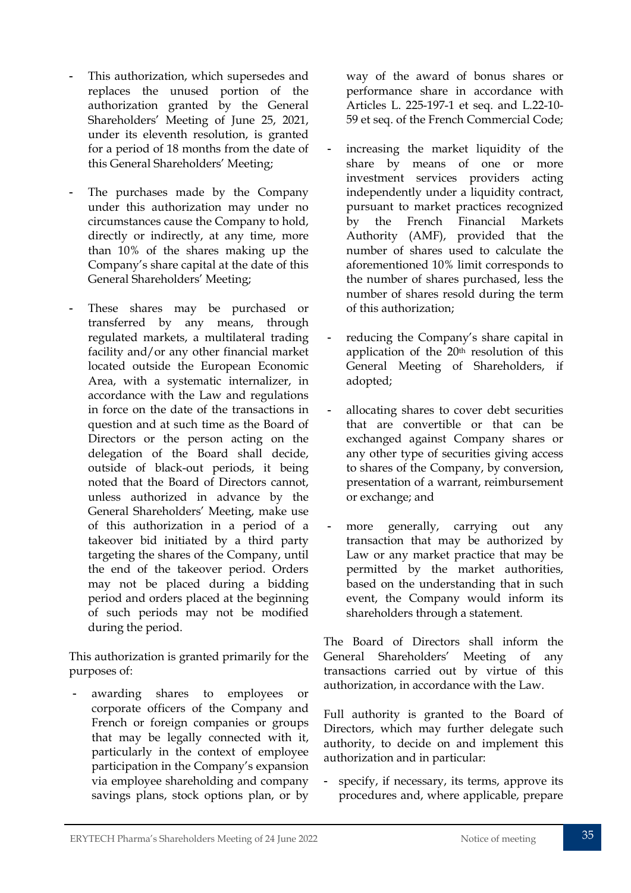- This authorization, which supersedes and replaces the unused portion of the authorization granted by the General Shareholders' Meeting of June 25, 2021, under its eleventh resolution, is granted for a period of 18 months from the date of this General Shareholders' Meeting;

- The purchases made by the Company under this authorization may under no circumstances cause the Company to hold, directly or indirectly, at any time, more than 10% of the shares making up the Company's share capital at the date of this General Shareholders' Meeting;

- These shares may be purchased or transferred by any means, through regulated markets, a multilateral trading facility and/or any other financial market located outside the European Economic Area, with a systematic internalizer, in accordance with the Law and regulations in force on the date of the transactions in question and at such time as the Board of Directors or the person acting on the delegation of the Board shall decide, outside of black-out periods, it being noted that the Board of Directors cannot, unless authorized in advance by the General Shareholders' Meeting, make use of this authorization in a period of a takeover bid initiated by a third party targeting the shares of the Company, until the end of the takeover period. Orders may not be placed during a bidding period and orders placed at the beginning of such periods may not be modified during the period.

This authorization is granted primarily for the purposes of:

- awarding shares to employees or corporate officers of the Company and French or foreign companies or groups that may be legally connected with it, particularly in the context of employee participation in the Company's expansion via employee shareholding and company savings plans, stock options plan, or by way of the award of bonus shares or performance share in accordance with Articles L. 225-197-1 et seq. and L.22-10-59 et seq. of the French Commercial Code;

- increasing the market liquidity of the share by means of one or more investment services providers acting independently under a liquidity contract, pursuant to market practices recognized by the French Financial Markets Authority (AMF), provided that the number of shares used to calculate the aforementioned 10% limit corresponds to the number of shares purchased, less the number of shares resold during the term of this authorization;

- reducing the Company's share capital in application of the 20th resolution of this General Meeting of Shareholders, if adopted;

- allocating shares to cover debt securities that are convertible or that can be exchanged against Company shares or any other type of securities giving access to shares of the Company, by conversion, presentation of a warrant, reimbursement or exchange; and

- more generally, carrying out any transaction that may be authorized by Law or any market practice that may be permitted by the market authorities, based on the understanding that in such event, the Company would inform its shareholders through a statement.

The Board of Directors shall inform the General Shareholders' Meeting of any transactions carried out by virtue of this authorization, in accordance with the Law.

Full authority is granted to the Board of Directors, which may further delegate such authority, to decide on and implement this authorization and in particular:

- specify, if necessary, its terms, approve its procedures and, where applicable, prepare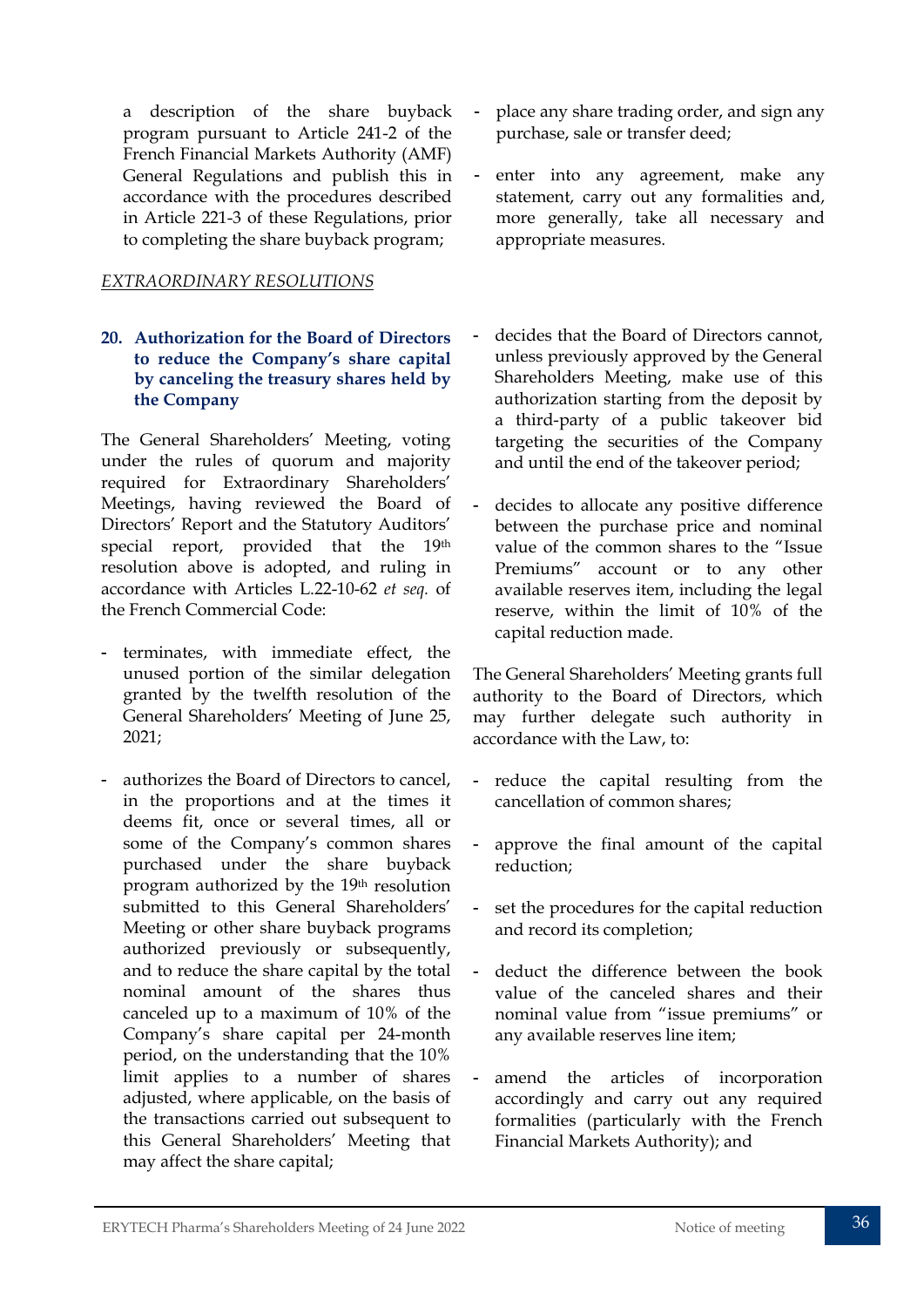a description of the share buyback program pursuant to Article 241-2 of the French Financial Markets Authority (AMF) General Regulations and publish this in accordance with the procedures described in Article 221-3 of these Regulations, prior to completing the share buyback program;

- place any share trading order, and sign any purchase, sale or transfer deed;
- enter into any agreement, make any statement, carry out any formalities and, more generally, take all necessary and appropriate measures.

*EXTRAORDINARY RESOLUTIONS*

### 20. Authorization for the Board of Directors to reduce the Company's share capital by canceling the treasury shares held by the Company

The General Shareholders' Meeting, voting under the rules of quorum and majority required for Extraordinary Shareholders' Meetings, having reviewed the Board of Directors' Report and the Statutory Auditors' special report, provided that the 19th resolution above is adopted, and ruling in accordance with Articles L.22-10-62 *et seq.* of the French Commercial Code:

- terminates, with immediate effect, the unused portion of the similar delegation granted by the twelfth resolution of the General Shareholders' Meeting of June 25, 2021;
- authorizes the Board of Directors to cancel, in the proportions and at the times it deems fit, once or several times, all or some of the Company's common shares purchased under the share buyback program authorized by the 19th resolution submitted to this General Shareholders' Meeting or other share buyback programs authorized previously or subsequently, and to reduce the share capital by the total nominal amount of the shares thus canceled up to a maximum of 10% of the Company's share capital per 24-month period, on the understanding that the 10% limit applies to a number of shares adjusted, where applicable, on the basis of the transactions carried out subsequent to this General Shareholders' Meeting that may affect the share capital;
- decides that the Board of Directors cannot, unless previously approved by the General Shareholders Meeting, make use of this authorization starting from the deposit by a third-party of a public takeover bid targeting the securities of the Company and until the end of the takeover period;
- decides to allocate any positive difference between the purchase price and nominal value of the common shares to the "Issue Premiums" account or to any other available reserves item, including the legal reserve, within the limit of 10% of the capital reduction made.

The General Shareholders' Meeting grants full authority to the Board of Directors, which may further delegate such authority in accordance with the Law, to:

- reduce the capital resulting from the cancellation of common shares;
- approve the final amount of the capital reduction;
- set the procedures for the capital reduction and record its completion;
- deduct the difference between the book value of the canceled shares and their nominal value from "issue premiums" or any available reserves line item;
- amend the articles of incorporation accordingly and carry out any required formalities (particularly with the French Financial Markets Authority); and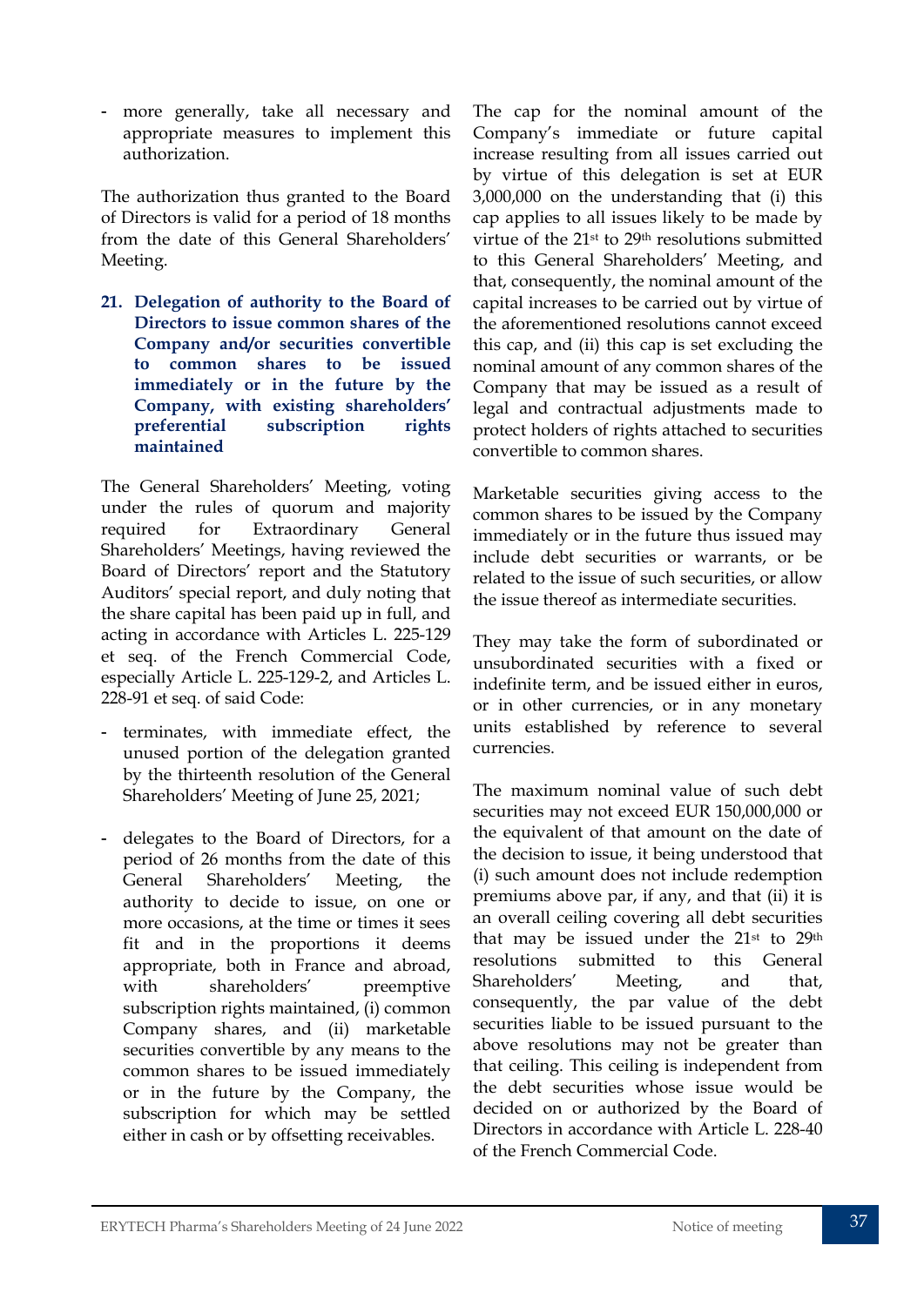- more generally, take all necessary and appropriate measures to implement this authorization.

The authorization thus granted to the Board of Directors is valid for a period of 18 months from the date of this General Shareholders' Meeting.

### 21. Delegation of authority to the Board of Directors to issue common shares of the Company and/or securities convertible to common shares to be issued immediately or in the future by the Company, with existing shareholders' preferential subscription rights maintained

The General Shareholders' Meeting, voting under the rules of quorum and majority required for Extraordinary General Shareholders' Meetings, having reviewed the Board of Directors' report and the Statutory Auditors' special report, and duly noting that the share capital has been paid up in full, and acting in accordance with Articles L. 225-129 et seq. of the French Commercial Code, especially Article L. 225-129-2, and Articles L. 228-91 et seq. of said Code:

- terminates, with immediate effect, the unused portion of the delegation granted by the thirteenth resolution of the General Shareholders' Meeting of June 25, 2021;
- delegates to the Board of Directors, for a period of 26 months from the date of this General Shareholders' Meeting, the authority to decide to issue, on one or more occasions, at the time or times it sees fit and in the proportions it deems appropriate, both in France and abroad, with shareholders' preemptive subscription rights maintained, (i) common Company shares, and (ii) marketable securities convertible by any means to the common shares to be issued immediately or in the future by the Company, the subscription for which may be settled either in cash or by offsetting receivables.

The cap for the nominal amount of the Company's immediate or future capital increase resulting from all issues carried out by virtue of this delegation is set at EUR 3,000,000 on the understanding that (i) this cap applies to all issues likely to be made by virtue of the 21st to 29th resolutions submitted to this General Shareholders' Meeting, and that, consequently, the nominal amount of the capital increases to be carried out by virtue of the aforementioned resolutions cannot exceed this cap, and (ii) this cap is set excluding the nominal amount of any common shares of the Company that may be issued as a result of legal and contractual adjustments made to protect holders of rights attached to securities convertible to common shares.

Marketable securities giving access to the common shares to be issued by the Company immediately or in the future thus issued may include debt securities or warrants, or be related to the issue of such securities, or allow the issue thereof as intermediate securities.

They may take the form of subordinated or unsubordinated securities with a fixed or indefinite term, and be issued either in euros, or in other currencies, or in any monetary units established by reference to several currencies.

The maximum nominal value of such debt securities may not exceed EUR 150,000,000 or the equivalent of that amount on the date of the decision to issue, it being understood that (i) such amount does not include redemption premiums above par, if any, and that (ii) it is an overall ceiling covering all debt securities that may be issued under the 21st to 29th resolutions submitted to this General Shareholders' Meeting, and that, consequently, the par value of the debt securities liable to be issued pursuant to the above resolutions may not be greater than that ceiling. This ceiling is independent from the debt securities whose issue would be decided on or authorized by the Board of Directors in accordance with Article L. 228-40 of the French Commercial Code.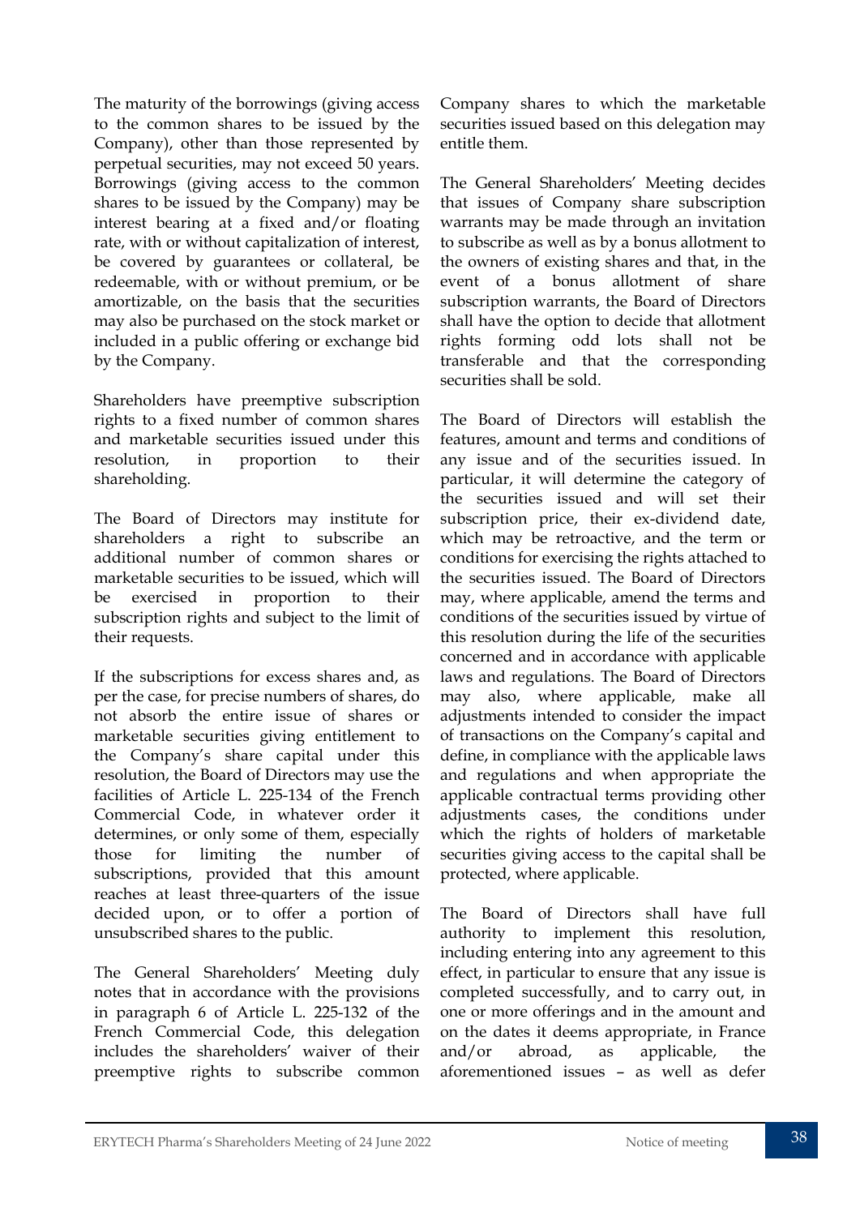The maturity of the borrowings (giving access to the common shares to be issued by the Company), other than those represented by perpetual securities, may not exceed 50 years. Borrowings (giving access to the common shares to be issued by the Company) may be interest bearing at a fixed and/or floating rate, with or without capitalization of interest, be covered by guarantees or collateral, be redeemable, with or without premium, or be amortizable, on the basis that the securities may also be purchased on the stock market or included in a public offering or exchange bid by the Company.

Shareholders have preemptive subscription rights to a fixed number of common shares and marketable securities issued under this resolution, in proportion to their shareholding.

The Board of Directors may institute for shareholders a right to subscribe an additional number of common shares or marketable securities to be issued, which will be exercised in proportion to their subscription rights and subject to the limit of their requests.

If the subscriptions for excess shares and, as per the case, for precise numbers of shares, do not absorb the entire issue of shares or marketable securities giving entitlement to the Company's share capital under this resolution, the Board of Directors may use the facilities of Article L. 225-134 of the French Commercial Code, in whatever order it determines, or only some of them, especially those for limiting the number of subscriptions, provided that this amount reaches at least three-quarters of the issue decided upon, or to offer a portion of unsubscribed shares to the public.

The General Shareholders' Meeting duly notes that in accordance with the provisions in paragraph 6 of Article L. 225-132 of the French Commercial Code, this delegation includes the shareholders' waiver of their preemptive rights to subscribe common Company shares to which the marketable securities issued based on this delegation may entitle them.

The General Shareholders' Meeting decides that issues of Company share subscription warrants may be made through an invitation to subscribe as well as by a bonus allotment to the owners of existing shares and that, in the event of a bonus allotment of share subscription warrants, the Board of Directors shall have the option to decide that allotment rights forming odd lots shall not be transferable and that the corresponding securities shall be sold.

The Board of Directors will establish the features, amount and terms and conditions of any issue and of the securities issued. In particular, it will determine the category of the securities issued and will set their subscription price, their ex-dividend date, which may be retroactive, and the term or conditions for exercising the rights attached to the securities issued. The Board of Directors may, where applicable, amend the terms and conditions of the securities issued by virtue of this resolution during the life of the securities concerned and in accordance with applicable laws and regulations. The Board of Directors may also, where applicable, make all adjustments intended to consider the impact of transactions on the Company's capital and define, in compliance with the applicable laws and regulations and when appropriate the applicable contractual terms providing other adjustments cases, the conditions under which the rights of holders of marketable securities giving access to the capital shall be protected, where applicable.

The Board of Directors shall have full authority to implement this resolution, including entering into any agreement to this effect, in particular to ensure that any issue is completed successfully, and to carry out, in one or more offerings and in the amount and on the dates it deems appropriate, in France and/or abroad, as applicable, the aforementioned issues – as well as defer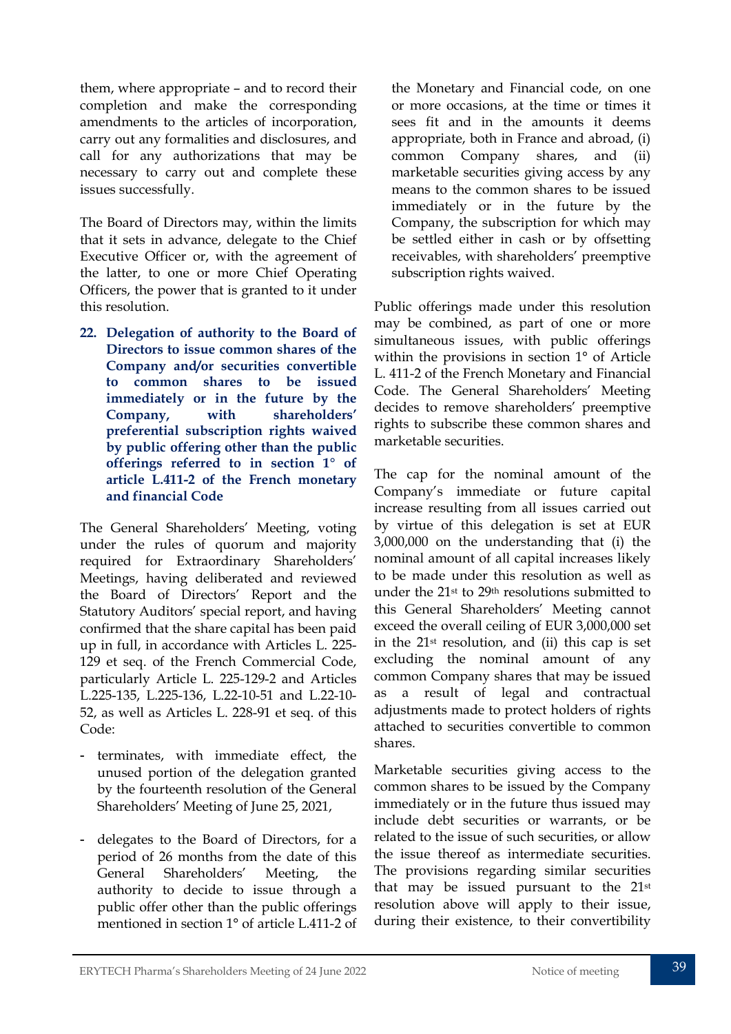them, where appropriate – and to record their completion and make the corresponding amendments to the articles of incorporation, carry out any formalities and disclosures, and call for any authorizations that may be necessary to carry out and complete these issues successfully.

The Board of Directors may, within the limits that it sets in advance, delegate to the Chief Executive Officer or, with the agreement of the latter, to one or more Chief Operating Officers, the power that is granted to it under this resolution.

**22. Delegation of authority to the Board of Directors to issue common shares of the Company and/or securities convertible to common shares to be issued immediately or in the future by the Company, with shareholders' preferential subscription rights waived by public offering other than the public offerings referred to in section 1° of article L.411-2 of the French monetary and financial Code**

The General Shareholders' Meeting, voting under the rules of quorum and majority required for Extraordinary Shareholders' Meetings, having deliberated and reviewed the Board of Directors' Report and the Statutory Auditors' special report, and having confirmed that the share capital has been paid up in full, in accordance with Articles L. 225-129 et seq. of the French Commercial Code, particularly Article L. 225-129-2 and Articles L.225-135, L.225-136, L.22-10-51 and L.22-10-52, as well as Articles L. 228-91 et seq. of this Code:

- terminates, with immediate effect, the unused portion of the delegation granted by the fourteenth resolution of the General Shareholders' Meeting of June 25, 2021,
- delegates to the Board of Directors, for a period of 26 months from the date of this General Shareholders' Meeting, the authority to decide to issue through a public offer other than the public offerings mentioned in section 1° of article L.411-2 of the Monetary and Financial code, on one or more occasions, at the time or times it sees fit and in the amounts it deems appropriate, both in France and abroad, (i) common Company shares, and (ii) marketable securities giving access by any means to the common shares to be issued immediately or in the future by the Company, the subscription for which may be settled either in cash or by offsetting receivables, with shareholders' preemptive subscription rights waived.

Public offerings made under this resolution may be combined, as part of one or more simultaneous issues, with public offerings within the provisions in section 1° of Article L. 411-2 of the French Monetary and Financial Code. The General Shareholders' Meeting decides to remove shareholders' preemptive rights to subscribe these common shares and marketable securities.

The cap for the nominal amount of the Company's immediate or future capital increase resulting from all issues carried out by virtue of this delegation is set at EUR 3,000,000 on the understanding that (i) the nominal amount of all capital increases likely to be made under this resolution as well as under the 21st to 29th resolutions submitted to this General Shareholders' Meeting cannot exceed the overall ceiling of EUR 3,000,000 set in the 21st resolution, and (ii) this cap is set excluding the nominal amount of any common Company shares that may be issued as a result of legal and contractual adjustments made to protect holders of rights attached to securities convertible to common shares.

Marketable securities giving access to the common shares to be issued by the Company immediately or in the future thus issued may include debt securities or warrants, or be related to the issue of such securities, or allow the issue thereof as intermediate securities. The provisions regarding similar securities that may be issued pursuant to the 21st resolution above will apply to their issue, during their existence, to their convertibility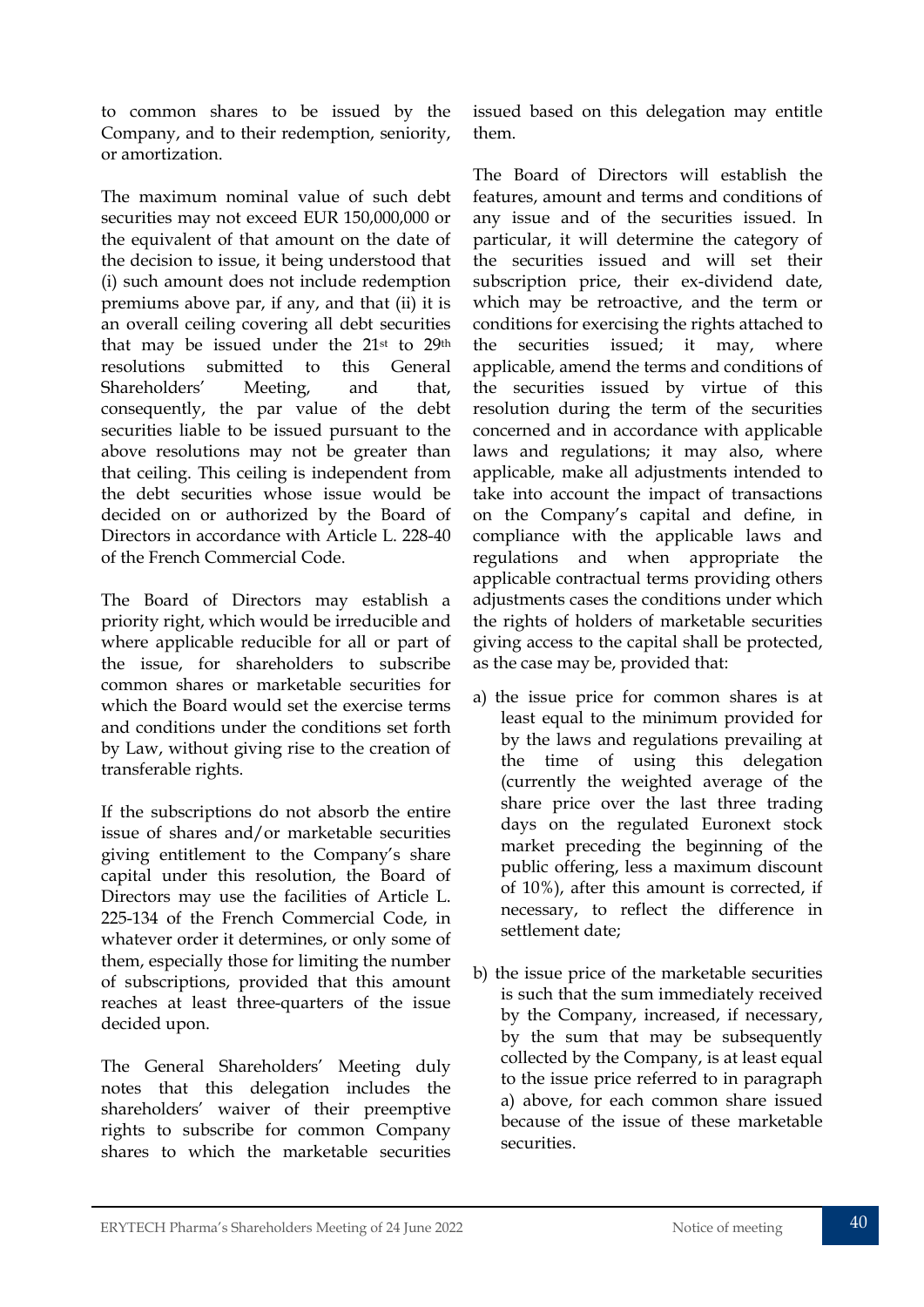to common shares to be issued by the Company, and to their redemption, seniority, or amortization.

The maximum nominal value of such debt securities may not exceed EUR 150,000,000 or the equivalent of that amount on the date of the decision to issue, it being understood that (i) such amount does not include redemption premiums above par, if any, and that (ii) it is an overall ceiling covering all debt securities that may be issued under the 21st to 29th resolutions submitted to this General Shareholders' Meeting, and that, consequently, the par value of the debt securities liable to be issued pursuant to the above resolutions may not be greater than that ceiling. This ceiling is independent from the debt securities whose issue would be decided on or authorized by the Board of Directors in accordance with Article L. 228-40 of the French Commercial Code.

The Board of Directors may establish a priority right, which would be irreducible and where applicable reducible for all or part of the issue, for shareholders to subscribe common shares or marketable securities for which the Board would set the exercise terms and conditions under the conditions set forth by Law, without giving rise to the creation of transferable rights.

If the subscriptions do not absorb the entire issue of shares and/or marketable securities giving entitlement to the Company's share capital under this resolution, the Board of Directors may use the facilities of Article L. 225-134 of the French Commercial Code, in whatever order it determines, or only some of them, especially those for limiting the number of subscriptions, provided that this amount reaches at least three-quarters of the issue decided upon.

The General Shareholders' Meeting duly notes that this delegation includes the shareholders' waiver of their preemptive rights to subscribe for common Company shares to which the marketable securities issued based on this delegation may entitle them.

The Board of Directors will establish the features, amount and terms and conditions of any issue and of the securities issued. In particular, it will determine the category of the securities issued and will set their subscription price, their ex-dividend date, which may be retroactive, and the term or conditions for exercising the rights attached to the securities issued; it may, where applicable, amend the terms and conditions of the securities issued by virtue of this resolution during the term of the securities concerned and in accordance with applicable laws and regulations; it may also, where applicable, make all adjustments intended to take into account the impact of transactions on the Company's capital and define, in compliance with the applicable laws and regulations and when appropriate the applicable contractual terms providing others adjustments cases the conditions under which the rights of holders of marketable securities giving access to the capital shall be protected, as the case may be, provided that:

a) the issue price for common shares is at least equal to the minimum provided for by the laws and regulations prevailing at the time of using this delegation (currently the weighted average of the share price over the last three trading days on the regulated Euronext stock market preceding the beginning of the public offering, less a maximum discount of 10%), after this amount is corrected, if necessary, to reflect the difference in settlement date;

b) the issue price of the marketable securities is such that the sum immediately received by the Company, increased, if necessary, by the sum that may be subsequently collected by the Company, is at least equal to the issue price referred to in paragraph a) above, for each common share issued because of the issue of these marketable securities.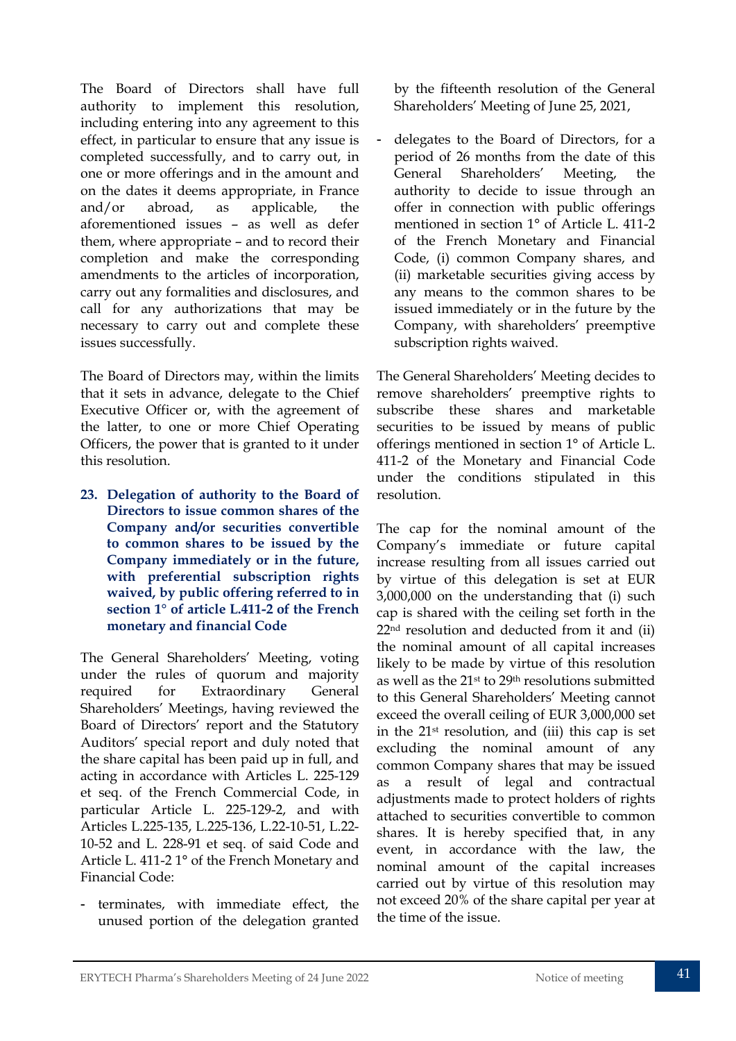The Board of Directors shall have full authority to implement this resolution, including entering into any agreement to this effect, in particular to ensure that any issue is completed successfully, and to carry out, in one or more offerings and in the amount and on the dates it deems appropriate, in France and/or abroad, as applicable, the aforementioned issues – as well as defer them, where appropriate – and to record their completion and make the corresponding amendments to the articles of incorporation, carry out any formalities and disclosures, and call for any authorizations that may be necessary to carry out and complete these issues successfully.

The Board of Directors may, within the limits that it sets in advance, delegate to the Chief Executive Officer or, with the agreement of the latter, to one or more Chief Operating Officers, the power that is granted to it under this resolution.

**23. Delegation of authority to the Board of Directors to issue common shares of the Company and/or securities convertible to common shares to be issued by the Company immediately or in the future, with preferential subscription rights waived, by public offering referred to in section 1° of article L.411-2 of the French monetary and financial Code**

The General Shareholders' Meeting, voting under the rules of quorum and majority required for Extraordinary General Shareholders' Meetings, having reviewed the Board of Directors' report and the Statutory Auditors' special report and duly noted that the share capital has been paid up in full, and acting in accordance with Articles L. 225-129 et seq. of the French Commercial Code, in particular Article L. 225-129-2, and with Articles L.225-135, L.225-136, L.22-10-51, L.22-10-52 and L. 228-91 et seq. of said Code and Article L. 411-2 1° of the French Monetary and Financial Code:

- terminates, with immediate effect, the unused portion of the delegation granted by the fifteenth resolution of the General Shareholders' Meeting of June 25, 2021,
- delegates to the Board of Directors, for a period of 26 months from the date of this General Shareholders' Meeting, the authority to decide to issue through an offer in connection with public offerings mentioned in section 1° of Article L. 411-2 of the French Monetary and Financial Code, (i) common Company shares, and (ii) marketable securities giving access by any means to the common shares to be issued immediately or in the future by the Company, with shareholders' preemptive subscription rights waived.

The General Shareholders' Meeting decides to remove shareholders' preemptive rights to subscribe these shares and marketable securities to be issued by means of public offerings mentioned in section 1° of Article L. 411-2 of the Monetary and Financial Code under the conditions stipulated in this resolution.

The cap for the nominal amount of the Company's immediate or future capital increase resulting from all issues carried out by virtue of this delegation is set at EUR 3,000,000 on the understanding that (i) such cap is shared with the ceiling set forth in the 22nd resolution and deducted from it and (ii) the nominal amount of all capital increases likely to be made by virtue of this resolution as well as the 21st to 29th resolutions submitted to this General Shareholders' Meeting cannot exceed the overall ceiling of EUR 3,000,000 set in the 21st resolution, and (iii) this cap is set excluding the nominal amount of any common Company shares that may be issued as a result of legal and contractual adjustments made to protect holders of rights attached to securities convertible to common shares. It is hereby specified that, in any event, in accordance with the law, the nominal amount of the capital increases carried out by virtue of this resolution may not exceed 20% of the share capital per year at the time of the issue.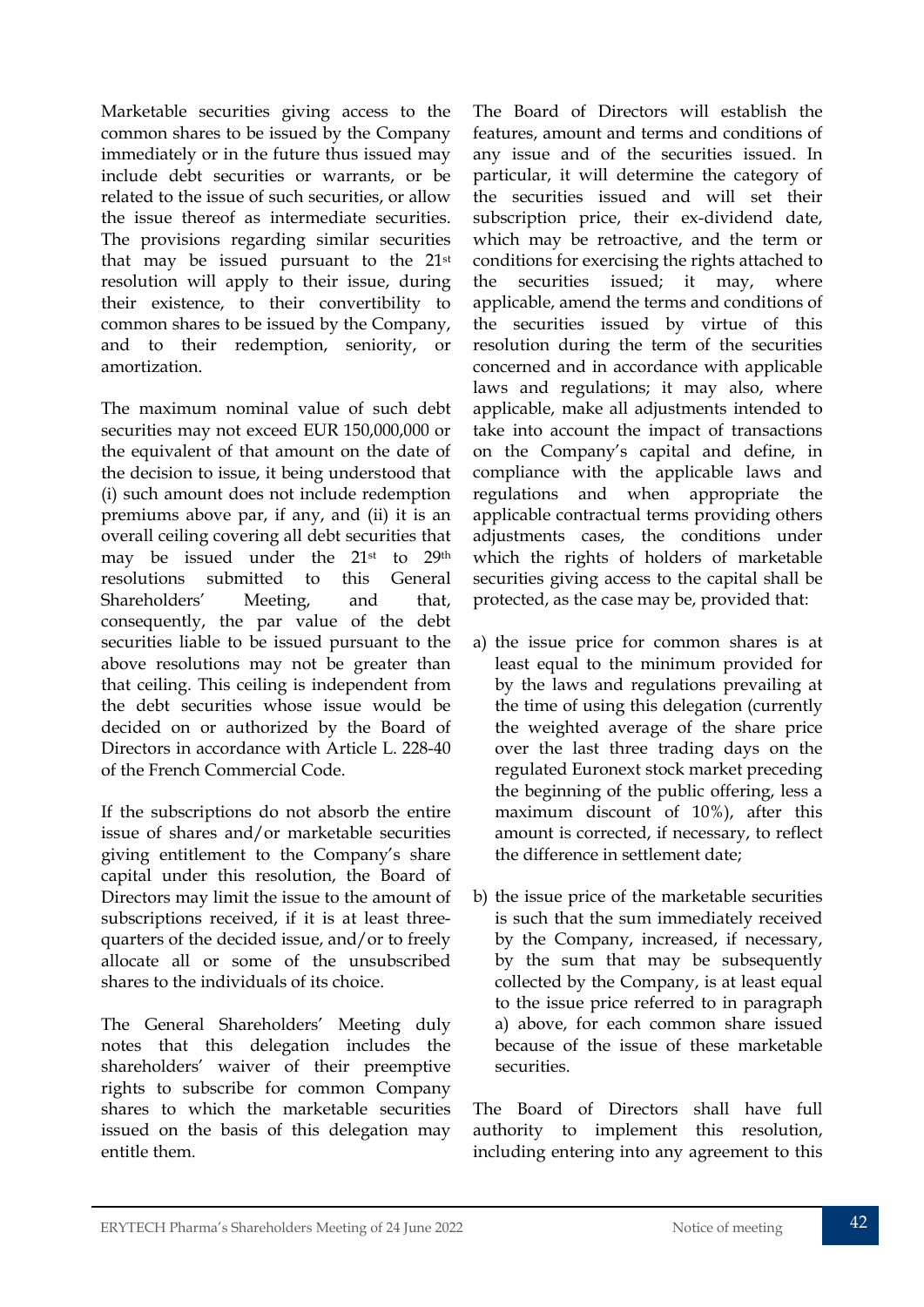Marketable securities giving access to the common shares to be issued by the Company immediately or in the future thus issued may include debt securities or warrants, or be related to the issue of such securities, or allow the issue thereof as intermediate securities. The provisions regarding similar securities that may be issued pursuant to the 21st resolution will apply to their issue, during their existence, to their convertibility to common shares to be issued by the Company, and to their redemption, seniority, or amortization.

The maximum nominal value of such debt securities may not exceed EUR 150,000,000 or the equivalent of that amount on the date of the decision to issue, it being understood that (i) such amount does not include redemption premiums above par, if any, and (ii) it is an overall ceiling covering all debt securities that may be issued under the 21st to 29th resolutions submitted to this General Shareholders' Meeting, and that, consequently, the par value of the debt securities liable to be issued pursuant to the above resolutions may not be greater than that ceiling. This ceiling is independent from the debt securities whose issue would be decided on or authorized by the Board of Directors in accordance with Article L. 228-40 of the French Commercial Code.

If the subscriptions do not absorb the entire issue of shares and/or marketable securities giving entitlement to the Company's share capital under this resolution, the Board of Directors may limit the issue to the amount of subscriptions received, if it is at least three-quarters of the decided issue, and/or to freely allocate all or some of the unsubscribed shares to the individuals of its choice.

The General Shareholders' Meeting duly notes that this delegation includes the shareholders' waiver of their preemptive rights to subscribe for common Company shares to which the marketable securities issued on the basis of this delegation may entitle them.

The Board of Directors will establish the features, amount and terms and conditions of any issue and of the securities issued. In particular, it will determine the category of the securities issued and will set their subscription price, their ex-dividend date, which may be retroactive, and the term or conditions for exercising the rights attached to the securities issued; it may, where applicable, amend the terms and conditions of the securities issued by virtue of this resolution during the term of the securities concerned and in accordance with applicable laws and regulations; it may also, where applicable, make all adjustments intended to take into account the impact of transactions on the Company's capital and define, in compliance with the applicable laws and regulations and when appropriate the applicable contractual terms providing others adjustments cases, the conditions under which the rights of holders of marketable securities giving access to the capital shall be protected, as the case may be, provided that:

a) the issue price for common shares is at least equal to the minimum provided for by the laws and regulations prevailing at the time of using this delegation (currently the weighted average of the share price over the last three trading days on the regulated Euronext stock market preceding the beginning of the public offering, less a maximum discount of 10%), after this amount is corrected, if necessary, to reflect the difference in settlement date;

b) the issue price of the marketable securities is such that the sum immediately received by the Company, increased, if necessary, by the sum that may be subsequently collected by the Company, is at least equal to the issue price referred to in paragraph a) above, for each common share issued because of the issue of these marketable securities.

The Board of Directors shall have full authority to implement this resolution, including entering into any agreement to this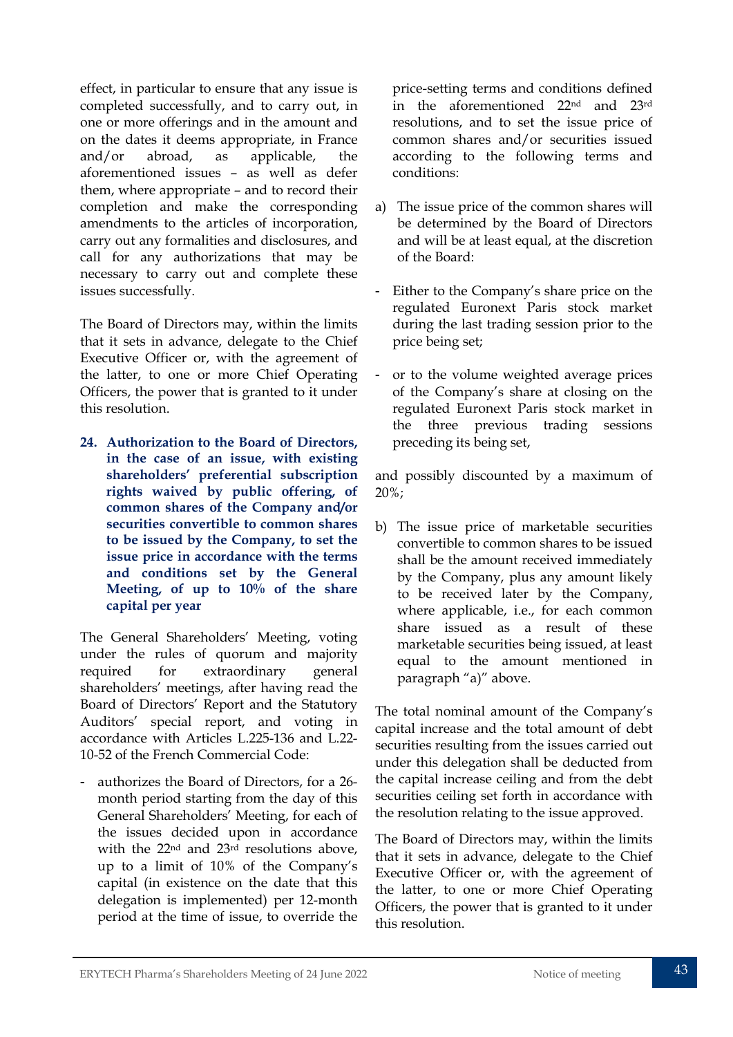effect, in particular to ensure that any issue is completed successfully, and to carry out, in one or more offerings and in the amount and on the dates it deems appropriate, in France and/or abroad, as applicable, the aforementioned issues – as well as defer them, where appropriate – and to record their completion and make the corresponding amendments to the articles of incorporation, carry out any formalities and disclosures, and call for any authorizations that may be necessary to carry out and complete these issues successfully.

The Board of Directors may, within the limits that it sets in advance, delegate to the Chief Executive Officer or, with the agreement of the latter, to one or more Chief Operating Officers, the power that is granted to it under this resolution.

**24. Authorization to the Board of Directors, in the case of an issue, with existing shareholders' preferential subscription rights waived by public offering, of common shares of the Company and/or securities convertible to common shares to be issued by the Company, to set the issue price in accordance with the terms and conditions set by the General Meeting, of up to 10% of the share capital per year**

The General Shareholders' Meeting, voting under the rules of quorum and majority required for extraordinary general shareholders' meetings, after having read the Board of Directors' Report and the Statutory Auditors' special report, and voting in accordance with Articles L.225-136 and L.22-10-52 of the French Commercial Code:

- authorizes the Board of Directors, for a 26-month period starting from the day of this General Shareholders' Meeting, for each of the issues decided upon in accordance with the 22nd and 23rd resolutions above, up to a limit of 10% of the Company's capital (in existence on the date that this delegation is implemented) per 12-month period at the time of issue, to override the price-setting terms and conditions defined in the aforementioned 22nd and 23rd resolutions, and to set the issue price of common shares and/or securities issued according to the following terms and conditions:

a) The issue price of the common shares will be determined by the Board of Directors and will be at least equal, at the discretion of the Board:

- Either to the Company's share price on the regulated Euronext Paris stock market during the last trading session prior to the price being set;
- or to the volume weighted average prices of the Company's share at closing on the regulated Euronext Paris stock market in the three previous trading sessions preceding its being set,

and possibly discounted by a maximum of 20%;

b) The issue price of marketable securities convertible to common shares to be issued shall be the amount received immediately by the Company, plus any amount likely to be received later by the Company, where applicable, i.e., for each common share issued as a result of these marketable securities being issued, at least equal to the amount mentioned in paragraph "a)" above.

The total nominal amount of the Company's capital increase and the total amount of debt securities resulting from the issues carried out under this delegation shall be deducted from the capital increase ceiling and from the debt securities ceiling set forth in accordance with the resolution relating to the issue approved.

The Board of Directors may, within the limits that it sets in advance, delegate to the Chief Executive Officer or, with the agreement of the latter, to one or more Chief Operating Officers, the power that is granted to it under this resolution.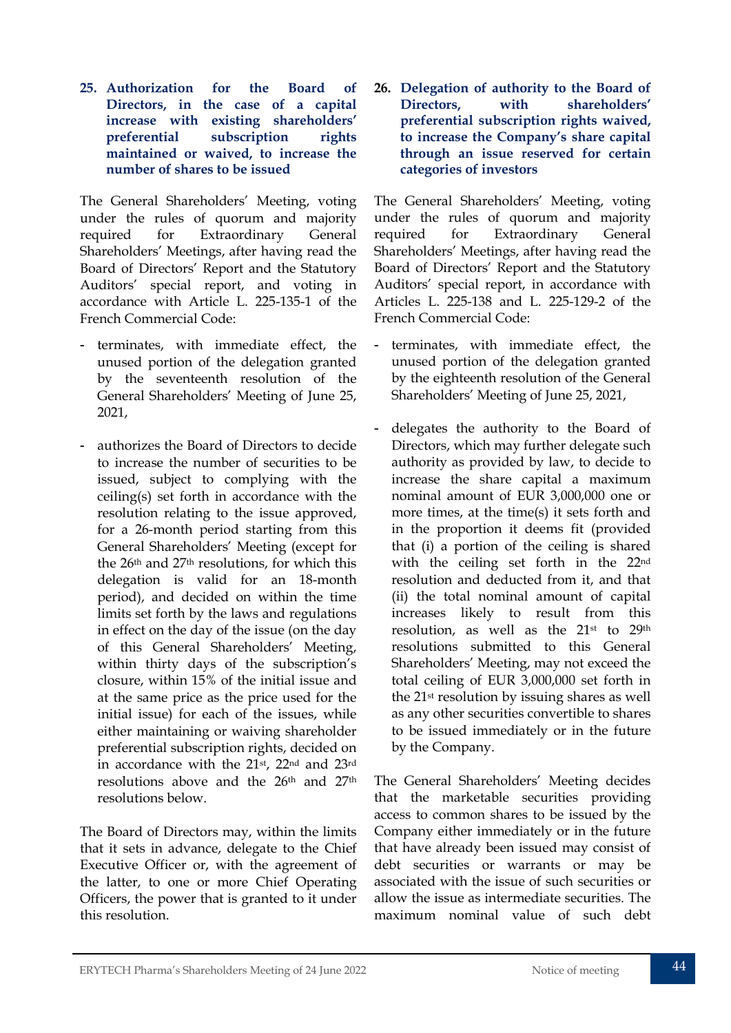### 25. Authorization for the Board of Directors, in the case of a capital increase with existing shareholders' preferential subscription rights maintained or waived, to increase the number of shares to be issued

The General Shareholders' Meeting, voting under the rules of quorum and majority required for Extraordinary General Shareholders' Meetings, after having read the Board of Directors' Report and the Statutory Auditors' special report, and voting in accordance with Article L. 225-135-1 of the French Commercial Code:

- terminates, with immediate effect, the unused portion of the delegation granted by the seventeenth resolution of the General Shareholders' Meeting of June 25, 2021,
- authorizes the Board of Directors to decide to increase the number of securities to be issued, subject to complying with the ceiling(s) set forth in accordance with the resolution relating to the issue approved, for a 26-month period starting from this General Shareholders' Meeting (except for the 26th and 27th resolutions, for which this delegation is valid for an 18-month period), and decided on within the time limits set forth by the laws and regulations in effect on the day of the issue (on the day of this General Shareholders' Meeting, within thirty days of the subscription's closure, within 15% of the initial issue and at the same price as the price used for the initial issue) for each of the issues, while either maintaining or waiving shareholder preferential subscription rights, decided on in accordance with the 21st, 22nd and 23rd resolutions above and the 26th and 27th resolutions below.

The Board of Directors may, within the limits that it sets in advance, delegate to the Chief Executive Officer or, with the agreement of the latter, to one or more Chief Operating Officers, the power that is granted to it under this resolution.

### 26. Delegation of authority to the Board of Directors, with shareholders' preferential subscription rights waived, to increase the Company's share capital through an issue reserved for certain categories of investors

The General Shareholders' Meeting, voting under the rules of quorum and majority required for Extraordinary General Shareholders' Meetings, after having read the Board of Directors' Report and the Statutory Auditors' special report, in accordance with Articles L. 225-138 and L. 225-129-2 of the French Commercial Code:

- terminates, with immediate effect, the unused portion of the delegation granted by the eighteenth resolution of the General Shareholders' Meeting of June 25, 2021,
- delegates the authority to the Board of Directors, which may further delegate such authority as provided by law, to decide to increase the share capital a maximum nominal amount of EUR 3,000,000 one or more times, at the time(s) it sets forth and in the proportion it deems fit (provided that (i) a portion of the ceiling is shared with the ceiling set forth in the 22nd resolution and deducted from it, and that (ii) the total nominal amount of capital increases likely to result from this resolution, as well as the 21st to 29th resolutions submitted to this General Shareholders' Meeting, may not exceed the total ceiling of EUR 3,000,000 set forth in the 21st resolution by issuing shares as well as any other securities convertible to shares to be issued immediately or in the future by the Company.

The General Shareholders' Meeting decides that the marketable securities providing access to common shares to be issued by the Company either immediately or in the future that have already been issued may consist of debt securities or warrants or may be associated with the issue of such securities or allow the issue as intermediate securities. The maximum nominal value of such debt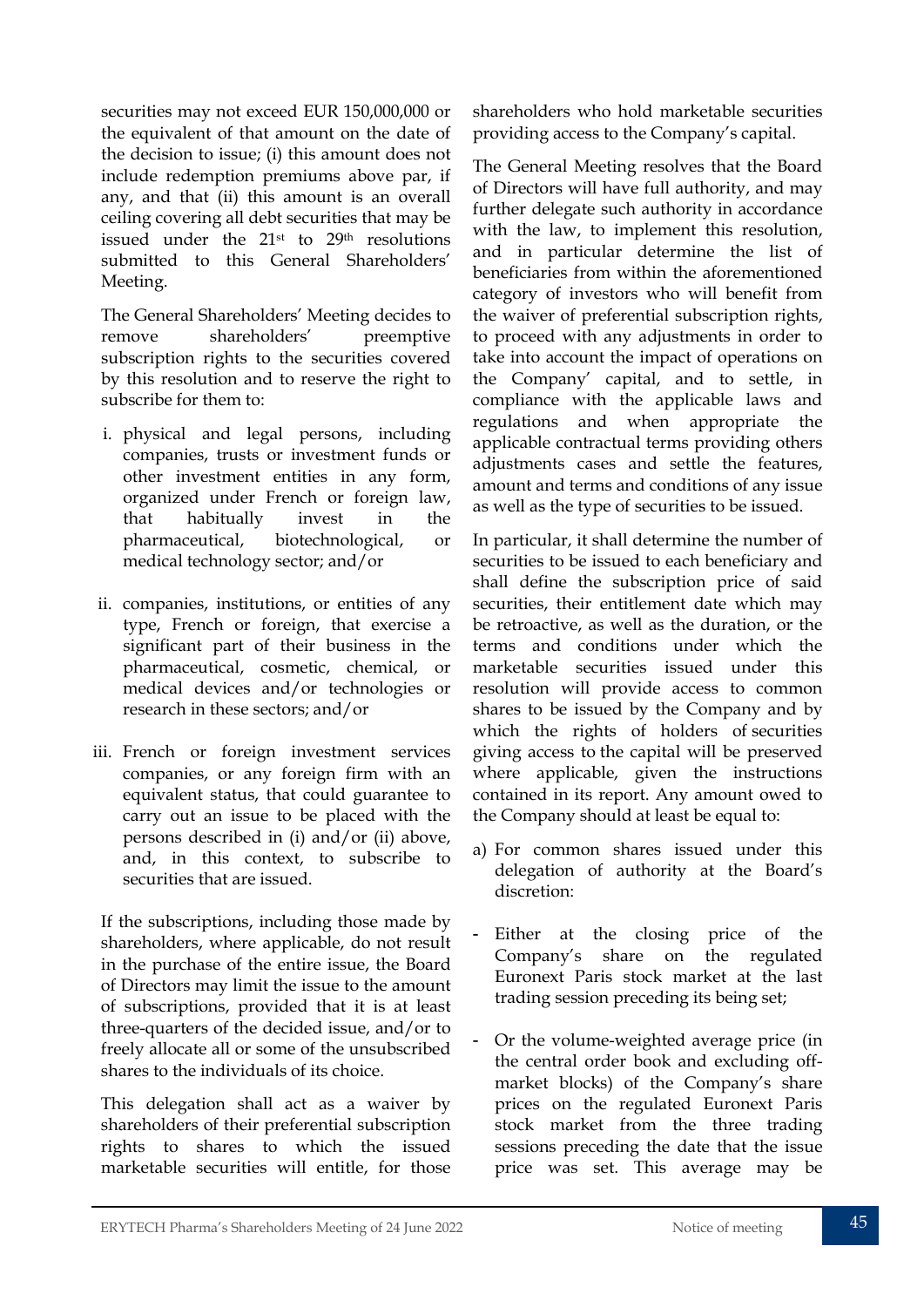securities may not exceed EUR 150,000,000 or the equivalent of that amount on the date of the decision to issue; (i) this amount does not include redemption premiums above par, if any, and that (ii) this amount is an overall ceiling covering all debt securities that may be issued under the 21st to 29th resolutions submitted to this General Shareholders' Meeting.

The General Shareholders' Meeting decides to remove shareholders' preemptive subscription rights to the securities covered by this resolution and to reserve the right to subscribe for them to:

i. physical and legal persons, including companies, trusts or investment funds or other investment entities in any form, organized under French or foreign law, that habitually invest in the pharmaceutical, biotechnological, or medical technology sector; and/or

ii. companies, institutions, or entities of any type, French or foreign, that exercise a significant part of their business in the pharmaceutical, cosmetic, chemical, or medical devices and/or technologies or research in these sectors; and/or

iii. French or foreign investment services companies, or any foreign firm with an equivalent status, that could guarantee to carry out an issue to be placed with the persons described in (i) and/or (ii) above, and, in this context, to subscribe to securities that are issued.

If the subscriptions, including those made by shareholders, where applicable, do not result in the purchase of the entire issue, the Board of Directors may limit the issue to the amount of subscriptions, provided that it is at least three-quarters of the decided issue, and/or to freely allocate all or some of the unsubscribed shares to the individuals of its choice.

This delegation shall act as a waiver by shareholders of their preferential subscription rights to shares to which the issued marketable securities will entitle, for those shareholders who hold marketable securities providing access to the Company's capital.

The General Meeting resolves that the Board of Directors will have full authority, and may further delegate such authority in accordance with the law, to implement this resolution, and in particular determine the list of beneficiaries from within the aforementioned category of investors who will benefit from the waiver of preferential subscription rights, to proceed with any adjustments in order to take into account the impact of operations on the Company' capital, and to settle, in compliance with the applicable laws and regulations and when appropriate the applicable contractual terms providing others adjustments cases and settle the features, amount and terms and conditions of any issue as well as the type of securities to be issued.

In particular, it shall determine the number of securities to be issued to each beneficiary and shall define the subscription price of said securities, their entitlement date which may be retroactive, as well as the duration, or the terms and conditions under which the marketable securities issued under this resolution will provide access to common shares to be issued by the Company and by which the rights of holders of securities giving access to the capital will be preserved where applicable, given the instructions contained in its report. Any amount owed to the Company should at least be equal to:

a) For common shares issued under this delegation of authority at the Board's discretion:

- Either at the closing price of the Company's share on the regulated Euronext Paris stock market at the last trading session preceding its being set;
- Or the volume-weighted average price (in the central order book and excluding off-market blocks) of the Company's share prices on the regulated Euronext Paris stock market from the three trading sessions preceding the date that the issue price was set. This average may be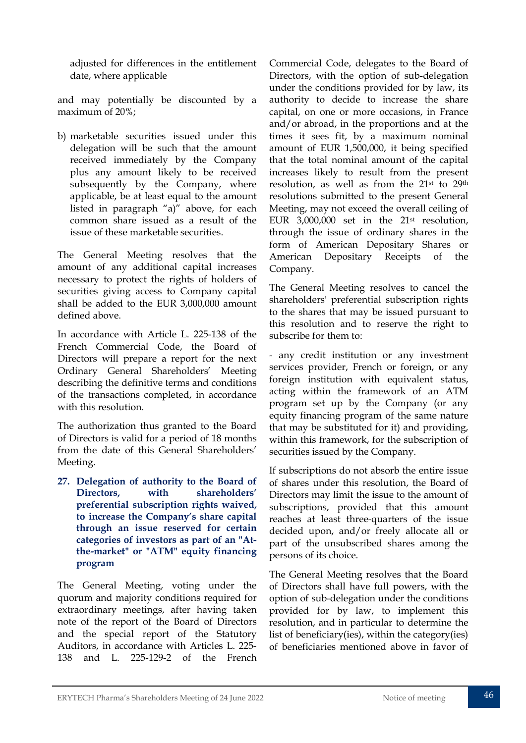adjusted for differences in the entitlement date, where applicable

and may potentially be discounted by a maximum of 20%;

b) marketable securities issued under this delegation will be such that the amount received immediately by the Company plus any amount likely to be received subsequently by the Company, where applicable, be at least equal to the amount listed in paragraph "a)" above, for each common share issued as a result of the issue of these marketable securities.

The General Meeting resolves that the amount of any additional capital increases necessary to protect the rights of holders of securities giving access to Company capital shall be added to the EUR 3,000,000 amount defined above.

In accordance with Article L. 225-138 of the French Commercial Code, the Board of Directors will prepare a report for the next Ordinary General Shareholders' Meeting describing the definitive terms and conditions of the transactions completed, in accordance with this resolution.

The authorization thus granted to the Board of Directors is valid for a period of 18 months from the date of this General Shareholders' Meeting.

**27. Delegation of authority to the Board of Directors, with shareholders' preferential subscription rights waived, to increase the Company's share capital through an issue reserved for certain categories of investors as part of an "At-the-market" or "ATM" equity financing program**

The General Meeting, voting under the quorum and majority conditions required for extraordinary meetings, after having taken note of the report of the Board of Directors and the special report of the Statutory Auditors, in accordance with Articles L. 225-138 and L. 225-129-2 of the French Commercial Code, delegates to the Board of Directors, with the option of sub-delegation under the conditions provided for by law, its authority to decide to increase the share capital, on one or more occasions, in France and/or abroad, in the proportions and at the times it sees fit, by a maximum nominal amount of EUR 1,500,000, it being specified that the total nominal amount of the capital increases likely to result from the present resolution, as well as from the 21st to 29th resolutions submitted to the present General Meeting, may not exceed the overall ceiling of EUR 3,000,000 set in the 21st resolution, through the issue of ordinary shares in the form of American Depositary Shares or American Depositary Receipts of the Company.

The General Meeting resolves to cancel the shareholders' preferential subscription rights to the shares that may be issued pursuant to this resolution and to reserve the right to subscribe for them to:

- any credit institution or any investment services provider, French or foreign, or any foreign institution with equivalent status, acting within the framework of an ATM program set up by the Company (or any equity financing program of the same nature that may be substituted for it) and providing, within this framework, for the subscription of securities issued by the Company.

If subscriptions do not absorb the entire issue of shares under this resolution, the Board of Directors may limit the issue to the amount of subscriptions, provided that this amount reaches at least three-quarters of the issue decided upon, and/or freely allocate all or part of the unsubscribed shares among the persons of its choice.

The General Meeting resolves that the Board of Directors shall have full powers, with the option of sub-delegation under the conditions provided for by law, to implement this resolution, and in particular to determine the list of beneficiary(ies), within the category(ies) of beneficiaries mentioned above in favor of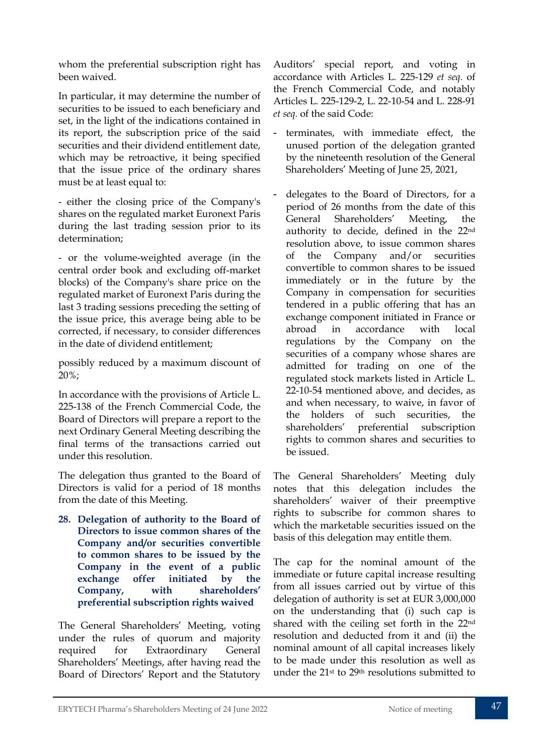whom the preferential subscription right has been waived.

In particular, it may determine the number of securities to be issued to each beneficiary and set, in the light of the indications contained in its report, the subscription price of the said securities and their dividend entitlement date, which may be retroactive, it being specified that the issue price of the ordinary shares must be at least equal to:

- either the closing price of the Company's shares on the regulated market Euronext Paris during the last trading session prior to its determination;

- or the volume-weighted average (in the central order book and excluding off-market blocks) of the Company's share price on the regulated market of Euronext Paris during the last 3 trading sessions preceding the setting of the issue price, this average being able to be corrected, if necessary, to consider differences in the date of dividend entitlement;

possibly reduced by a maximum discount of 20%;

In accordance with the provisions of Article L. 225-138 of the French Commercial Code, the Board of Directors will prepare a report to the next Ordinary General Meeting describing the final terms of the transactions carried out under this resolution.

The delegation thus granted to the Board of Directors is valid for a period of 18 months from the date of this Meeting.

**28. Delegation of authority to the Board of Directors to issue common shares of the Company and/or securities convertible to common shares to be issued by the Company in the event of a public exchange offer initiated by the Company, with shareholders' preferential subscription rights waived**

The General Shareholders' Meeting, voting under the rules of quorum and majority required for Extraordinary General Shareholders' Meetings, after having read the Board of Directors' Report and the Statutory Auditors' special report, and voting in accordance with Articles L. 225-129 *et seq.* of the French Commercial Code, and notably Articles L. 225-129-2, L. 22-10-54 and L. 228-91 *et seq.* of the said Code:

- terminates, with immediate effect, the unused portion of the delegation granted by the nineteenth resolution of the General Shareholders' Meeting of June 25, 2021,

- delegates to the Board of Directors, for a period of 26 months from the date of this General Shareholders' Meeting, the authority to decide, defined in the 22nd resolution above, to issue common shares of the Company and/or securities convertible to common shares to be issued immediately or in the future by the Company in compensation for securities tendered in a public offering that has an exchange component initiated in France or abroad in accordance with local regulations by the Company on the securities of a company whose shares are admitted for trading on one of the regulated stock markets listed in Article L. 22-10-54 mentioned above, and decides, as and when necessary, to waive, in favor of the holders of such securities, the shareholders' preferential subscription rights to common shares and securities to be issued.

The General Shareholders' Meeting duly notes that this delegation includes the shareholders' waiver of their preemptive rights to subscribe for common shares to which the marketable securities issued on the basis of this delegation may entitle them.

The cap for the nominal amount of the immediate or future capital increase resulting from all issues carried out by virtue of this delegation of authority is set at EUR 3,000,000 on the understanding that (i) such cap is shared with the ceiling set forth in the 22nd resolution and deducted from it and (ii) the nominal amount of all capital increases likely to be made under this resolution as well as under the 21st to 29th resolutions submitted to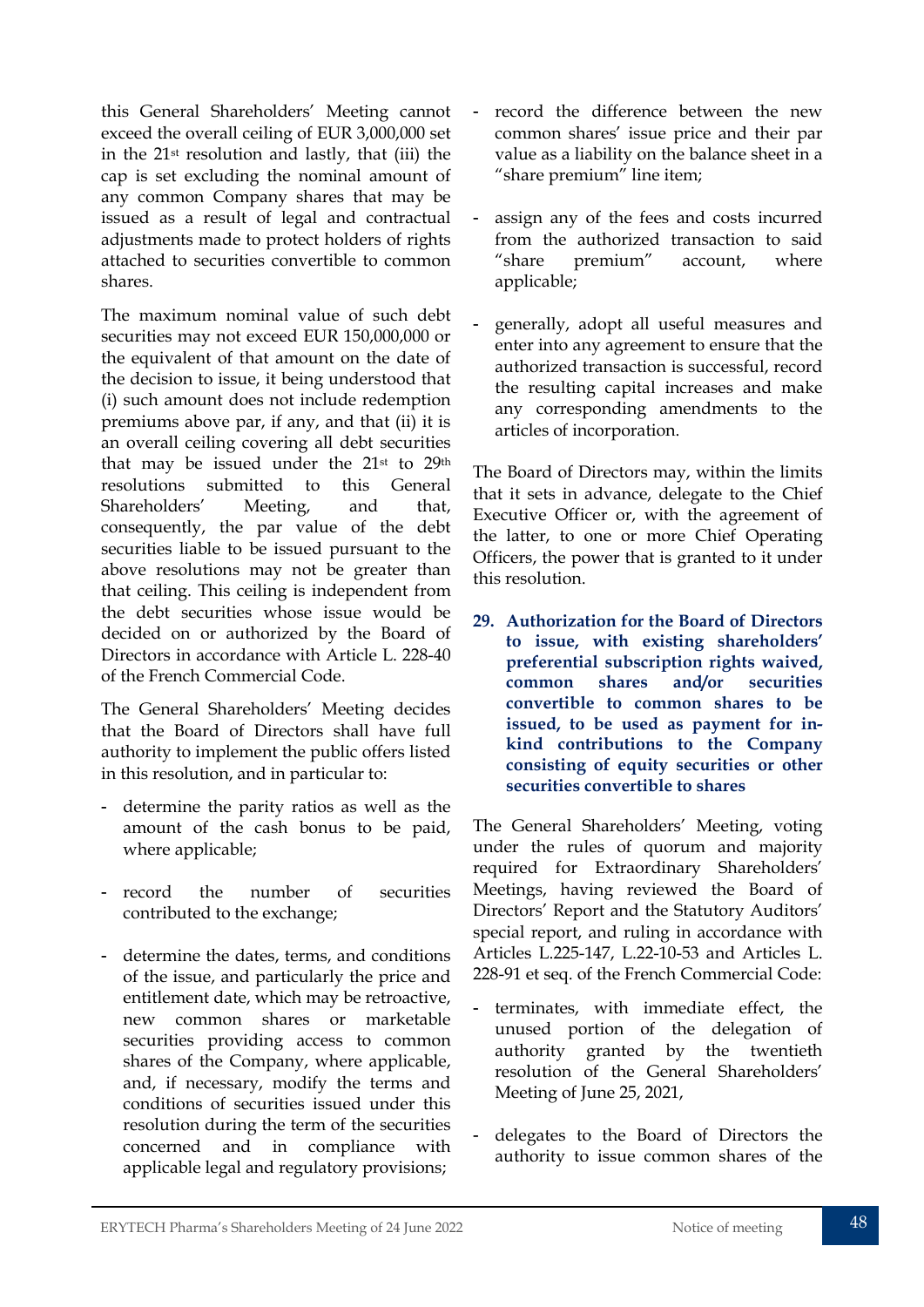this General Shareholders' Meeting cannot exceed the overall ceiling of EUR 3,000,000 set in the 21st resolution and lastly, that (iii) the cap is set excluding the nominal amount of any common Company shares that may be issued as a result of legal and contractual adjustments made to protect holders of rights attached to securities convertible to common shares.

The maximum nominal value of such debt securities may not exceed EUR 150,000,000 or the equivalent of that amount on the date of the decision to issue, it being understood that (i) such amount does not include redemption premiums above par, if any, and that (ii) it is an overall ceiling covering all debt securities that may be issued under the 21st to 29th resolutions submitted to this General Shareholders' Meeting, and that, consequently, the par value of the debt securities liable to be issued pursuant to the above resolutions may not be greater than that ceiling. This ceiling is independent from the debt securities whose issue would be decided on or authorized by the Board of Directors in accordance with Article L. 228-40 of the French Commercial Code.

The General Shareholders' Meeting decides that the Board of Directors shall have full authority to implement the public offers listed in this resolution, and in particular to:

- determine the parity ratios as well as the amount of the cash bonus to be paid, where applicable;
- record the number of securities contributed to the exchange;
- determine the dates, terms, and conditions of the issue, and particularly the price and entitlement date, which may be retroactive, new common shares or marketable securities providing access to common shares of the Company, where applicable, and, if necessary, modify the terms and conditions of securities issued under this resolution during the term of the securities concerned and in compliance with applicable legal and regulatory provisions;
- record the difference between the new common shares' issue price and their par value as a liability on the balance sheet in a "share premium" line item;
- assign any of the fees and costs incurred from the authorized transaction to said "share premium" account, where applicable;
- generally, adopt all useful measures and enter into any agreement to ensure that the authorized transaction is successful, record the resulting capital increases and make any corresponding amendments to the articles of incorporation.

The Board of Directors may, within the limits that it sets in advance, delegate to the Chief Executive Officer or, with the agreement of the latter, to one or more Chief Operating Officers, the power that is granted to it under this resolution.

**29. Authorization for the Board of Directors to issue, with existing shareholders' preferential subscription rights waived, common shares and/or securities convertible to common shares to be issued, to be used as payment for in-kind contributions to the Company consisting of equity securities or other securities convertible to shares**

The General Shareholders' Meeting, voting under the rules of quorum and majority required for Extraordinary Shareholders' Meetings, having reviewed the Board of Directors' Report and the Statutory Auditors' special report, and ruling in accordance with Articles L.225-147, L.22-10-53 and Articles L. 228-91 et seq. of the French Commercial Code:

- terminates, with immediate effect, the unused portion of the delegation of authority granted by the twentieth resolution of the General Shareholders' Meeting of June 25, 2021,
- delegates to the Board of Directors the authority to issue common shares of the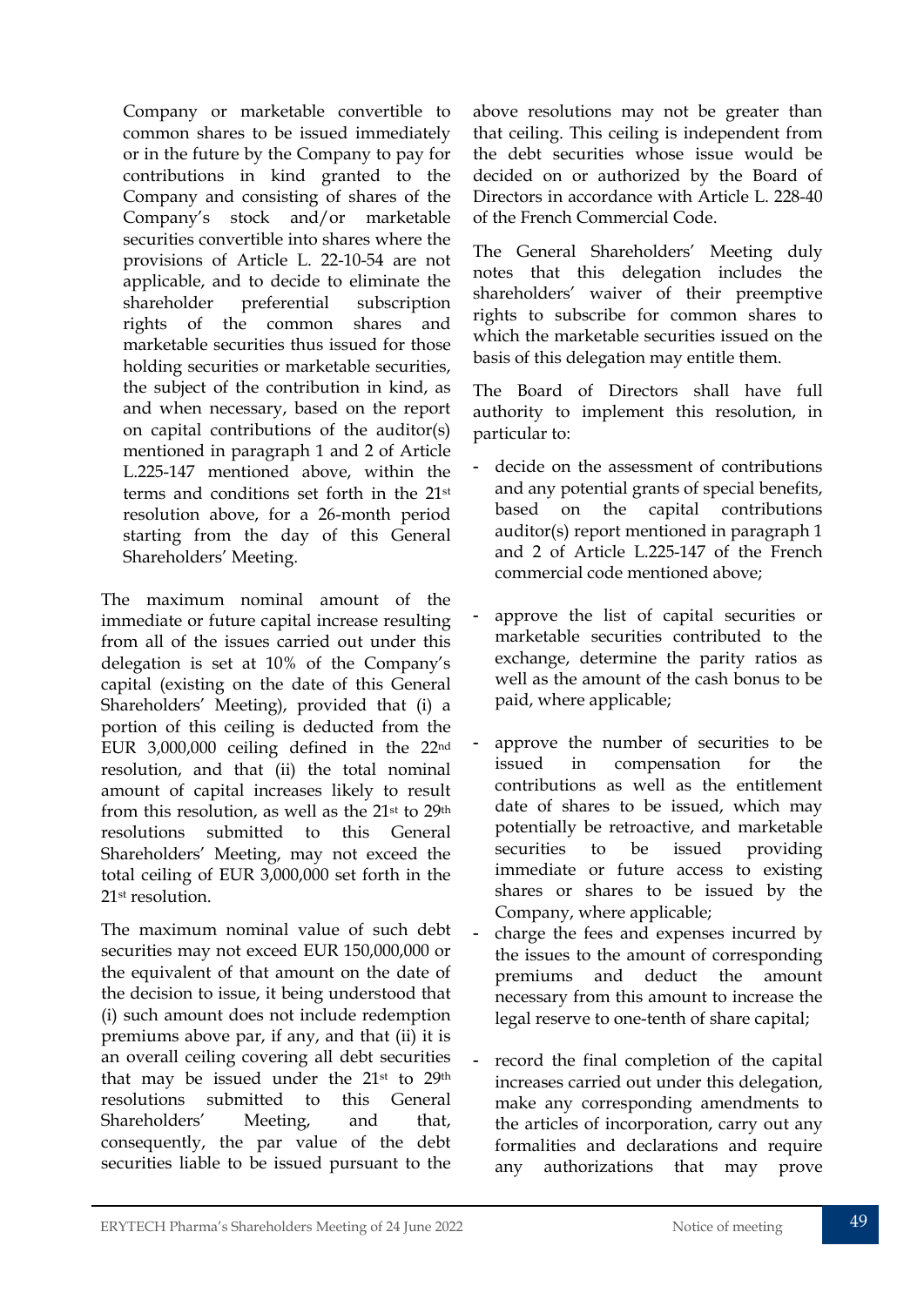Company or marketable convertible to common shares to be issued immediately or in the future by the Company to pay for contributions in kind granted to the Company and consisting of shares of the Company's stock and/or marketable securities convertible into shares where the provisions of Article L. 22-10-54 are not applicable, and to decide to eliminate the shareholder preferential subscription rights of the common shares and marketable securities thus issued for those holding securities or marketable securities, the subject of the contribution in kind, as and when necessary, based on the report on capital contributions of the auditor(s) mentioned in paragraph 1 and 2 of Article L.225-147 mentioned above, within the terms and conditions set forth in the 21st resolution above, for a 26-month period starting from the day of this General Shareholders' Meeting.

The maximum nominal amount of the immediate or future capital increase resulting from all of the issues carried out under this delegation is set at 10% of the Company's capital (existing on the date of this General Shareholders' Meeting), provided that (i) a portion of this ceiling is deducted from the EUR 3,000,000 ceiling defined in the 22nd resolution, and that (ii) the total nominal amount of capital increases likely to result from this resolution, as well as the 21st to 29th resolutions submitted to this General Shareholders' Meeting, may not exceed the total ceiling of EUR 3,000,000 set forth in the 21st resolution.

The maximum nominal value of such debt securities may not exceed EUR 150,000,000 or the equivalent of that amount on the date of the decision to issue, it being understood that (i) such amount does not include redemption premiums above par, if any, and that (ii) it is an overall ceiling covering all debt securities that may be issued under the 21st to 29th resolutions submitted to this General Shareholders' Meeting, and that, consequently, the par value of the debt securities liable to be issued pursuant to the above resolutions may not be greater than that ceiling. This ceiling is independent from the debt securities whose issue would be decided on or authorized by the Board of Directors in accordance with Article L. 228-40 of the French Commercial Code.

The General Shareholders' Meeting duly notes that this delegation includes the shareholders' waiver of their preemptive rights to subscribe for common shares to which the marketable securities issued on the basis of this delegation may entitle them.

The Board of Directors shall have full authority to implement this resolution, in particular to:

- decide on the assessment of contributions and any potential grants of special benefits, based on the capital contributions auditor(s) report mentioned in paragraph 1 and 2 of Article L.225-147 of the French commercial code mentioned above;
- approve the list of capital securities or marketable securities contributed to the exchange, determine the parity ratios as well as the amount of the cash bonus to be paid, where applicable;
- approve the number of securities to be issued in compensation for the contributions as well as the entitlement date of shares to be issued, which may potentially be retroactive, and marketable securities to be issued providing immediate or future access to existing shares or shares to be issued by the Company, where applicable;
- charge the fees and expenses incurred by the issues to the amount of corresponding premiums and deduct the amount necessary from this amount to increase the legal reserve to one-tenth of share capital;
- record the final completion of the capital increases carried out under this delegation, make any corresponding amendments to the articles of incorporation, carry out any formalities and declarations and require any authorizations that may prove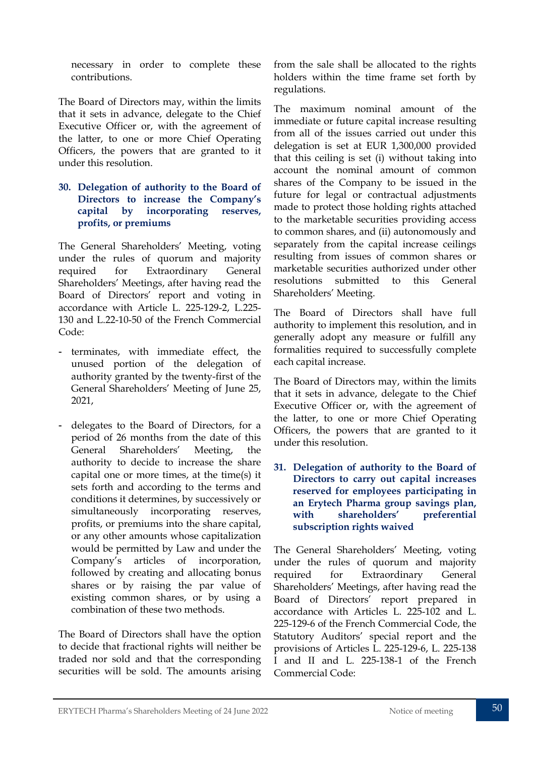necessary in order to complete these contributions.

The Board of Directors may, within the limits that it sets in advance, delegate to the Chief Executive Officer or, with the agreement of the latter, to one or more Chief Operating Officers, the powers that are granted to it under this resolution.

### 30. Delegation of authority to the Board of Directors to increase the Company's capital by incorporating reserves, profits, or premiums

The General Shareholders' Meeting, voting under the rules of quorum and majority required for Extraordinary General Shareholders' Meetings, after having read the Board of Directors' report and voting in accordance with Article L. 225-129-2, L.225-130 and L.22-10-50 of the French Commercial Code:

- terminates, with immediate effect, the unused portion of the delegation of authority granted by the twenty-first of the General Shareholders' Meeting of June 25, 2021,
- delegates to the Board of Directors, for a period of 26 months from the date of this General Shareholders' Meeting, the authority to decide to increase the share capital one or more times, at the time(s) it sets forth and according to the terms and conditions it determines, by successively or simultaneously incorporating reserves, profits, or premiums into the share capital, or any other amounts whose capitalization would be permitted by Law and under the Company's articles of incorporation, followed by creating and allocating bonus shares or by raising the par value of existing common shares, or by using a combination of these two methods.

The Board of Directors shall have the option to decide that fractional rights will neither be traded nor sold and that the corresponding securities will be sold. The amounts arising from the sale shall be allocated to the rights holders within the time frame set forth by regulations.

The maximum nominal amount of the immediate or future capital increase resulting from all of the issues carried out under this delegation is set at EUR 1,300,000 provided that this ceiling is set (i) without taking into account the nominal amount of common shares of the Company to be issued in the future for legal or contractual adjustments made to protect those holding rights attached to the marketable securities providing access to common shares, and (ii) autonomously and separately from the capital increase ceilings resulting from issues of common shares or marketable securities authorized under other resolutions submitted to this General Shareholders' Meeting.

The Board of Directors shall have full authority to implement this resolution, and in generally adopt any measure or fulfill any formalities required to successfully complete each capital increase.

The Board of Directors may, within the limits that it sets in advance, delegate to the Chief Executive Officer or, with the agreement of the latter, to one or more Chief Operating Officers, the powers that are granted to it under this resolution.

### 31. Delegation of authority to the Board of Directors to carry out capital increases reserved for employees participating in an Erytech Pharma group savings plan, with shareholders' preferential subscription rights waived

The General Shareholders' Meeting, voting under the rules of quorum and majority required for Extraordinary General Shareholders' Meetings, after having read the Board of Directors' report prepared in accordance with Articles L. 225-102 and L. 225-129-6 of the French Commercial Code, the Statutory Auditors' special report and the provisions of Articles L. 225-129-6, L. 225-138 I and II and L. 225-138-1 of the French Commercial Code: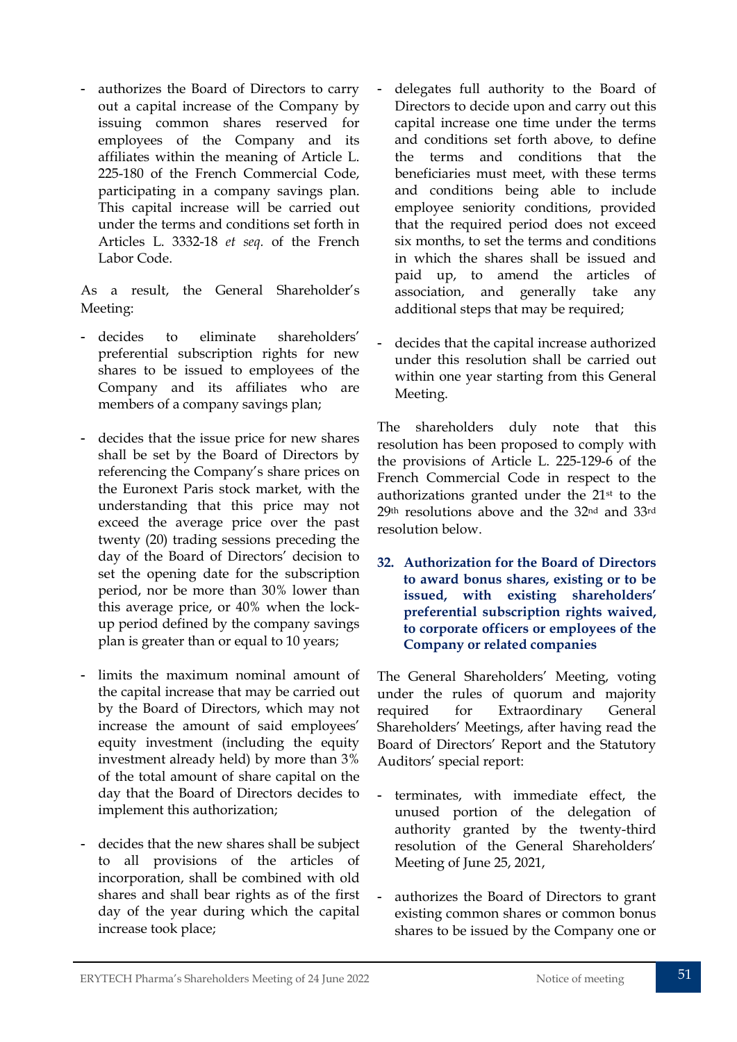- authorizes the Board of Directors to carry out a capital increase of the Company by issuing common shares reserved for employees of the Company and its affiliates within the meaning of Article L. 225-180 of the French Commercial Code, participating in a company savings plan. This capital increase will be carried out under the terms and conditions set forth in Articles L. 3332-18 *et seq.* of the French Labor Code.

As a result, the General Shareholder's Meeting:

- decides to eliminate shareholders' preferential subscription rights for new shares to be issued to employees of the Company and its affiliates who are members of a company savings plan;

- decides that the issue price for new shares shall be set by the Board of Directors by referencing the Company's share prices on the Euronext Paris stock market, with the understanding that this price may not exceed the average price over the past twenty (20) trading sessions preceding the day of the Board of Directors' decision to set the opening date for the subscription period, nor be more than 30% lower than this average price, or 40% when the lock-up period defined by the company savings plan is greater than or equal to 10 years;

- limits the maximum nominal amount of the capital increase that may be carried out by the Board of Directors, which may not increase the amount of said employees' equity investment (including the equity investment already held) by more than 3% of the total amount of share capital on the day that the Board of Directors decides to implement this authorization;

- decides that the new shares shall be subject to all provisions of the articles of incorporation, shall be combined with old shares and shall bear rights as of the first day of the year during which the capital increase took place;

- delegates full authority to the Board of Directors to decide upon and carry out this capital increase one time under the terms and conditions set forth above, to define the terms and conditions that the beneficiaries must meet, with these terms and conditions being able to include employee seniority conditions, provided that the required period does not exceed six months, to set the terms and conditions in which the shares shall be issued and paid up, to amend the articles of association, and generally take any additional steps that may be required;

- decides that the capital increase authorized under this resolution shall be carried out within one year starting from this General Meeting.

The shareholders duly note that this resolution has been proposed to comply with the provisions of Article L. 225-129-6 of the French Commercial Code in respect to the authorizations granted under the 21st to the 29th resolutions above and the 32nd and 33rd resolution below.

### 32. Authorization for the Board of Directors to award bonus shares, existing or to be issued, with existing shareholders' preferential subscription rights waived, to corporate officers or employees of the Company or related companies

The General Shareholders' Meeting, voting under the rules of quorum and majority required for Extraordinary General Shareholders' Meetings, after having read the Board of Directors' Report and the Statutory Auditors' special report:

- terminates, with immediate effect, the unused portion of the delegation of authority granted by the twenty-third resolution of the General Shareholders' Meeting of June 25, 2021,

- authorizes the Board of Directors to grant existing common shares or common bonus shares to be issued by the Company one or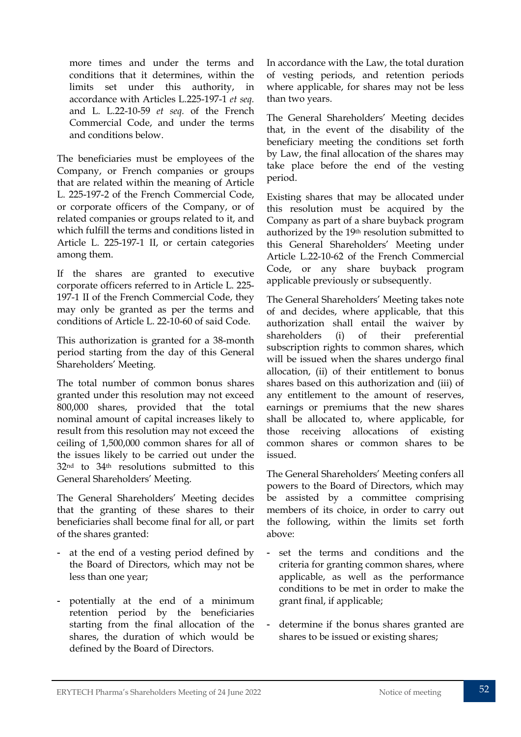more times and under the terms and conditions that it determines, within the limits set under this authority, in accordance with Articles L.225-197-1 *et seq.* and L. L.22-10-59 *et seq.* of the French Commercial Code, and under the terms and conditions below.

The beneficiaries must be employees of the Company, or French companies or groups that are related within the meaning of Article L. 225-197-2 of the French Commercial Code, or corporate officers of the Company, or of related companies or groups related to it, and which fulfill the terms and conditions listed in Article L. 225-197-1 II, or certain categories among them.

If the shares are granted to executive corporate officers referred to in Article L. 225-197-1 II of the French Commercial Code, they may only be granted as per the terms and conditions of Article L. 22-10-60 of said Code.

This authorization is granted for a 38-month period starting from the day of this General Shareholders' Meeting.

The total number of common bonus shares granted under this resolution may not exceed 800,000 shares, provided that the total nominal amount of capital increases likely to result from this resolution may not exceed the ceiling of 1,500,000 common shares for all of the issues likely to be carried out under the 32nd to 34th resolutions submitted to this General Shareholders' Meeting.

The General Shareholders' Meeting decides that the granting of these shares to their beneficiaries shall become final for all, or part of the shares granted:

- at the end of a vesting period defined by the Board of Directors, which may not be less than one year;
- potentially at the end of a minimum retention period by the beneficiaries starting from the final allocation of the shares, the duration of which would be defined by the Board of Directors.

In accordance with the Law, the total duration of vesting periods, and retention periods where applicable, for shares may not be less than two years.

The General Shareholders' Meeting decides that, in the event of the disability of the beneficiary meeting the conditions set forth by Law, the final allocation of the shares may take place before the end of the vesting period.

Existing shares that may be allocated under this resolution must be acquired by the Company as part of a share buyback program authorized by the 19th resolution submitted to this General Shareholders' Meeting under Article L.22-10-62 of the French Commercial Code, or any share buyback program applicable previously or subsequently.

The General Shareholders' Meeting takes note of and decides, where applicable, that this authorization shall entail the waiver by shareholders (i) of their preferential subscription rights to common shares, which will be issued when the shares undergo final allocation, (ii) of their entitlement to bonus shares based on this authorization and (iii) of any entitlement to the amount of reserves, earnings or premiums that the new shares shall be allocated to, where applicable, for those receiving allocations of existing common shares or common shares to be issued.

The General Shareholders' Meeting confers all powers to the Board of Directors, which may be assisted by a committee comprising members of its choice, in order to carry out the following, within the limits set forth above:

- set the terms and conditions and the criteria for granting common shares, where applicable, as well as the performance conditions to be met in order to make the grant final, if applicable;
- determine if the bonus shares granted are shares to be issued or existing shares;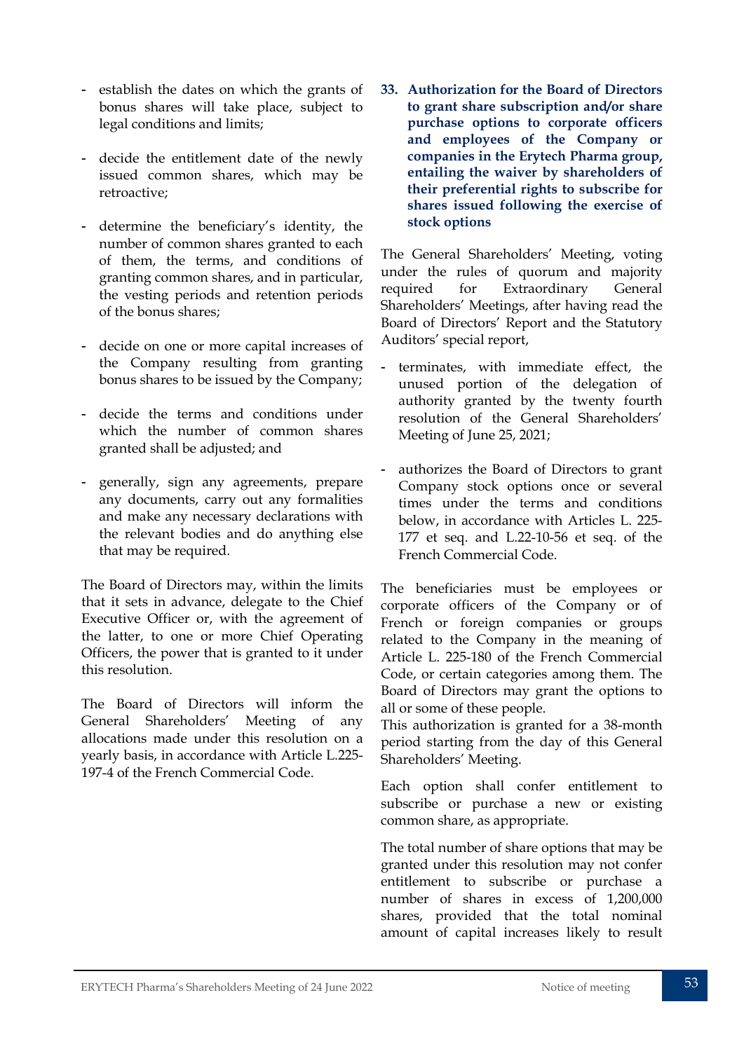- establish the dates on which the grants of bonus shares will take place, subject to legal conditions and limits;
- decide the entitlement date of the newly issued common shares, which may be retroactive;
- determine the beneficiary's identity, the number of common shares granted to each of them, the terms, and conditions of granting common shares, and in particular, the vesting periods and retention periods of the bonus shares;
- decide on one or more capital increases of the Company resulting from granting bonus shares to be issued by the Company;
- decide the terms and conditions under which the number of common shares granted shall be adjusted; and
- generally, sign any agreements, prepare any documents, carry out any formalities and make any necessary declarations with the relevant bodies and do anything else that may be required.

The Board of Directors may, within the limits that it sets in advance, delegate to the Chief Executive Officer or, with the agreement of the latter, to one or more Chief Operating Officers, the power that is granted to it under this resolution.

The Board of Directors will inform the General Shareholders' Meeting of any allocations made under this resolution on a yearly basis, in accordance with Article L.225-197-4 of the French Commercial Code.

### 33. Authorization for the Board of Directors to grant share subscription and/or share purchase options to corporate officers and employees of the Company or companies in the Erytech Pharma group, entailing the waiver by shareholders of their preferential rights to subscribe for shares issued following the exercise of stock options

The General Shareholders' Meeting, voting under the rules of quorum and majority required for Extraordinary General Shareholders' Meetings, after having read the Board of Directors' Report and the Statutory Auditors' special report,

- terminates, with immediate effect, the unused portion of the delegation of authority granted by the twenty fourth resolution of the General Shareholders' Meeting of June 25, 2021;
- authorizes the Board of Directors to grant Company stock options once or several times under the terms and conditions below, in accordance with Articles L. 225-177 et seq. and L.22-10-56 et seq. of the French Commercial Code.

The beneficiaries must be employees or corporate officers of the Company or of French or foreign companies or groups related to the Company in the meaning of Article L. 225-180 of the French Commercial Code, or certain categories among them. The Board of Directors may grant the options to all or some of these people.
This authorization is granted for a 38-month period starting from the day of this General Shareholders' Meeting.

Each option shall confer entitlement to subscribe or purchase a new or existing common share, as appropriate.

The total number of share options that may be granted under this resolution may not confer entitlement to subscribe or purchase a number of shares in excess of 1,200,000 shares, provided that the total nominal amount of capital increases likely to result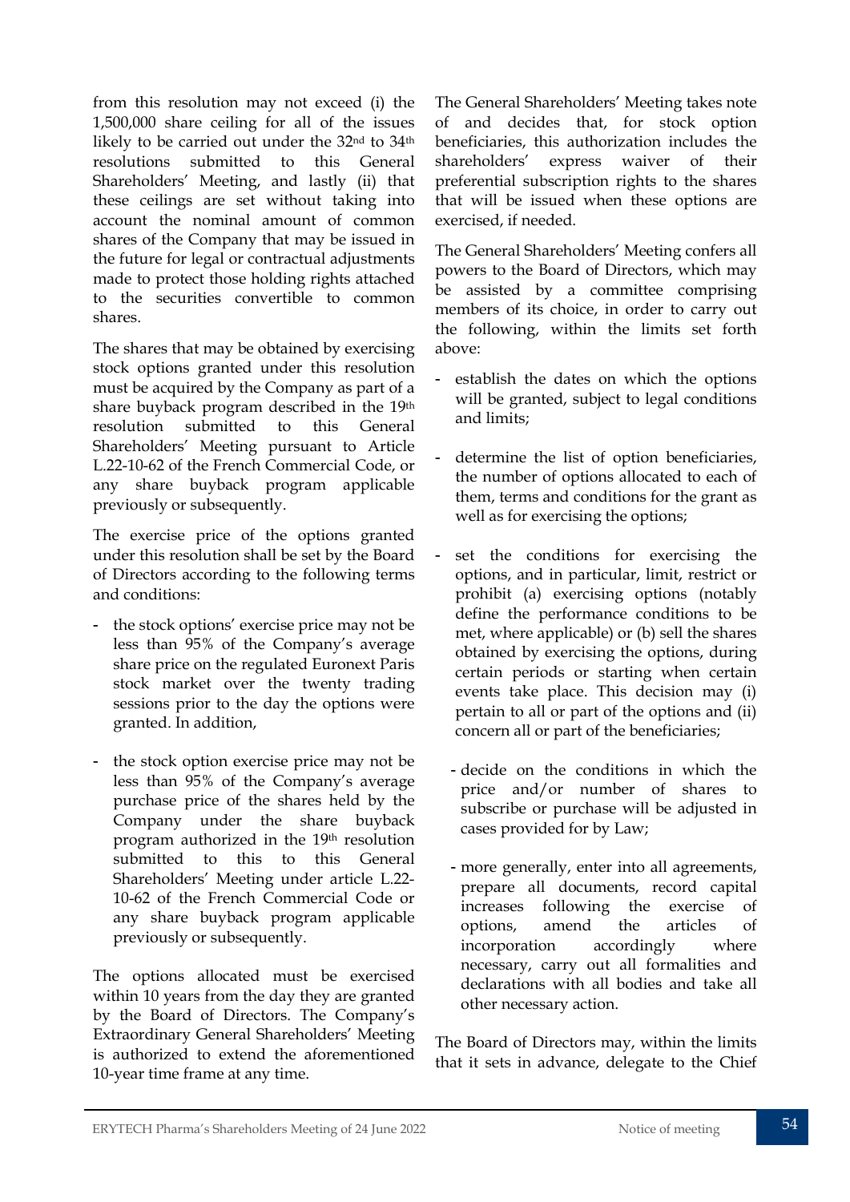from this resolution may not exceed (i) the 1,500,000 share ceiling for all of the issues likely to be carried out under the 32nd to 34th resolutions submitted to this General Shareholders' Meeting, and lastly (ii) that these ceilings are set without taking into account the nominal amount of common shares of the Company that may be issued in the future for legal or contractual adjustments made to protect those holding rights attached to the securities convertible to common shares.

The shares that may be obtained by exercising stock options granted under this resolution must be acquired by the Company as part of a share buyback program described in the 19th resolution submitted to this General Shareholders' Meeting pursuant to Article L.22-10-62 of the French Commercial Code, or any share buyback program applicable previously or subsequently.

The exercise price of the options granted under this resolution shall be set by the Board of Directors according to the following terms and conditions:

- the stock options' exercise price may not be less than 95% of the Company's average share price on the regulated Euronext Paris stock market over the twenty trading sessions prior to the day the options were granted. In addition,
- the stock option exercise price may not be less than 95% of the Company's average purchase price of the shares held by the Company under the share buyback program authorized in the 19th resolution submitted to this General Shareholders' Meeting under article L.22-10-62 of the French Commercial Code or any share buyback program applicable previously or subsequently.

The options allocated must be exercised within 10 years from the day they are granted by the Board of Directors. The Company's Extraordinary General Shareholders' Meeting is authorized to extend the aforementioned 10-year time frame at any time.

The General Shareholders' Meeting takes note of and decides that, for stock option beneficiaries, this authorization includes the shareholders' express waiver of their preferential subscription rights to the shares that will be issued when these options are exercised, if needed.

The General Shareholders' Meeting confers all powers to the Board of Directors, which may be assisted by a committee comprising members of its choice, in order to carry out the following, within the limits set forth above:

- establish the dates on which the options will be granted, subject to legal conditions and limits;
- determine the list of option beneficiaries, the number of options allocated to each of them, terms and conditions for the grant as well as for exercising the options;
- set the conditions for exercising the options, and in particular, limit, restrict or prohibit (a) exercising options (notably define the performance conditions to be met, where applicable) or (b) sell the shares obtained by exercising the options, during certain periods or starting when certain events take place. This decision may (i) pertain to all or part of the options and (ii) concern all or part of the beneficiaries;
- decide on the conditions in which the price and/or number of shares to subscribe or purchase will be adjusted in cases provided for by Law;
- more generally, enter into all agreements, prepare all documents, record capital increases following the exercise of options, amend the articles of incorporation accordingly where necessary, carry out all formalities and declarations with all bodies and take all other necessary action.

The Board of Directors may, within the limits that it sets in advance, delegate to the Chief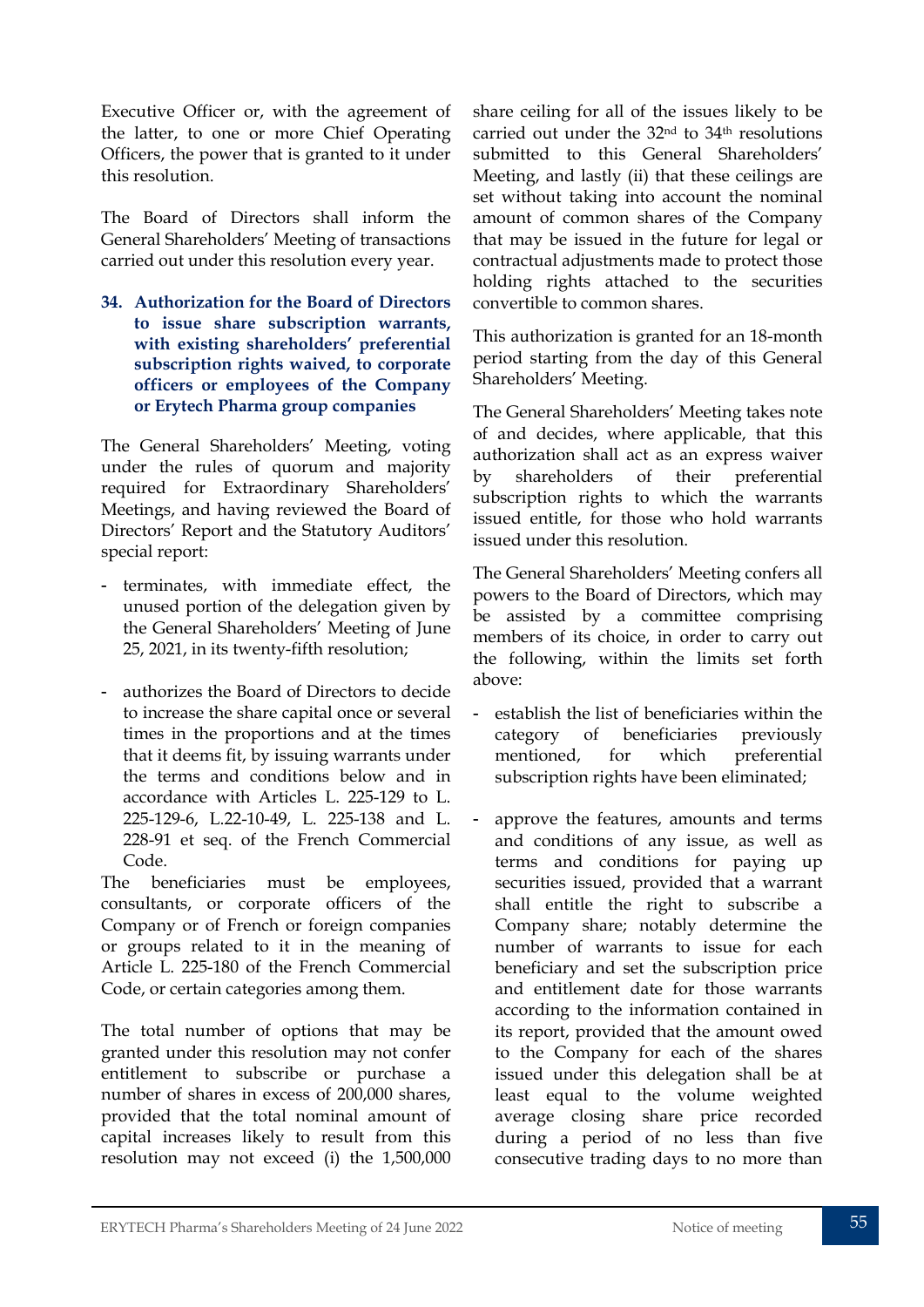Executive Officer or, with the agreement of the latter, to one or more Chief Operating Officers, the power that is granted to it under this resolution.

The Board of Directors shall inform the General Shareholders' Meeting of transactions carried out under this resolution every year.

### 34. Authorization for the Board of Directors to issue share subscription warrants, with existing shareholders' preferential subscription rights waived, to corporate officers or employees of the Company or Erytech Pharma group companies

The General Shareholders' Meeting, voting under the rules of quorum and majority required for Extraordinary Shareholders' Meetings, and having reviewed the Board of Directors' Report and the Statutory Auditors' special report:

- terminates, with immediate effect, the unused portion of the delegation given by the General Shareholders' Meeting of June 25, 2021, in its twenty-fifth resolution;
- authorizes the Board of Directors to decide to increase the share capital once or several times in the proportions and at the times that it deems fit, by issuing warrants under the terms and conditions below and in accordance with Articles L. 225-129 to L. 225-129-6, L.22-10-49, L. 225-138 and L. 228-91 et seq. of the French Commercial Code.

The beneficiaries must be employees, consultants, or corporate officers of the Company or of French or foreign companies or groups related to it in the meaning of Article L. 225-180 of the French Commercial Code, or certain categories among them.

The total number of options that may be granted under this resolution may not confer entitlement to subscribe or purchase a number of shares in excess of 200,000 shares, provided that the total nominal amount of capital increases likely to result from this resolution may not exceed (i) the 1,500,000 share ceiling for all of the issues likely to be carried out under the 32nd to 34th resolutions submitted to this General Shareholders' Meeting, and lastly (ii) that these ceilings are set without taking into account the nominal amount of common shares of the Company that may be issued in the future for legal or contractual adjustments made to protect those holding rights attached to the securities convertible to common shares.

This authorization is granted for an 18-month period starting from the day of this General Shareholders' Meeting.

The General Shareholders' Meeting takes note of and decides, where applicable, that this authorization shall act as an express waiver by shareholders of their preferential subscription rights to which the warrants issued entitle, for those who hold warrants issued under this resolution.

The General Shareholders' Meeting confers all powers to the Board of Directors, which may be assisted by a committee comprising members of its choice, in order to carry out the following, within the limits set forth above:

- establish the list of beneficiaries within the category of beneficiaries previously mentioned, for which preferential subscription rights have been eliminated;
- approve the features, amounts and terms and conditions of any issue, as well as terms and conditions for paying up securities issued, provided that a warrant shall entitle the right to subscribe a Company share; notably determine the number of warrants to issue for each beneficiary and set the subscription price and entitlement date for those warrants according to the information contained in its report, provided that the amount owed to the Company for each of the shares issued under this delegation shall be at least equal to the volume weighted average closing share price recorded during a period of no less than five consecutive trading days to no more than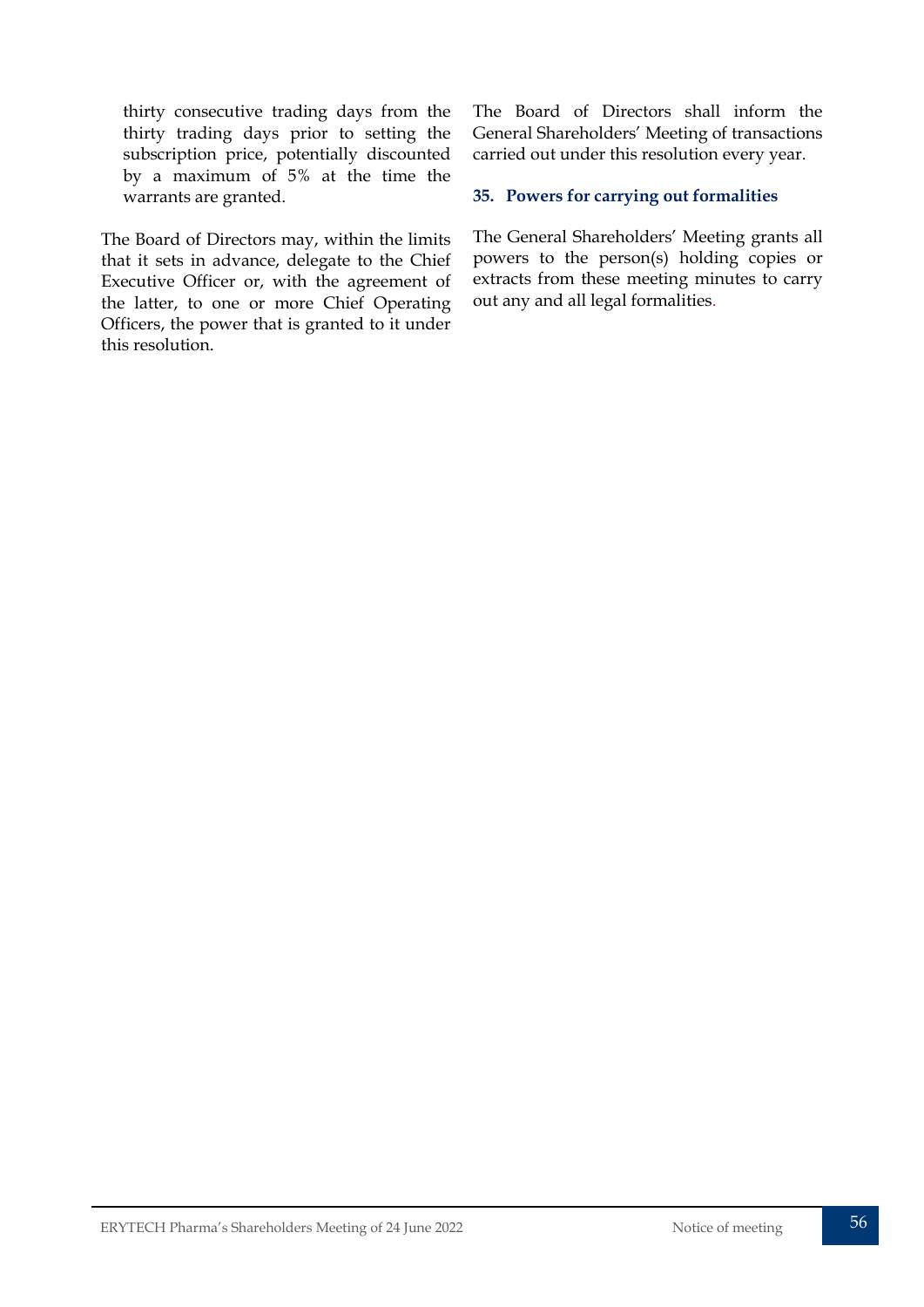thirty consecutive trading days from the thirty trading days prior to setting the subscription price, potentially discounted by a maximum of 5% at the time the warrants are granted.

The Board of Directors may, within the limits that it sets in advance, delegate to the Chief Executive Officer or, with the agreement of the latter, to one or more Chief Operating Officers, the power that is granted to it under this resolution.

The Board of Directors shall inform the General Shareholders' Meeting of transactions carried out under this resolution every year.

### 35. Powers for carrying out formalities

The General Shareholders' Meeting grants all powers to the person(s) holding copies or extracts from these meeting minutes to carry out any and all legal formalities.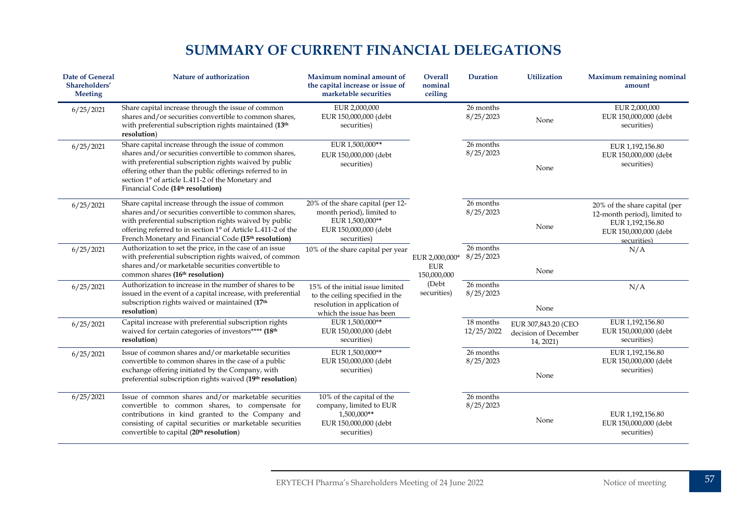# SUMMARY OF CURRENT FINANCIAL DELEGATIONS

| Date of General Shareholders' Meeting | Nature of authorization | Maximum nominal amount of the capital increase or issue of marketable securities | Overall nominal ceiling | Duration | Utilization | Maximum remaining nominal amount |
|---|---|---|---|---|---|---|
| 6/25/2021 | Share capital increase through the issue of common shares and/or securities convertible to common shares, with preferential subscription rights maintained (**13th resolution**) | EUR 2,000,000<br>EUR 150,000,000 (debt securities) | EUR 2,000,000*<br>EUR 150,000,000<br>(Debt securities) | 26 months<br>8/25/2023 | None | EUR 2,000,000<br>EUR 150,000,000 (debt securities) |
| 6/25/2021 | Share capital increase through the issue of common shares and/or securities convertible to common shares, with preferential subscription rights waived by public offering other than the public offerings referred to in section 1° of article L.411-2 of the Monetary and Financial Code **(14th resolution)** | EUR 1,500,000**<br>EUR 150,000,000 (debt securities) | | 26 months<br>8/25/2023 | None | EUR 1,192,156.80<br>EUR 150,000,000 (debt securities) |
| 6/25/2021 | Share capital increase through the issue of common shares and/or securities convertible to common shares, with preferential subscription rights waived by public offering referred to in section 1° of Article L.411-2 of the French Monetary and Financial Code **(15th resolution)** | 20% of the share capital (per 12-month period), limited to EUR 1,500,000**<br>EUR 150,000,000 (debt securities) | | 26 months<br>8/25/2023 | None | 20% of the share capital (per 12-month period), limited to EUR 1,192,156.80<br>EUR 150,000,000 (debt securities) |
| 6/25/2021 | Authorization to set the price, in the case of an issue with preferential subscription rights waived, of common shares and/or marketable securities convertible to common shares **(16th resolution)** | 10% of the share capital per year | | 26 months<br>8/25/2023 | None | N/A |
| 6/25/2021 | Authorization to increase in the number of shares to be issued in the event of a capital increase, with preferential subscription rights waived or maintained (**17th resolution**) | 15% of the initial issue limited to the ceiling specified in the resolution in application of which the issue has been | | 26 months<br>8/25/2023 | None | N/A |
| 6/25/2021 | Capital increase with preferential subscription rights waived for certain categories of investors**** **(18th resolution)** | EUR 1,500,000**<br>EUR 150,000,000 (debt securities) | | 18 months<br>12/25/2022 | EUR 307,843.20 (CEO decision of December 14, 2021) | EUR 1,192,156.80<br>EUR 150,000,000 (debt securities) |
| 6/25/2021 | Issue of common shares and/or marketable securities convertible to common shares in the case of a public exchange offering initiated by the Company, with preferential subscription rights waived (**19th resolution**) | EUR 1,500,000**<br>EUR 150,000,000 (debt securities) | | 26 months<br>8/25/2023 | None | EUR 1,192,156.80<br>EUR 150,000,000 (debt securities) |
| 6/25/2021 | Issue of common shares and/or marketable securities convertible to common shares, to compensate for contributions in kind granted to the Company and consisting of capital securities or marketable securities convertible to capital (**20th resolution**) | 10% of the capital of the company, limited to EUR 1,500,000**<br>EUR 150,000,000 (debt securities) | | 26 months<br>8/25/2023 | None | EUR 1,192,156.80<br>EUR 150,000,000 (debt securities) |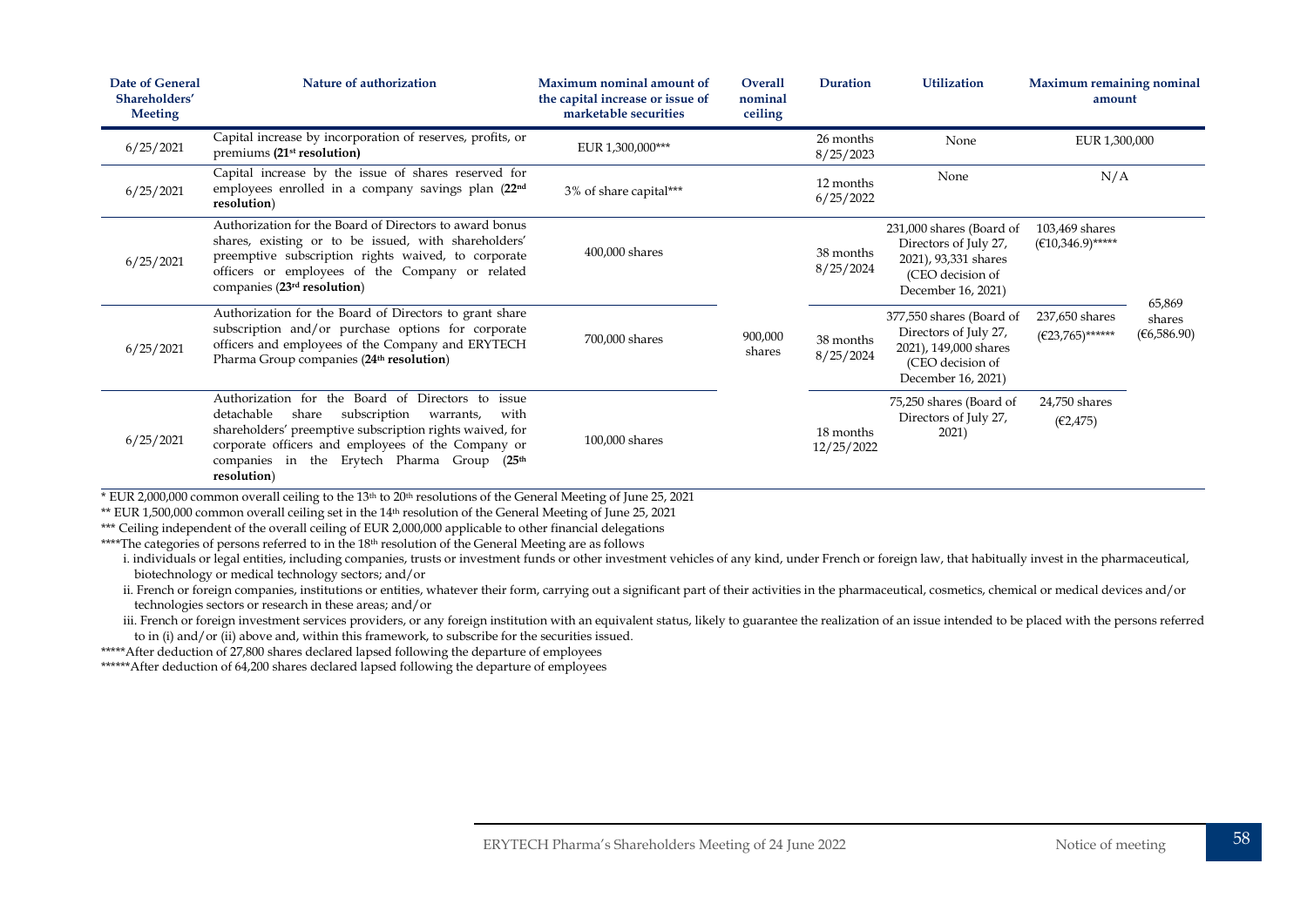| Date of General Shareholders' Meeting | Nature of authorization | Maximum nominal amount of the capital increase or issue of marketable securities | Overall nominal ceiling | Duration | Utilization | Maximum remaining nominal amount | |
|---|---|---|---|---|---|---|---|
| 6/25/2021 | Capital increase by incorporation of reserves, profits, or premiums **(21st resolution)** | EUR 1,300,000*** | | 26 months 8/25/2023 | None | EUR 1,300,000 | |
| 6/25/2021 | Capital increase by the issue of shares reserved for employees enrolled in a company savings plan (**22nd resolution**) | 3% of share capital*** | | 12 months 6/25/2022 | None | N/A | |
| 6/25/2021 | Authorization for the Board of Directors to award bonus shares, existing or to be issued, with shareholders' preemptive subscription rights waived, to corporate officers or employees of the Company or related companies (**23rd resolution**) | 400,000 shares | 900,000 shares | 38 months 8/25/2024 | 231,000 shares (Board of Directors of July 27, 2021), 93,331 shares (CEO decision of December 16, 2021) | 103,469 shares (€10,346.9)***** | 65,869 shares (€6,586.90) |
| 6/25/2021 | Authorization for the Board of Directors to grant share subscription and/or purchase options for corporate officers and employees of the Company and ERYTECH Pharma Group companies (**24th resolution**) | 700,000 shares | | 38 months 8/25/2024 | 377,550 shares (Board of Directors of July 27, 2021), 149,000 shares (CEO decision of December 16, 2021) | 237,650 shares (€23,765)****** | |
| 6/25/2021 | Authorization for the Board of Directors to issue detachable share subscription warrants, with shareholders' preemptive subscription rights waived, for corporate officers and employees of the Company or companies in the Erytech Pharma Group (**25th resolution**) | 100,000 shares | | 18 months 12/25/2022 | 75,250 shares (Board of Directors of July 27, 2021) | 24,750 shares (€2,475) | |

\* EUR 2,000,000 common overall ceiling to the 13th to 20th resolutions of the General Meeting of June 25, 2021

** EUR 1,500,000 common overall ceiling set in the 14th resolution of the General Meeting of June 25, 2021

*** Ceiling independent of the overall ceiling of EUR 2,000,000 applicable to other financial delegations

****The categories of persons referred to in the 18th resolution of the General Meeting are as follows

i. individuals or legal entities, including companies, trusts or investment funds or other investment vehicles of any kind, under French or foreign law, that habitually invest in the pharmaceutical, biotechnology or medical technology sectors; and/or

ii. French or foreign companies, institutions or entities, whatever their form, carrying out a significant part of their activities in the pharmaceutical, cosmetics, chemical or medical devices and/or technologies sectors or research in these areas; and/or

iii. French or foreign investment services providers, or any foreign institution with an equivalent status, likely to guarantee the realization of an issue intended to be placed with the persons referred to in (i) and/or (ii) above and, within this framework, to subscribe for the securities issued.

*****After deduction of 27,800 shares declared lapsed following the departure of employees

******After deduction of 64,200 shares declared lapsed following the departure of employees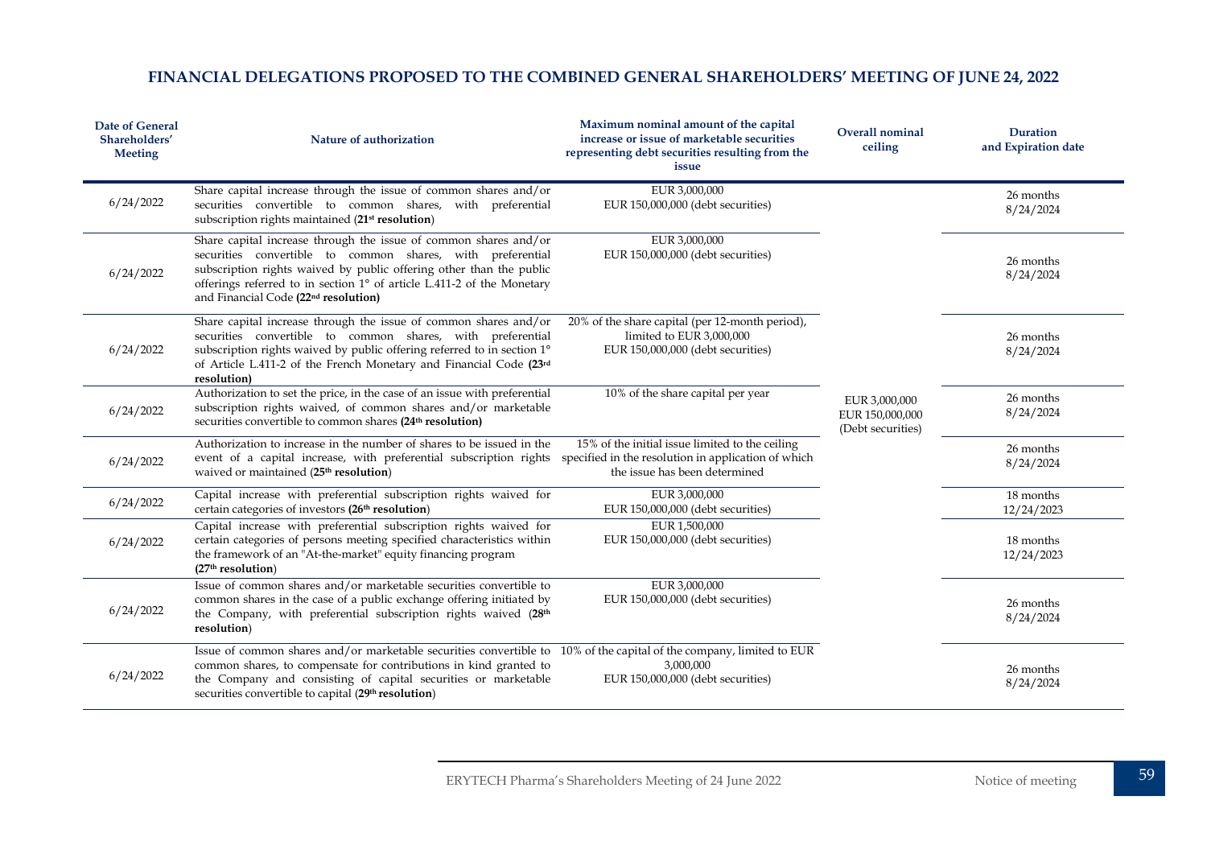## FINANCIAL DELEGATIONS PROPOSED TO THE COMBINED GENERAL SHAREHOLDERS' MEETING OF JUNE 24, 2022

| Date of General Shareholders' Meeting | Nature of authorization | Maximum nominal amount of the capital increase or issue of marketable securities representing debt securities resulting from the issue | Overall nominal ceiling | Duration and Expiration date |
|---|---|---|---|---|
| 6/24/2022 | Share capital increase through the issue of common shares and/or securities convertible to common shares, with preferential subscription rights maintained (**21st resolution**) | EUR 3,000,000<br>EUR 150,000,000 (debt securities) | EUR 3,000,000<br>EUR 150,000,000<br>(Debt securities) | 26 months<br>8/24/2024 |
| 6/24/2022 | Share capital increase through the issue of common shares and/or securities convertible to common shares with preferential subscription rights waived by public offering other than the public offerings referred to in section 1° of article L.411-2 of the Monetary and Financial Code **(22nd resolution)** | EUR 3,000,000<br>EUR 150,000,000 (debt securities) | | 26 months<br>8/24/2024 |
| 6/24/2022 | Share capital increase through the issue of common shares and/or securities convertible to common shares, with preferential subscription rights waived by public offering referred to in section 1° of Article L.411-2 of the French Monetary and Financial Code **(23rd resolution)** | 20% of the share capital (per 12-month period), limited to EUR 3,000,000<br>EUR 150,000,000 (debt securities) | | 26 months<br>8/24/2024 |
| 6/24/2022 | Authorization to set the price, in the case of an issue with preferential subscription rights waived, of common shares and/or marketable securities convertible to common shares **(24th resolution)** | 10% of the share capital per year | | 26 months<br>8/24/2024 |
| 6/24/2022 | Authorization to increase in the number of shares to be issued in the event of a capital increase, with preferential subscription rights waived or maintained (**25th resolution**) | 15% of the initial issue limited to the ceiling specified in the resolution in application of which the issue has been determined | | 26 months<br>8/24/2024 |
| 6/24/2022 | Capital increase with preferential subscription rights waived for certain categories of investors **(26th resolution)** | EUR 3,000,000<br>EUR 150,000,000 (debt securities) | | 18 months<br>12/24/2023 |
| 6/24/2022 | Capital increase with preferential subscription rights waived for certain categories of persons meeting specified characteristics within the framework of an "At-the-market" equity financing program **(27th resolution)** | EUR 1,500,000<br>EUR 150,000,000 (debt securities) | | 18 months<br>12/24/2023 |
| 6/24/2022 | Issue of common shares and/or marketable securities convertible to common shares in the case of a public exchange offering initiated by the Company, with preferential subscription rights waived (**28th resolution**) | EUR 3,000,000<br>EUR 150,000,000 (debt securities) | | 26 months<br>8/24/2024 |
| 6/24/2022 | Issue of common shares and/or marketable securities convertible to common shares, to compensate for contributions in kind granted to the Company and consisting of capital securities or marketable securities convertible to capital (**29th resolution**) | 10% of the capital of the company, limited to EUR 3,000,000<br>EUR 150,000,000 (debt securities) | | 26 months<br>8/24/2024 |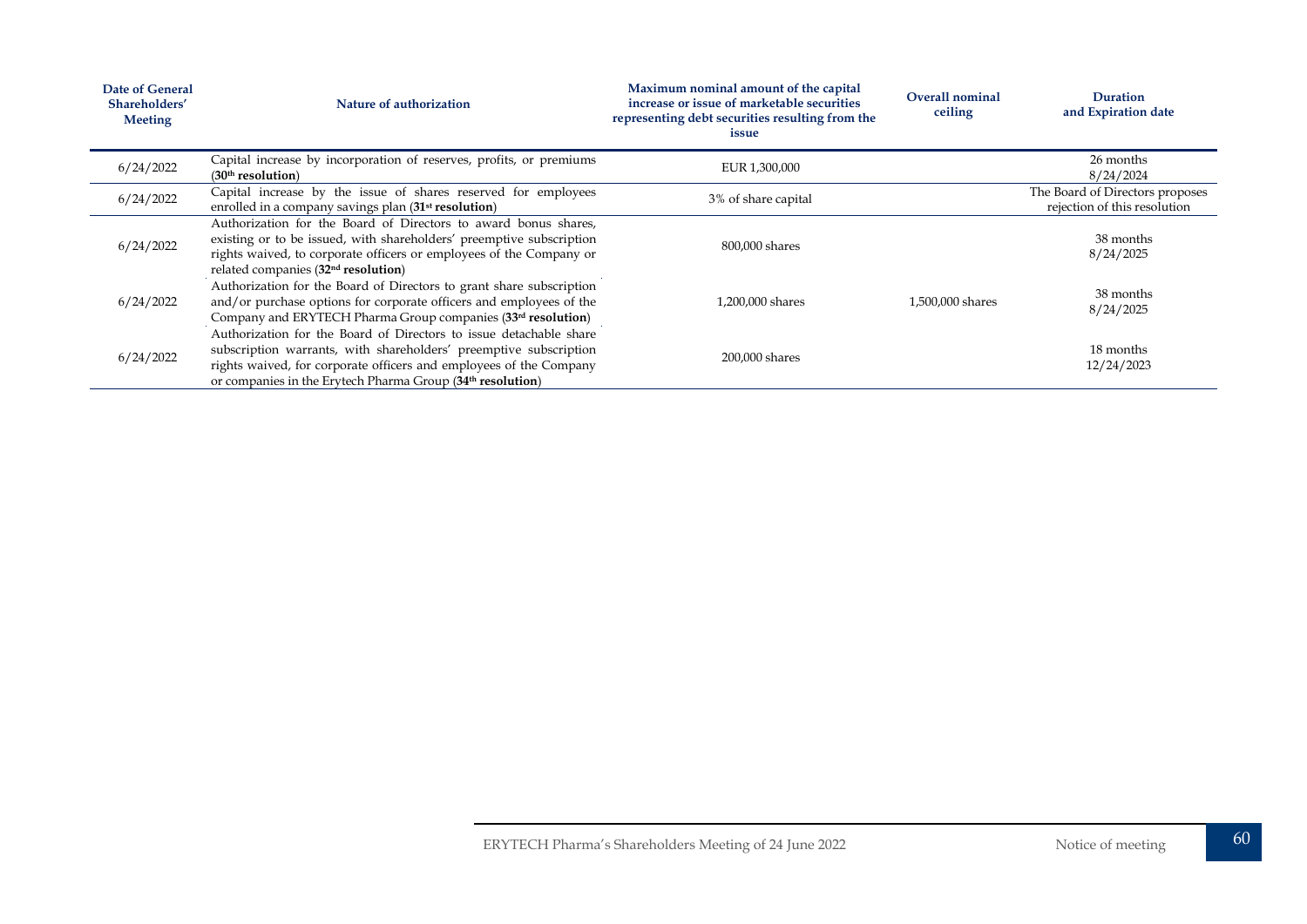| Date of General Shareholders' Meeting | Nature of authorization | Maximum nominal amount of the capital increase or issue of marketable securities representing debt securities resulting from the issue | Overall nominal ceiling | Duration and Expiration date |
|---|---|---|---|---|
| 6/24/2022 | Capital increase by incorporation of reserves, profits, or premiums (**30th resolution**) | EUR 1,300,000 | | 26 months 8/24/2024 |
| 6/24/2022 | Capital increase by the issue of shares reserved for employees enrolled in a company savings plan (**31st resolution**) | 3% of share capital | | The Board of Directors proposes rejection of this resolution |
| 6/24/2022 | Authorization for the Board of Directors to award bonus shares, existing or to be issued, with shareholders' preemptive subscription rights waived, to corporate officers or employees of the Company or related companies (**32nd resolution**) | 800,000 shares | 1,500,000 shares | 38 months 8/24/2025 |
| 6/24/2022 | Authorization for the Board of Directors to grant share subscription and/or purchase options for corporate officers and employees of the Company and ERYTECH Pharma Group companies (**33rd resolution**) | 1,200,000 shares | | 38 months 8/24/2025 |
| 6/24/2022 | Authorization for the Board of Directors to issue detachable share subscription warrants, with shareholders' preemptive subscription rights waived, for corporate officers and employees of the Company or companies in the Erytech Pharma Group (**34th resolution**) | 200,000 shares | | 18 months 12/24/2023 |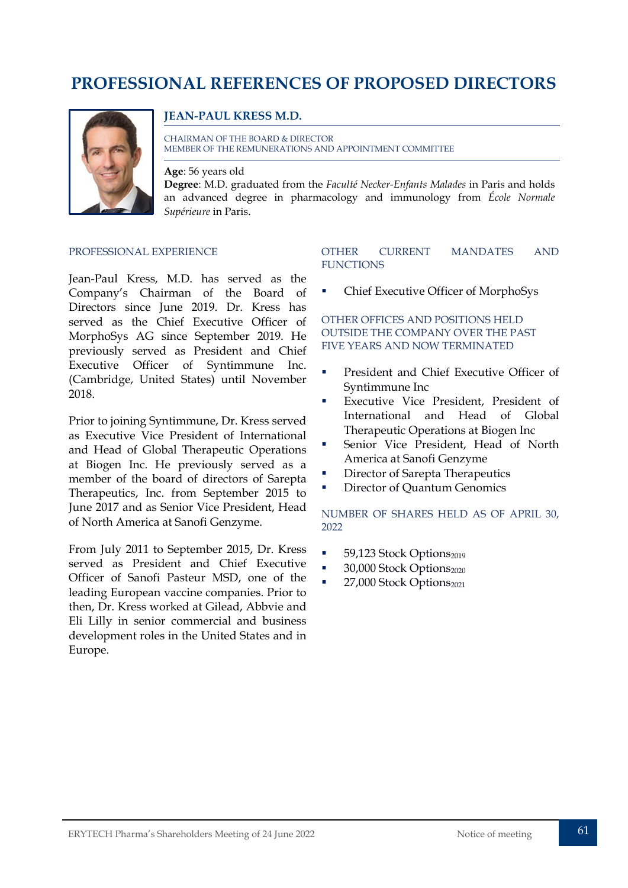# PROFESSIONAL REFERENCES OF PROPOSED DIRECTORS

## JEAN-PAUL KRESS M.D.

CHAIRMAN OF THE BOARD & DIRECTOR
MEMBER OF THE REMUNERATIONS AND APPOINTMENT COMMITTEE

**Age**: 56 years old
**Degree**: M.D. graduated from the *Faculté Necker-Enfants Malades* in Paris and holds an advanced degree in pharmacology and immunology from *École Normale Supérieure* in Paris.

### PROFESSIONAL EXPERIENCE

Jean-Paul Kress, M.D. has served as the Company's Chairman of the Board of Directors since June 2019. Dr. Kress has served as the Chief Executive Officer of MorphoSys AG since September 2019. He previously served as President and Chief Executive Officer of Syntimmune Inc. (Cambridge, United States) until November 2018.

Prior to joining Syntimmune, Dr. Kress served as Executive Vice President of International and Head of Global Therapeutic Operations at Biogen Inc. He previously served as a member of the board of directors of Sarepta Therapeutics, Inc. from September 2015 to June 2017 and as Senior Vice President, Head of North America at Sanofi Genzyme.

From July 2011 to September 2015, Dr. Kress served as President and Chief Executive Officer of Sanofi Pasteur MSD, one of the leading European vaccine companies. Prior to then, Dr. Kress worked at Gilead, Abbvie and Eli Lilly in senior commercial and business development roles in the United States and in Europe.

### OTHER CURRENT MANDATES AND FUNCTIONS

- Chief Executive Officer of MorphoSys

### OTHER OFFICES AND POSITIONS HELD OUTSIDE THE COMPANY OVER THE PAST FIVE YEARS AND NOW TERMINATED

- President and Chief Executive Officer of Syntimmune Inc
- Executive Vice President, President of International and Head of Global Therapeutic Operations at Biogen Inc
- Senior Vice President, Head of North America at Sanofi Genzyme
- Director of Sarepta Therapeutics
- Director of Quantum Genomics

### NUMBER OF SHARES HELD AS OF APRIL 30, 2022

- 59,123 Stock Options$_{2019}$
- 30,000 Stock Options$_{2020}$
- 27,000 Stock Options$_{2021}$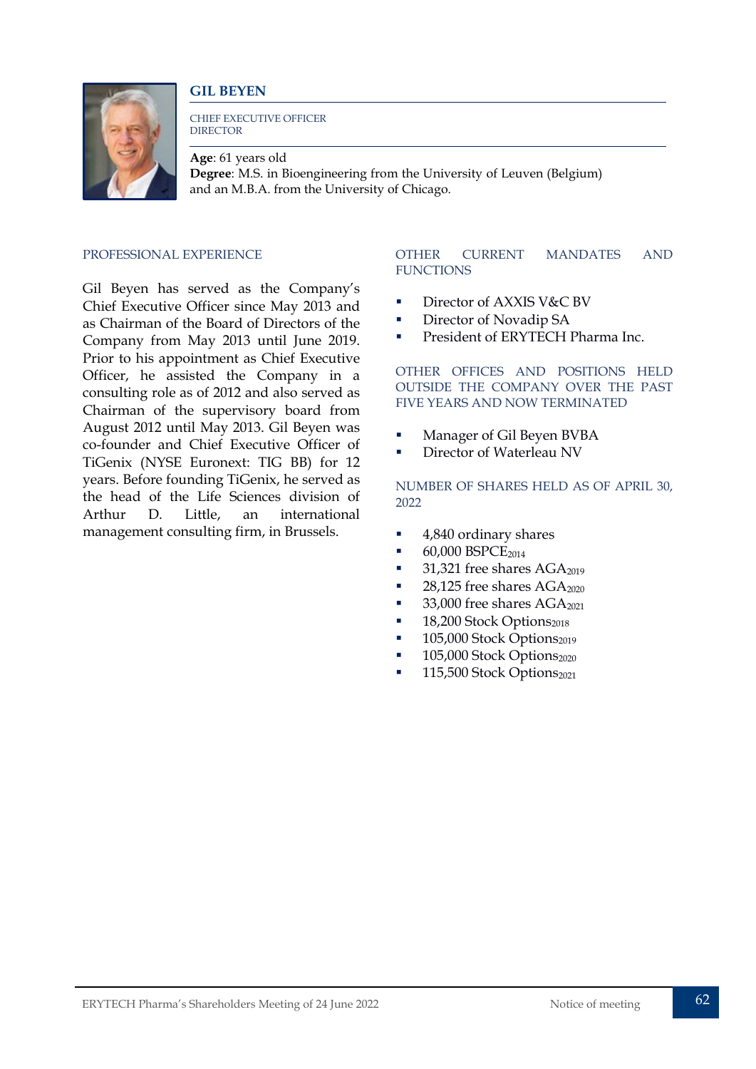## GIL BEYEN

CHIEF EXECUTIVE OFFICER
DIRECTOR

**Age**: 61 years old
**Degree**: M.S. in Bioengineering from the University of Leuven (Belgium) and an M.B.A. from the University of Chicago.

### PROFESSIONAL EXPERIENCE

Gil Beyen has served as the Company's Chief Executive Officer since May 2013 and as Chairman of the Board of Directors of the Company from May 2013 until June 2019. Prior to his appointment as Chief Executive Officer, he assisted the Company in a consulting role as of 2012 and also served as Chairman of the supervisory board from August 2012 until May 2013. Gil Beyen was co-founder and Chief Executive Officer of TiGenix (NYSE Euronext: TIG BB) for 12 years. Before founding TiGenix, he served as the head of the Life Sciences division of Arthur D. Little, an international management consulting firm, in Brussels.

### OTHER CURRENT MANDATES AND FUNCTIONS

- Director of AXXIS V&C BV
- Director of Novadip SA
- President of ERYTECH Pharma Inc.

### OTHER OFFICES AND POSITIONS HELD OUTSIDE THE COMPANY OVER THE PAST FIVE YEARS AND NOW TERMINATED

- Manager of Gil Beyen BVBA
- Director of Waterleau NV

### NUMBER OF SHARES HELD AS OF APRIL 30, 2022

- 4,840 ordinary shares
- 60,000 $BSPCE_{2014}$
- 31,321 free shares $AGA_{2019}$
- 28,125 free shares $AGA_{2020}$
- 33,000 free shares $AGA_{2021}$
- 18,200 Stock $Options_{2018}$
- 105,000 Stock $Options_{2019}$
- 105,000 Stock $Options_{2020}$
- 115,500 Stock $Options_{2021}$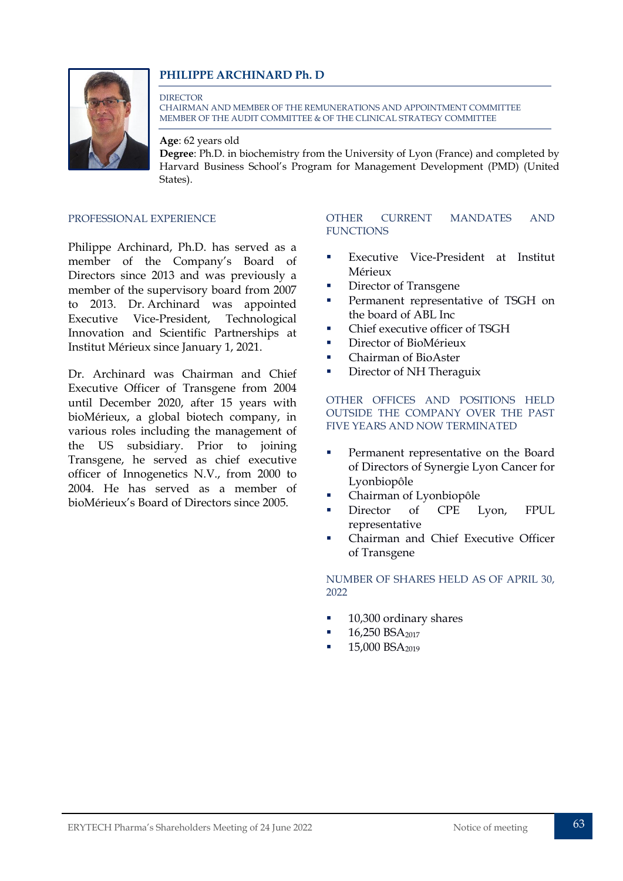## PHILIPPE ARCHINARD Ph. D

DIRECTOR
CHAIRMAN AND MEMBER OF THE REMUNERATIONS AND APPOINTMENT COMMITTEE
MEMBER OF THE AUDIT COMMITTEE & OF THE CLINICAL STRATEGY COMMITTEE

**Age**: 62 years old
**Degree**: Ph.D. in biochemistry from the University of Lyon (France) and completed by Harvard Business School's Program for Management Development (PMD) (United States).

### PROFESSIONAL EXPERIENCE

Philippe Archinard, Ph.D. has served as a member of the Company's Board of Directors since 2013 and was previously a member of the supervisory board from 2007 to 2013. Dr. Archinard was appointed Executive Vice-President, Technological Innovation and Scientific Partnerships at Institut Mérieux since January 1, 2021.

Dr. Archinard was Chairman and Chief Executive Officer of Transgene from 2004 until December 2020, after 15 years with bioMérieux, a global biotech company, in various roles including the management of the US subsidiary. Prior to joining Transgene, he served as chief executive officer of Innogenetics N.V., from 2000 to 2004. He has served as a member of bioMérieux's Board of Directors since 2005.

### OTHER CURRENT MANDATES AND FUNCTIONS

- Executive Vice-President at Institut Mérieux
- Director of Transgene
- Permanent representative of TSGH on the board of ABL Inc
- Chief executive officer of TSGH
- Director of BioMérieux
- Chairman of BioAster
- Director of NH Theraguix

### OTHER OFFICES AND POSITIONS HELD OUTSIDE THE COMPANY OVER THE PAST FIVE YEARS AND NOW TERMINATED

- Permanent representative on the Board of Directors of Synergie Lyon Cancer for Lyonbiopôle
- Chairman of Lyonbiopôle
- Director of CPE Lyon, FPUL representative
- Chairman and Chief Executive Officer of Transgene

### NUMBER OF SHARES HELD AS OF APRIL 30, 2022

- 10,300 ordinary shares
- 16,250 $BSA_{2017}$
- 15,000 $BSA_{2019}$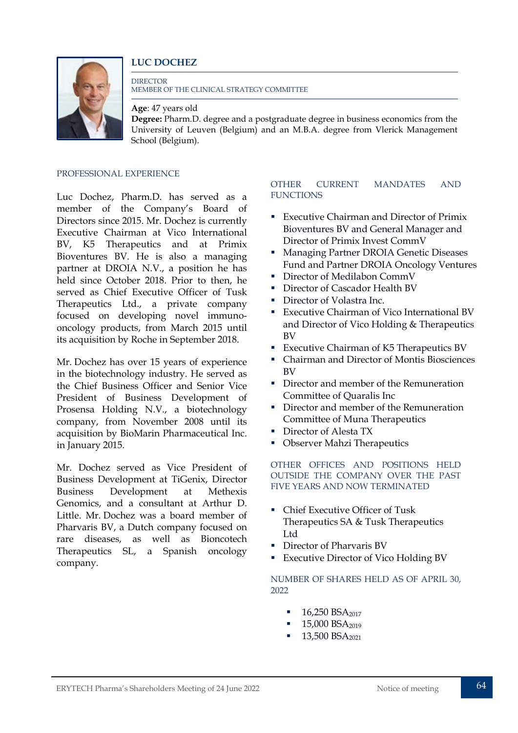## LUC DOCHEZ

DIRECTOR
MEMBER OF THE CLINICAL STRATEGY COMMITTEE

**Age**: 47 years old
**Degree:** Pharm.D. degree and a postgraduate degree in business economics from the University of Leuven (Belgium) and an M.B.A. degree from Vlerick Management School (Belgium).

### PROFESSIONAL EXPERIENCE

Luc Dochez, Pharm.D. has served as a member of the Company's Board of Directors since 2015. Mr. Dochez is currently Executive Chairman at Vico International BV, K5 Therapeutics and at Primix Bioventures BV. He is also a managing partner at DROIA N.V., a position he has held since October 2018. Prior to then, he served as Chief Executive Officer of Tusk Therapeutics Ltd., a private company focused on developing novel immuno-oncology products, from March 2015 until its acquisition by Roche in September 2018.

Mr. Dochez has over 15 years of experience in the biotechnology industry. He served as the Chief Business Officer and Senior Vice President of Business Development of Prosensa Holding N.V., a biotechnology company, from November 2008 until its acquisition by BioMarin Pharmaceutical Inc. in January 2015.

Mr. Dochez served as Vice President of Business Development at TiGenix, Director Business Development at Methexis Genomics, and a consultant at Arthur D. Little. Mr. Dochez was a board member of Pharvaris BV, a Dutch company focused on rare diseases, as well as Bioncotech Therapeutics SL, a Spanish oncology company.

### OTHER CURRENT MANDATES AND FUNCTIONS

- Executive Chairman and Director of Primix Bioventures BV and General Manager and Director of Primix Invest CommV
- Managing Partner DROIA Genetic Diseases Fund and Partner DROIA Oncology Ventures
- Director of Medilabon CommV
- Director of Cascador Health BV
- Director of Volastra Inc.
- Executive Chairman of Vico International BV and Director of Vico Holding & Therapeutics BV
- Executive Chairman of K5 Therapeutics BV
- Chairman and Director of Montis Biosciences BV
- Director and member of the Remuneration Committee of Quaralis Inc
- Director and member of the Remuneration Committee of Muna Therapeutics
- Director of Alesta TX
- Observer Mahzi Therapeutics

### OTHER OFFICES AND POSITIONS HELD OUTSIDE THE COMPANY OVER THE PAST FIVE YEARS AND NOW TERMINATED

- Chief Executive Officer of Tusk Therapeutics SA & Tusk Therapeutics Ltd
- Director of Pharvaris BV
- Executive Director of Vico Holding BV

### NUMBER OF SHARES HELD AS OF APRIL 30, 2022

- 16,250 $BSA_{2017}$
- 15,000 $BSA_{2019}$
- 13,500 $BSA_{2021}$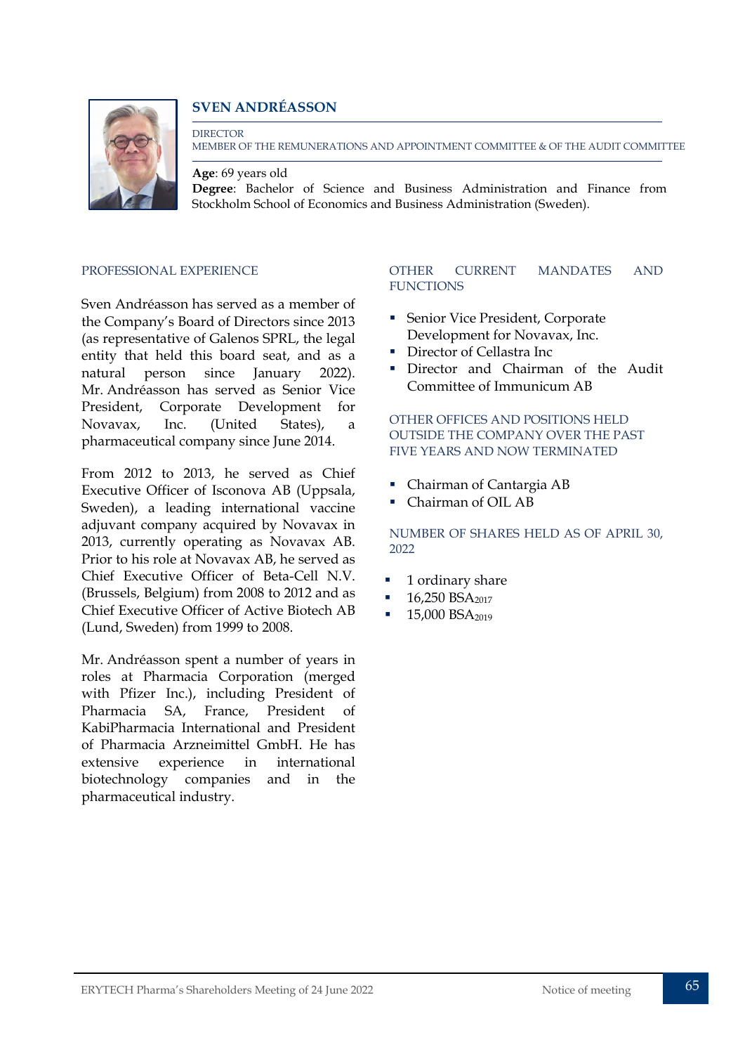## SVEN ANDRÉASSON

DIRECTOR
MEMBER OF THE REMUNERATIONS AND APPOINTMENT COMMITTEE & OF THE AUDIT COMMITTEE

**Age**: 69 years old
**Degree**: Bachelor of Science and Business Administration and Finance from Stockholm School of Economics and Business Administration (Sweden).

### PROFESSIONAL EXPERIENCE

Sven Andréasson has served as a member of the Company's Board of Directors since 2013 (as representative of Galenos SPRL, the legal entity that held this board seat, and as a natural person since January 2022). Mr. Andréasson has served as Senior Vice President, Corporate Development for Novavax, Inc. (United States), a pharmaceutical company since June 2014.

From 2012 to 2013, he served as Chief Executive Officer of Isconova AB (Uppsala, Sweden), a leading international vaccine adjuvant company acquired by Novavax in 2013, currently operating as Novavax AB. Prior to his role at Novavax AB, he served as Chief Executive Officer of Beta-Cell N.V. (Brussels, Belgium) from 2008 to 2012 and as Chief Executive Officer of Active Biotech AB (Lund, Sweden) from 1999 to 2008.

Mr. Andréasson spent a number of years in roles at Pharmacia Corporation (merged with Pfizer Inc.), including President of Pharmacia SA, France, President of KabiPharmacia International and President of Pharmacia Arzneimittel GmbH. He has extensive experience in international biotechnology companies and in the pharmaceutical industry.

### OTHER CURRENT MANDATES AND FUNCTIONS

- Senior Vice President, Corporate Development for Novavax, Inc.
- Director of Cellastra Inc
- Director and Chairman of the Audit Committee of Immunicum AB

### OTHER OFFICES AND POSITIONS HELD OUTSIDE THE COMPANY OVER THE PAST FIVE YEARS AND NOW TERMINATED

- Chairman of Cantargia AB
- Chairman of OIL AB

### NUMBER OF SHARES HELD AS OF APRIL 30, 2022

- 1 ordinary share
- 16,250 $BSA_{2017}$
- 15,000 $BSA_{2019}$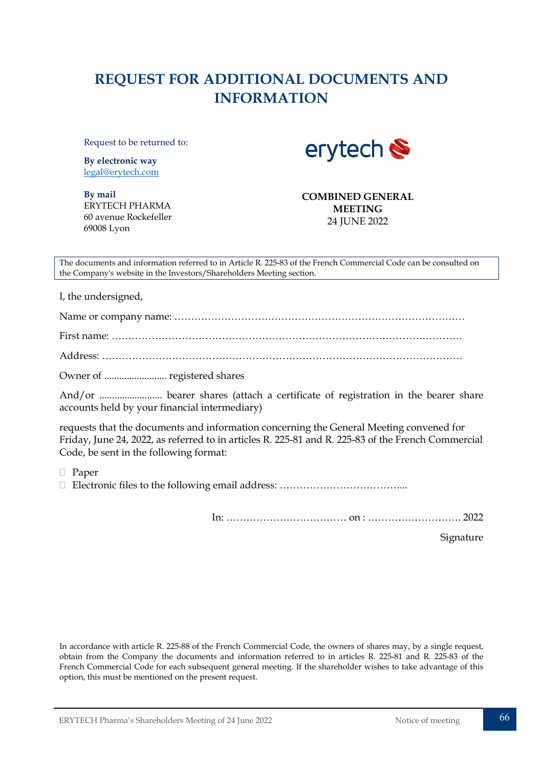# REQUEST FOR ADDITIONAL DOCUMENTS AND INFORMATION

Request to be returned to:

**By electronic way**
legal@erytech.com

**By mail**
ERYTECH PHARMA
60 avenue Rockefeller
69008 Lyon

erytech

**COMBINED GENERAL MEETING**
24 JUNE 2022

> The documents and information referred to in Article R. 225-83 of the French Commercial Code can be consulted on the Company's website in the Investors/Shareholders Meeting section.

I, the undersigned,

Name or company name: ……………………………………………………………………………

First name: ……………………………………………………………………………………………

Address: ………………………………………………………………………………………………

Owner of ......................... registered shares

And/or ......................... bearer shares (attach a certificate of registration in the bearer share accounts held by your financial intermediary)

requests that the documents and information concerning the General Meeting convened for Friday, June 24, 2022, as referred to in articles R. 225-81 and R. 225-83 of the French Commercial Code, be sent in the following format:

- ☐ Paper
- ☐ Electronic files to the following email address: ………………………………...

In: ……………………………… on : ………………………. 2022

Signature

In accordance with article R. 225-88 of the French Commercial Code, the owners of shares may, by a single request, obtain from the Company the documents and information referred to in articles R. 225-81 and R. 225-83 of the French Commercial Code for each subsequent general meeting. If the shareholder wishes to take advantage of this option, this must be mentioned on the present request.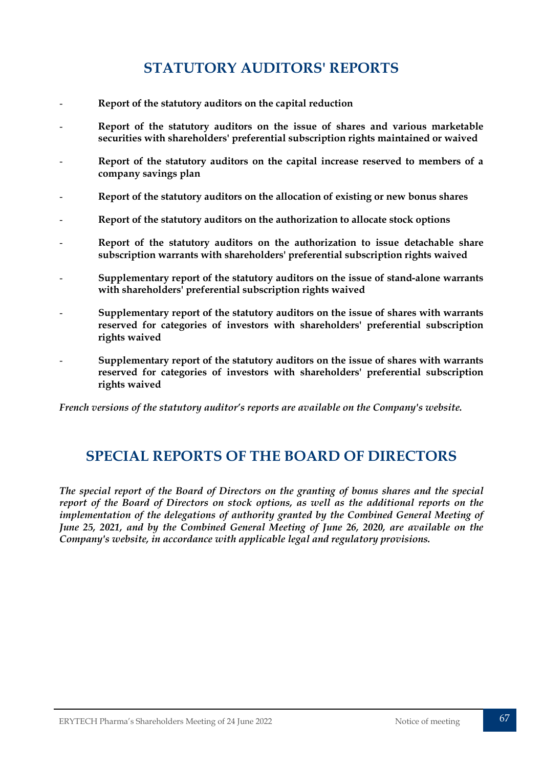# STATUTORY AUDITORS' REPORTS

- **Report of the statutory auditors on the capital reduction**
- **Report of the statutory auditors on the issue of shares and various marketable securities with shareholders' preferential subscription rights maintained or waived**
- **Report of the statutory auditors on the capital increase reserved to members of a company savings plan**
- **Report of the statutory auditors on the allocation of existing or new bonus shares**
- **Report of the statutory auditors on the authorization to allocate stock options**
- **Report of the statutory auditors on the authorization to issue detachable share subscription warrants with shareholders' preferential subscription rights waived**
- **Supplementary report of the statutory auditors on the issue of stand-alone warrants with shareholders' preferential subscription rights waived**
- **Supplementary report of the statutory auditors on the issue of shares with warrants reserved for categories of investors with shareholders' preferential subscription rights waived**
- **Supplementary report of the statutory auditors on the issue of shares with warrants reserved for categories of investors with shareholders' preferential subscription rights waived**

***French versions of the statutory auditor's reports are available on the Company's website.***

# SPECIAL REPORTS OF THE BOARD OF DIRECTORS

***The special report of the Board of Directors on the granting of bonus shares and the special report of the Board of Directors on stock options, as well as the additional reports on the implementation of the delegations of authority granted by the Combined General Meeting of June 25, 2021, and by the Combined General Meeting of June 26, 2020, are available on the Company's website, in accordance with applicable legal and regulatory provisions.***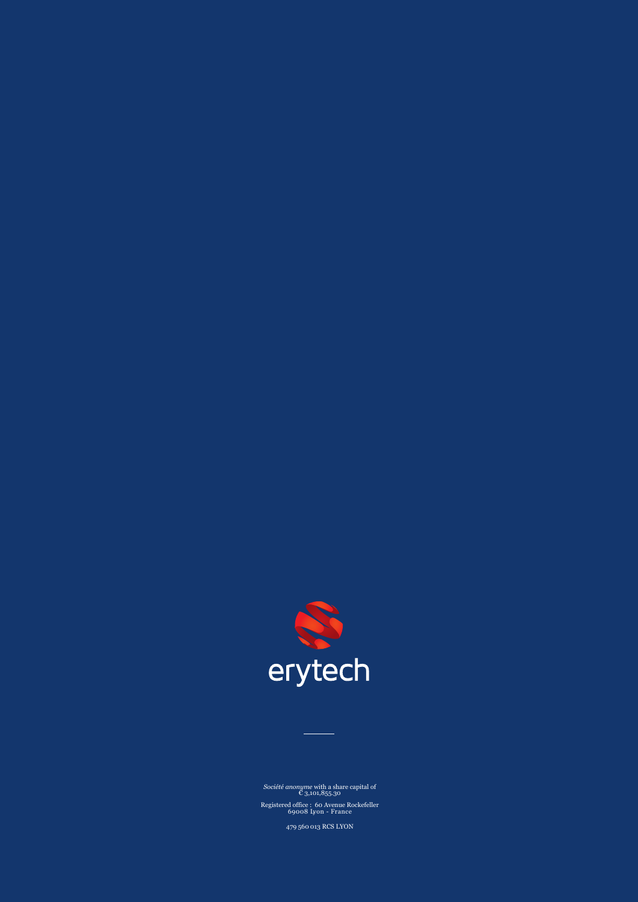erytech

*Société anonyme* with a share capital of € 3,101,855.30

Registered office : 60 Avenue Rockefeller
69008 Lyon - France

479 560 013 RCS LYON